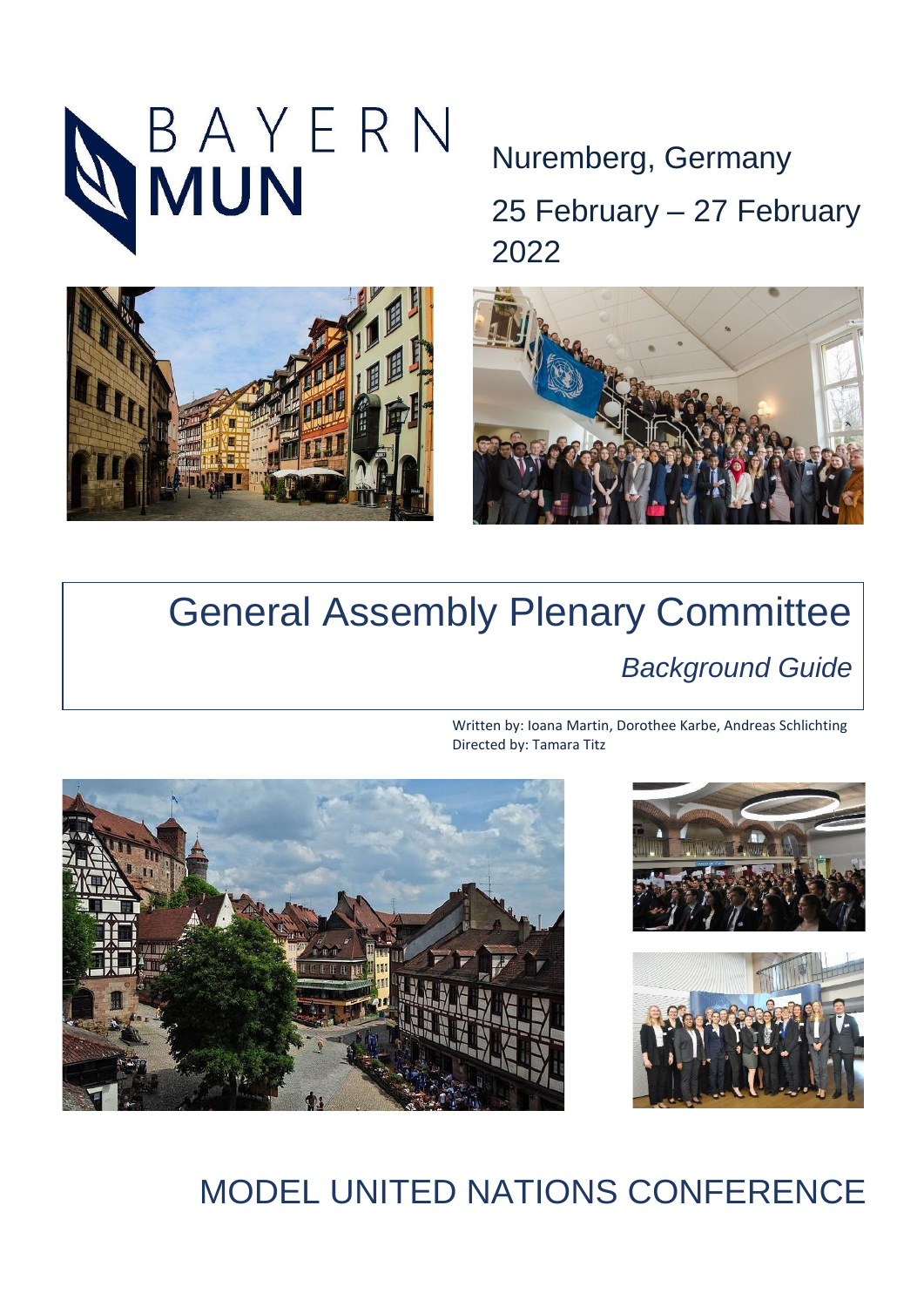BAYERN MUN

Nuremberg, Germany

25 February – 27 February 2022

# General Assembly Plenary Committee

*Background Guide*

Written by: Ioana Martin, Dorothee Karbe, Andreas Schlichting
Directed by: Tamara Titz

MODEL UNITED NATIONS CONFERENCE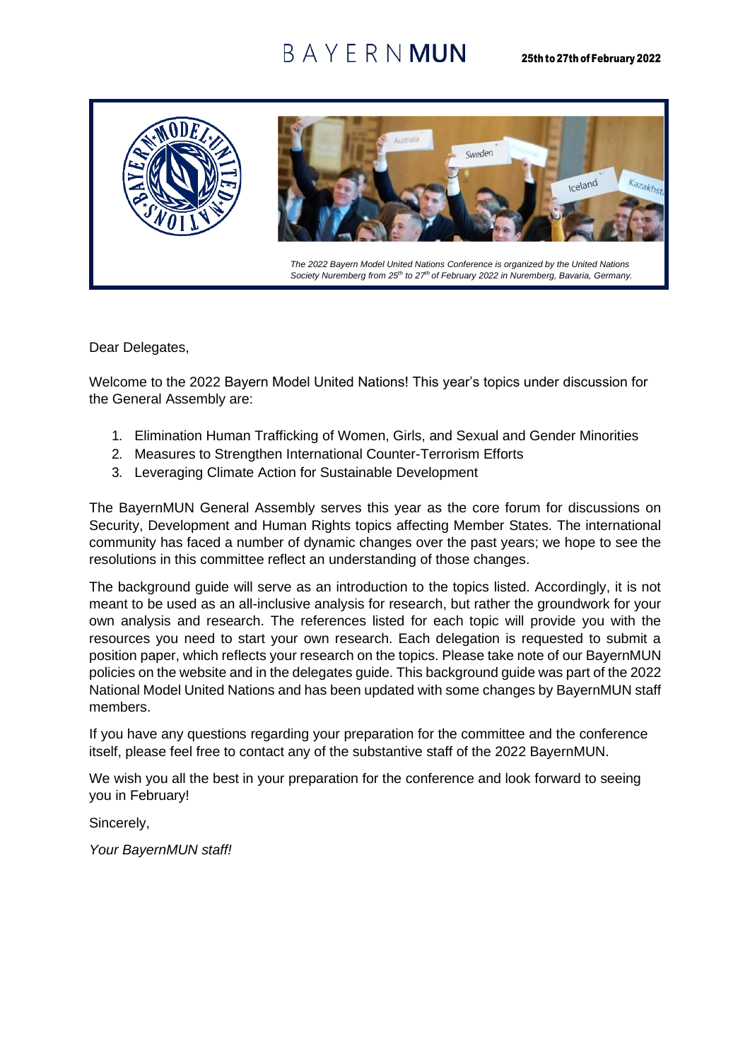*The 2022 Bayern Model United Nations Conference is organized by the United Nations Society Nuremberg from 25th to 27th of February 2022 in Nuremberg, Bavaria, Germany.*

Dear Delegates,

Welcome to the 2022 Bayern Model United Nations! This year's topics under discussion for the General Assembly are:

1. Elimination Human Trafficking of Women, Girls, and Sexual and Gender Minorities
2. Measures to Strengthen International Counter-Terrorism Efforts
3. Leveraging Climate Action for Sustainable Development

The BayernMUN General Assembly serves this year as the core forum for discussions on Security, Development and Human Rights topics affecting Member States. The international community has faced a number of dynamic changes over the past years; we hope to see the resolutions in this committee reflect an understanding of those changes.

The background guide will serve as an introduction to the topics listed. Accordingly, it is not meant to be used as an all-inclusive analysis for research, but rather the groundwork for your own analysis and research. The references listed for each topic will provide you with the resources you need to start your own research. Each delegation is requested to submit a position paper, which reflects your research on the topics. Please take note of our BayernMUN policies on the website and in the delegates guide. This background guide was part of the 2022 National Model United Nations and has been updated with some changes by BayernMUN staff members.

If you have any questions regarding your preparation for the committee and the conference itself, please feel free to contact any of the substantive staff of the 2022 BayernMUN.

We wish you all the best in your preparation for the conference and look forward to seeing you in February!

Sincerely,

*Your BayernMUN staff!*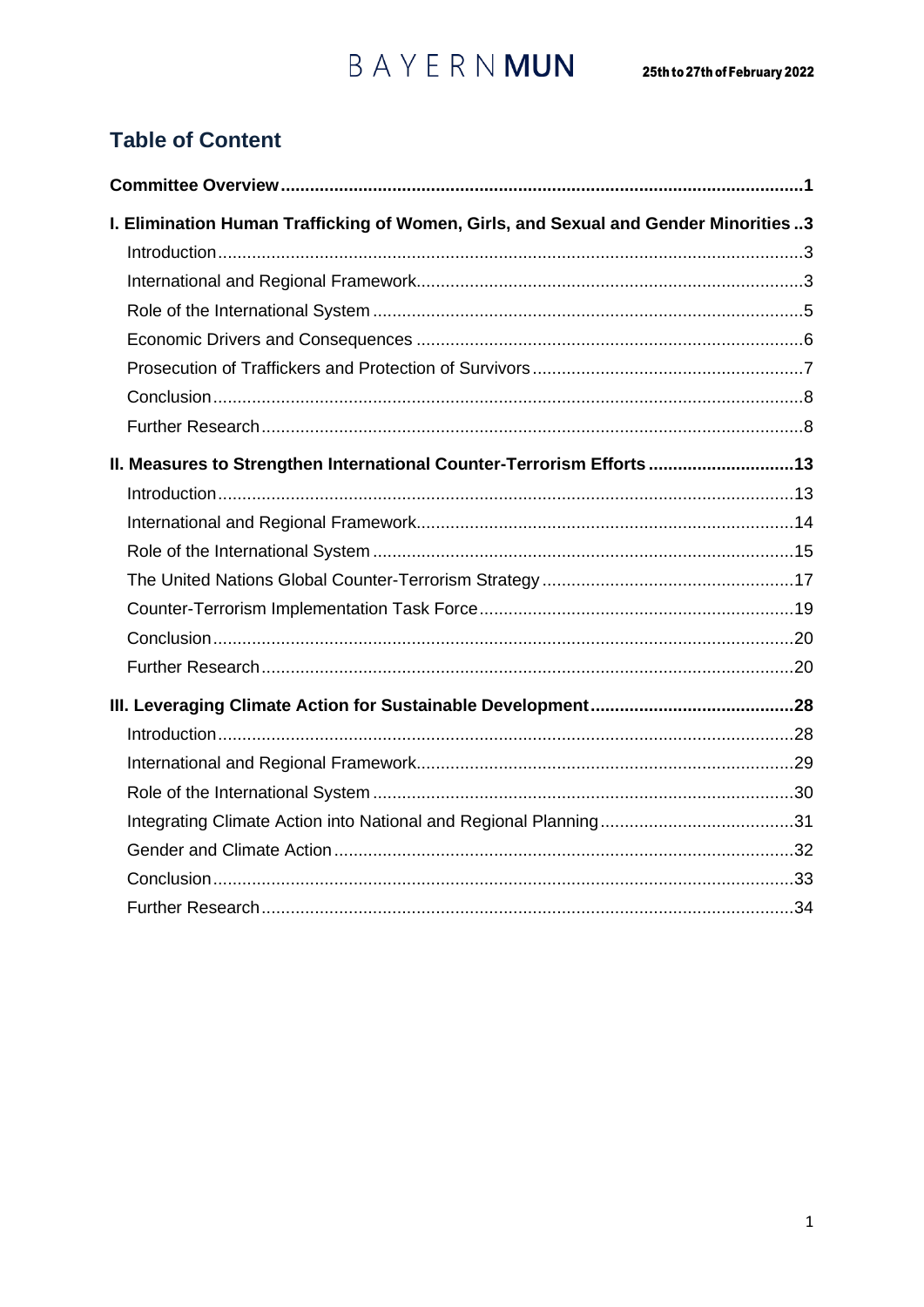## Table of Content

**Committee Overview** ... **1**

**I. Elimination Human Trafficking of Women, Girls, and Sexual and Gender Minorities** ... **3**

- Introduction ... 3
- International and Regional Framework ... 3
- Role of the International System ... 5
- Economic Drivers and Consequences ... 6
- Prosecution of Traffickers and Protection of Survivors ... 7
- Conclusion ... 8
- Further Research ... 8

**II. Measures to Strengthen International Counter-Terrorism Efforts** ... **13**

- Introduction ... 13
- International and Regional Framework ... 14
- Role of the International System ... 15
- The United Nations Global Counter-Terrorism Strategy ... 17
- Counter-Terrorism Implementation Task Force ... 19
- Conclusion ... 20
- Further Research ... 20

**III. Leveraging Climate Action for Sustainable Development** ... **28**

- Introduction ... 28
- International and Regional Framework ... 29
- Role of the International System ... 30
- Integrating Climate Action into National and Regional Planning ... 31
- Gender and Climate Action ... 32
- Conclusion ... 33
- Further Research ... 34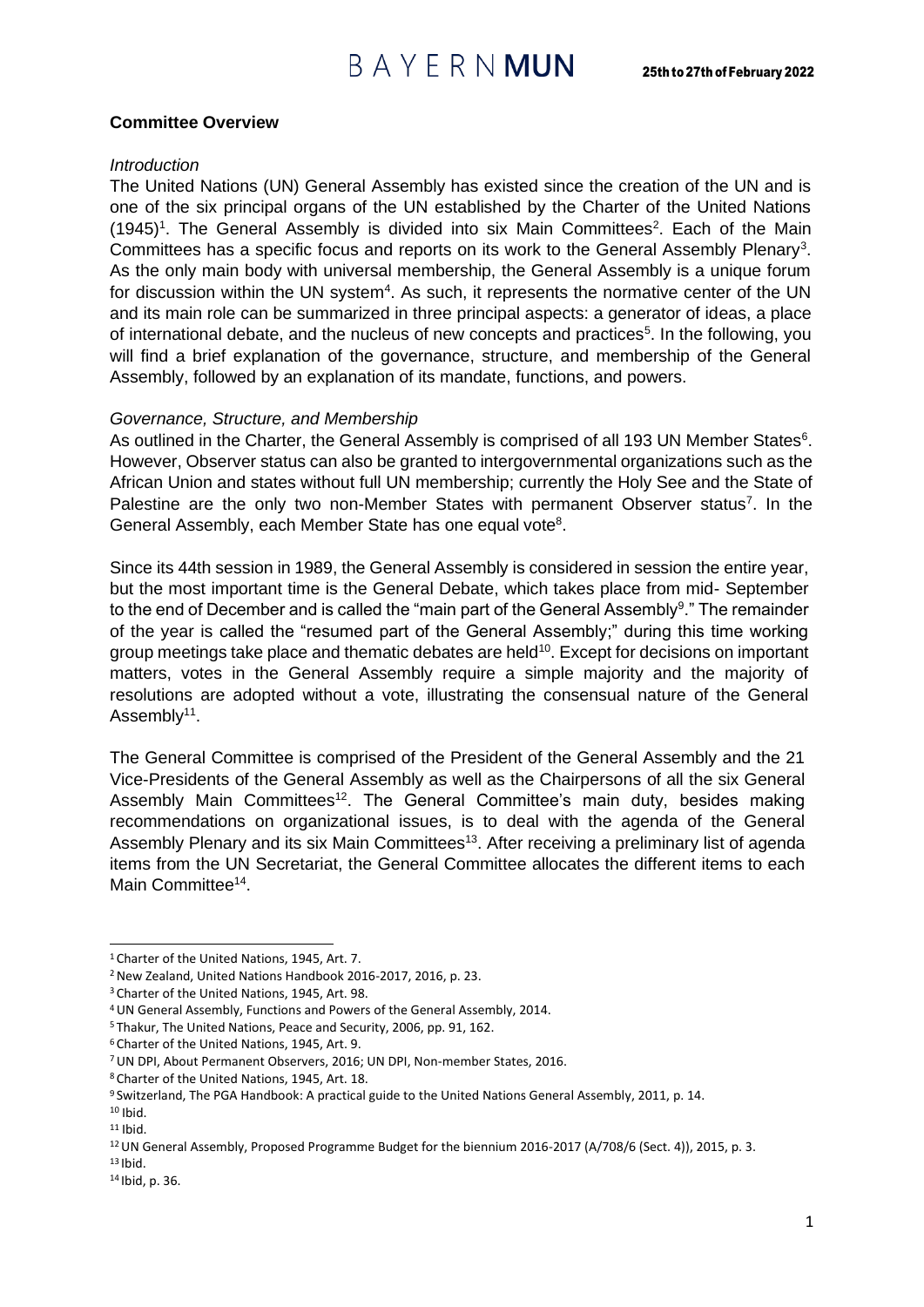**Committee Overview**

*Introduction*

The United Nations (UN) General Assembly has existed since the creation of the UN and is one of the six principal organs of the UN established by the Charter of the United Nations (1945)[1]. The General Assembly is divided into six Main Committees[2]. Each of the Main Committees has a specific focus and reports on its work to the General Assembly Plenary[3]. As the only main body with universal membership, the General Assembly is a unique forum for discussion within the UN system[4]. As such, it represents the normative center of the UN and its main role can be summarized in three principal aspects: a generator of ideas, a place of international debate, and the nucleus of new concepts and practices[5]. In the following, you will find a brief explanation of the governance, structure, and membership of the General Assembly, followed by an explanation of its mandate, functions, and powers.

*Governance, Structure, and Membership*

As outlined in the Charter, the General Assembly is comprised of all 193 UN Member States[6]. However, Observer status can also be granted to intergovernmental organizations such as the African Union and states without full UN membership; currently the Holy See and the State of Palestine are the only two non-Member States with permanent Observer status[7]. In the General Assembly, each Member State has one equal vote[8].

Since its 44th session in 1989, the General Assembly is considered in session the entire year, but the most important time is the General Debate, which takes place from mid- September to the end of December and is called the "main part of the General Assembly[9]." The remainder of the year is called the "resumed part of the General Assembly;" during this time working group meetings take place and thematic debates are held[10]. Except for decisions on important matters, votes in the General Assembly require a simple majority and the majority of resolutions are adopted without a vote, illustrating the consensual nature of the General Assembly[11].

The General Committee is comprised of the President of the General Assembly and the 21 Vice-Presidents of the General Assembly as well as the Chairpersons of all the six General Assembly Main Committees[12]. The General Committee's main duty, besides making recommendations on organizational issues, is to deal with the agenda of the General Assembly Plenary and its six Main Committees[13]. After receiving a preliminary list of agenda items from the UN Secretariat, the General Committee allocates the different items to each Main Committee[14].

---

[1] Charter of the United Nations, 1945, Art. 7.
[2] New Zealand, United Nations Handbook 2016-2017, 2016, p. 23.
[3] Charter of the United Nations, 1945, Art. 98.
[4] UN General Assembly, Functions and Powers of the General Assembly, 2014.
[5] Thakur, The United Nations, Peace and Security, 2006, pp. 91, 162.
[6] Charter of the United Nations, 1945, Art. 9.
[7] UN DPI, About Permanent Observers, 2016; UN DPI, Non-member States, 2016.
[8] Charter of the United Nations, 1945, Art. 18.
[9] Switzerland, The PGA Handbook: A practical guide to the United Nations General Assembly, 2011, p. 14.
[10] Ibid.
[11] Ibid.
[12] UN General Assembly, Proposed Programme Budget for the biennium 2016-2017 (A/708/6 (Sect. 4)), 2015, p. 3.
[13] Ibid.
[14] Ibid, p. 36.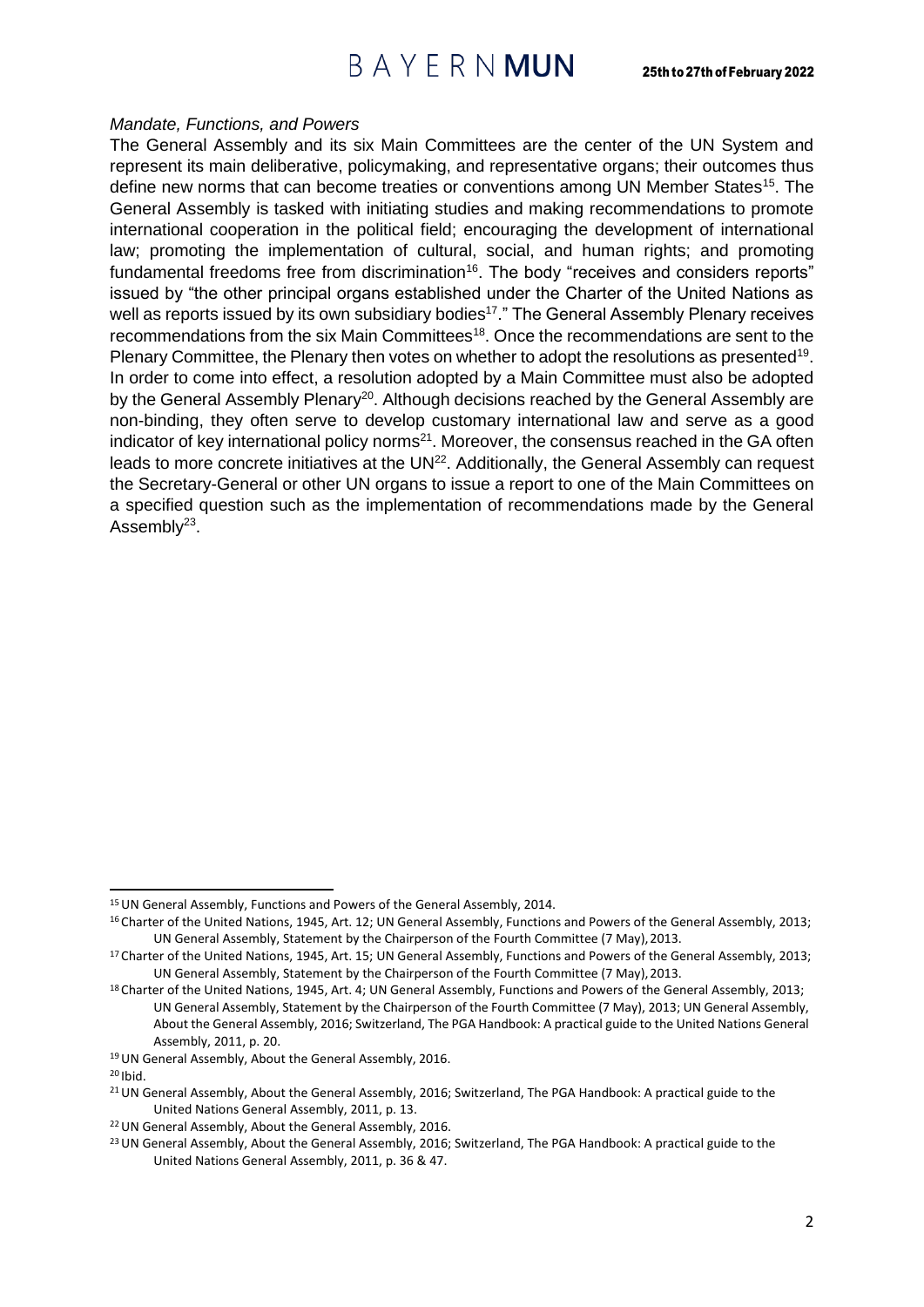*Mandate, Functions, and Powers*

The General Assembly and its six Main Committees are the center of the UN System and represent its main deliberative, policymaking, and representative organs; their outcomes thus define new norms that can become treaties or conventions among UN Member States[15]. The General Assembly is tasked with initiating studies and making recommendations to promote international cooperation in the political field; encouraging the development of international law; promoting the implementation of cultural, social, and human rights; and promoting fundamental freedoms free from discrimination[16]. The body "receives and considers reports" issued by "the other principal organs established under the Charter of the United Nations as well as reports issued by its own subsidiary bodies[17]." The General Assembly Plenary receives recommendations from the six Main Committees[18]. Once the recommendations are sent to the Plenary Committee, the Plenary then votes on whether to adopt the resolutions as presented[19]. In order to come into effect, a resolution adopted by a Main Committee must also be adopted by the General Assembly Plenary[20]. Although decisions reached by the General Assembly are non-binding, they often serve to develop customary international law and serve as a good indicator of key international policy norms[21]. Moreover, the consensus reached in the GA often leads to more concrete initiatives at the UN[22]. Additionally, the General Assembly can request the Secretary-General or other UN organs to issue a report to one of the Main Committees on a specified question such as the implementation of recommendations made by the General Assembly[23].

---

[15] UN General Assembly, Functions and Powers of the General Assembly, 2014.

[16] Charter of the United Nations, 1945, Art. 12; UN General Assembly, Functions and Powers of the General Assembly, 2013; UN General Assembly, Statement by the Chairperson of the Fourth Committee (7 May), 2013.

[17] Charter of the United Nations, 1945, Art. 15; UN General Assembly, Functions and Powers of the General Assembly, 2013; UN General Assembly, Statement by the Chairperson of the Fourth Committee (7 May), 2013.

[18] Charter of the United Nations, 1945, Art. 4; UN General Assembly, Functions and Powers of the General Assembly, 2013; UN General Assembly, Statement by the Chairperson of the Fourth Committee (7 May), 2013; UN General Assembly, About the General Assembly, 2016; Switzerland, The PGA Handbook: A practical guide to the United Nations General Assembly, 2011, p. 20.

[19] UN General Assembly, About the General Assembly, 2016.

[20] Ibid.

[21] UN General Assembly, About the General Assembly, 2016; Switzerland, The PGA Handbook: A practical guide to the United Nations General Assembly, 2011, p. 13.

[22] UN General Assembly, About the General Assembly, 2016.

[23] UN General Assembly, About the General Assembly, 2016; Switzerland, The PGA Handbook: A practical guide to the United Nations General Assembly, 2011, p. 36 & 47.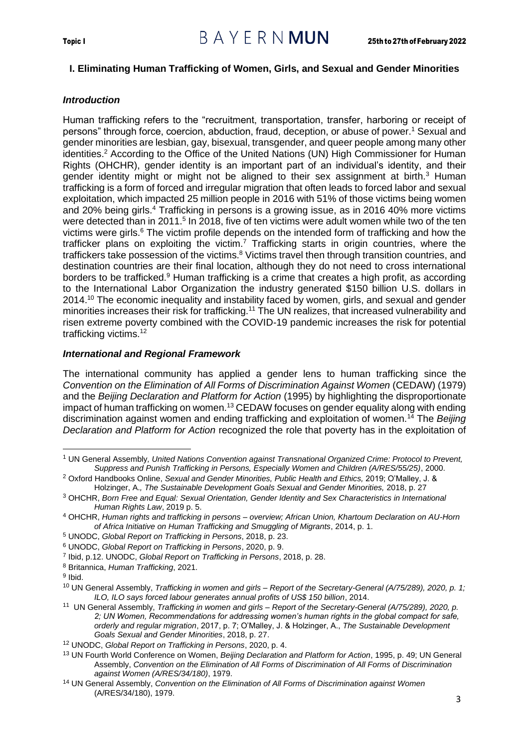## I. Eliminating Human Trafficking of Women, Girls, and Sexual and Gender Minorities

### *Introduction*

Human trafficking refers to the "recruitment, transportation, transfer, harboring or receipt of persons" through force, coercion, abduction, fraud, deception, or abuse of power.[1] Sexual and gender minorities are lesbian, gay, bisexual, transgender, and queer people among many other identities.[2] According to the Office of the United Nations (UN) High Commissioner for Human Rights (OHCHR), gender identity is an important part of an individual's identity, and their gender identity might or might not be aligned to their sex assignment at birth.[3] Human trafficking is a form of forced and irregular migration that often leads to forced labor and sexual exploitation, which impacted 25 million people in 2016 with 51% of those victims being women and 20% being girls.[4] Trafficking in persons is a growing issue, as in 2016 40% more victims were detected than in 2011.[5] In 2018, five of ten victims were adult women while two of the ten victims were girls.[6] The victim profile depends on the intended form of trafficking and how the trafficker plans on exploiting the victim.[7] Trafficking starts in origin countries, where the traffickers take possession of the victims.[8] Victims travel then through transition countries, and destination countries are their final location, although they do not need to cross international borders to be trafficked.[9] Human trafficking is a crime that creates a high profit, as according to the International Labor Organization the industry generated $150 billion U.S. dollars in 2014.[10] The economic inequality and instability faced by women, girls, and sexual and gender minorities increases their risk for trafficking.[11] The UN realizes, that increased vulnerability and risen extreme poverty combined with the COVID-19 pandemic increases the risk for potential trafficking victims.[12]

### *International and Regional Framework*

The international community has applied a gender lens to human trafficking since the *Convention on the Elimination of All Forms of Discrimination Against Women* (CEDAW) (1979) and the *Beijing Declaration and Platform for Action* (1995) by highlighting the disproportionate impact of human trafficking on women.[13] CEDAW focuses on gender equality along with ending discrimination against women and ending trafficking and exploitation of women.[14] The *Beijing Declaration and Platform for Action* recognized the role that poverty has in the exploitation of

---

[1] UN General Assembly, *United Nations Convention against Transnational Organized Crime: Protocol to Prevent, Suppress and Punish Trafficking in Persons, Especially Women and Children (A/RES/55/25)*, 2000.

[2] Oxford Handbooks Online, *Sexual and Gender Minorities, Public Health and Ethics,* 2019; O'Malley, J. & Holzinger, A.*, The Sustainable Development Goals Sexual and Gender Minorities,* 2018, p. 27

[3] OHCHR, *Born Free and Equal: Sexual Orientation, Gender Identity and Sex Characteristics in International Human Rights Law*, 2019 p. 5.

[4] OHCHR, *Human rights and trafficking in persons – overview; African Union, Khartoum Declaration on AU-Horn of Africa Initiative on Human Trafficking and Smuggling of Migrants*, 2014, p. 1.

[5] UNODC, *Global Report on Trafficking in Persons*, 2018, p. 23.

[6] UNODC, *Global Report on Trafficking in Persons*, 2020, p. 9.

[7] Ibid, p.12. UNODC, *Global Report on Trafficking in Persons*, 2018, p. 28.

[8] Britannica, *Human Trafficking*, 2021.

[9] Ibid.

[10] UN General Assembly, *Trafficking in women and girls – Report of the Secretary-General (A/75/289), 2020, p. 1; ILO, ILO says forced labour generates annual profits of US$ 150 billion*, 2014.

[11] UN General Assembly, *Trafficking in women and girls – Report of the Secretary-General (A/75/289), 2020, p. 2; UN Women, Recommendations for addressing women's human rights in the global compact for safe, orderly and regular migration*, 2017, p. 7; O'Malley, J. & Holzinger, A., *The Sustainable Development Goals Sexual and Gender Minorities*, 2018, p. 27.

[12] UNODC, *Global Report on Trafficking in Persons*, 2020, p. 4.

[13] UN Fourth World Conference on Women, *Beijing Declaration and Platform for Action*, 1995, p. 49; UN General Assembly, *Convention on the Elimination of All Forms of Discrimination of All Forms of Discrimination against Women (A/RES/34/180)*, 1979.

[14] UN General Assembly, *Convention on the Elimination of All Forms of Discrimination against Women* (A/RES/34/180), 1979.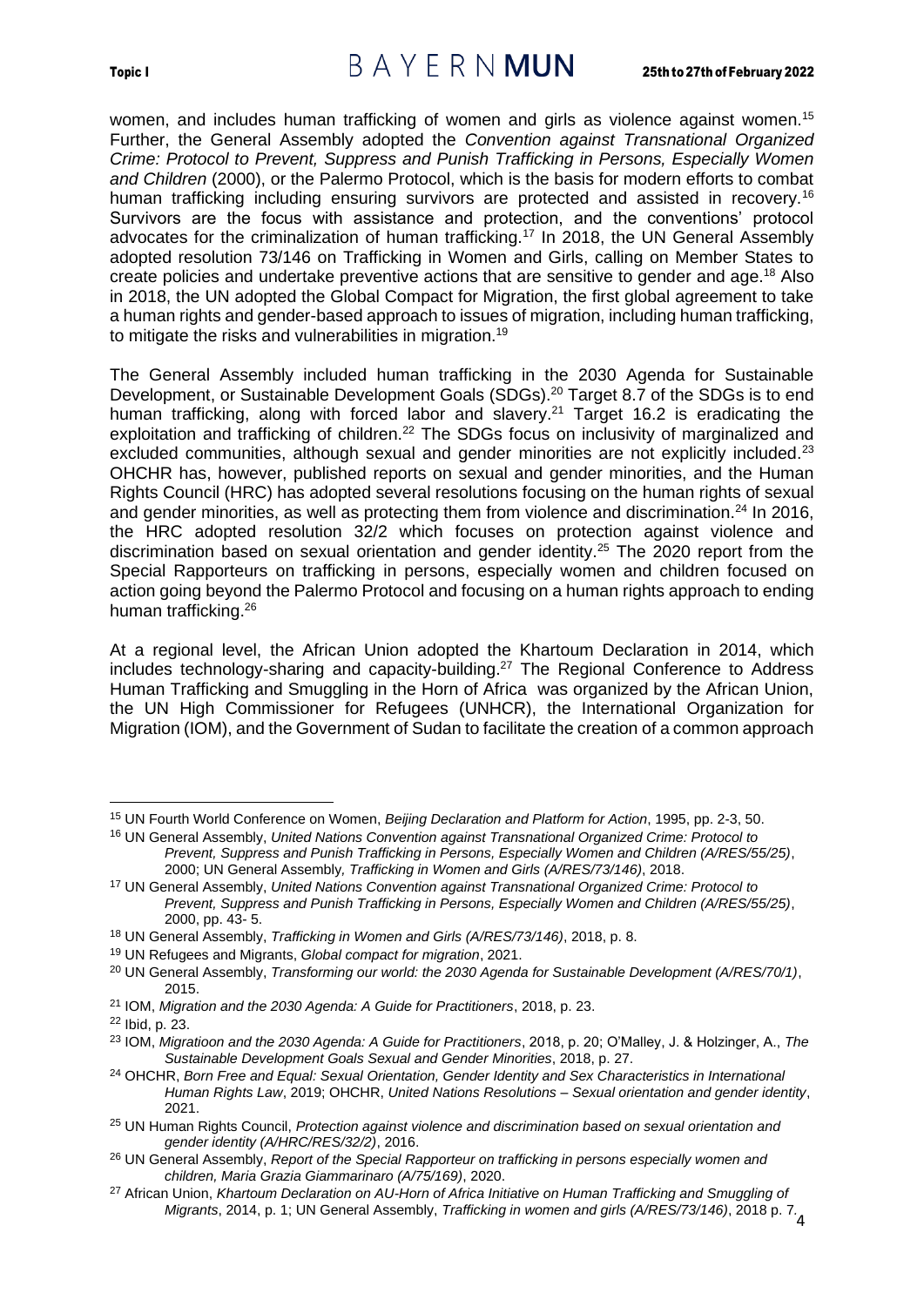women, and includes human trafficking of women and girls as violence against women.[15] Further, the General Assembly adopted the *Convention against Transnational Organized Crime: Protocol to Prevent, Suppress and Punish Trafficking in Persons, Especially Women and Children* (2000), or the Palermo Protocol, which is the basis for modern efforts to combat human trafficking including ensuring survivors are protected and assisted in recovery.[16] Survivors are the focus with assistance and protection, and the conventions' protocol advocates for the criminalization of human trafficking.[17] In 2018, the UN General Assembly adopted resolution 73/146 on Trafficking in Women and Girls, calling on Member States to create policies and undertake preventive actions that are sensitive to gender and age.[18] Also in 2018, the UN adopted the Global Compact for Migration, the first global agreement to take a human rights and gender-based approach to issues of migration, including human trafficking, to mitigate the risks and vulnerabilities in migration.[19]

The General Assembly included human trafficking in the 2030 Agenda for Sustainable Development, or Sustainable Development Goals (SDGs).[20] Target 8.7 of the SDGs is to end human trafficking, along with forced labor and slavery.[21] Target 16.2 is eradicating the exploitation and trafficking of children.[22] The SDGs focus on inclusivity of marginalized and excluded communities, although sexual and gender minorities are not explicitly included.[23] OHCHR has, however, published reports on sexual and gender minorities, and the Human Rights Council (HRC) has adopted several resolutions focusing on the human rights of sexual and gender minorities, as well as protecting them from violence and discrimination.[24] In 2016, the HRC adopted resolution 32/2 which focuses on protection against violence and discrimination based on sexual orientation and gender identity.[25] The 2020 report from the Special Rapporteurs on trafficking in persons, especially women and children focused on action going beyond the Palermo Protocol and focusing on a human rights approach to ending human trafficking.[26]

At a regional level, the African Union adopted the Khartoum Declaration in 2014, which includes technology-sharing and capacity-building.[27] The Regional Conference to Address Human Trafficking and Smuggling in the Horn of Africa was organized by the African Union, the UN High Commissioner for Refugees (UNHCR), the International Organization for Migration (IOM), and the Government of Sudan to facilitate the creation of a common approach

---

[15] UN Fourth World Conference on Women, *Beijing Declaration and Platform for Action*, 1995, pp. 2-3, 50.

[16] UN General Assembly, *United Nations Convention against Transnational Organized Crime: Protocol to Prevent, Suppress and Punish Trafficking in Persons, Especially Women and Children (A/RES/55/25)*, 2000; UN General Assembly*, Trafficking in Women and Girls (A/RES/73/146)*, 2018.

[17] UN General Assembly, *United Nations Convention against Transnational Organized Crime: Protocol to Prevent, Suppress and Punish Trafficking in Persons, Especially Women and Children (A/RES/55/25)*, 2000, pp. 43- 5.

[18] UN General Assembly, *Trafficking in Women and Girls (A/RES/73/146)*, 2018, p. 8.

[19] UN Refugees and Migrants, *Global compact for migration*, 2021.

[20] UN General Assembly, *Transforming our world: the 2030 Agenda for Sustainable Development (A/RES/70/1)*, 2015.

[21] IOM, *Migration and the 2030 Agenda: A Guide for Practitioners*, 2018, p. 23.

[22] Ibid, p. 23.

[23] IOM, *Migratioon and the 2030 Agenda: A Guide for Practitioners*, 2018, p. 20; O'Malley, J. & Holzinger, A., *The Sustainable Development Goals Sexual and Gender Minorities*, 2018, p. 27.

[24] OHCHR, *Born Free and Equal: Sexual Orientation, Gender Identity and Sex Characteristics in International Human Rights Law*, 2019; OHCHR, *United Nations Resolutions – Sexual orientation and gender identity*, 2021.

[25] UN Human Rights Council, *Protection against violence and discrimination based on sexual orientation and gender identity (A/HRC/RES/32/2)*, 2016.

[26] UN General Assembly, *Report of the Special Rapporteur on trafficking in persons especially women and children, Maria Grazia Giammarinaro (A/75/169)*, 2020.

[27] African Union, *Khartoum Declaration on AU-Horn of Africa Initiative on Human Trafficking and Smuggling of Migrants*, 2014, p. 1; UN General Assembly, *Trafficking in women and girls (A/RES/73/146)*, 2018 p. 7.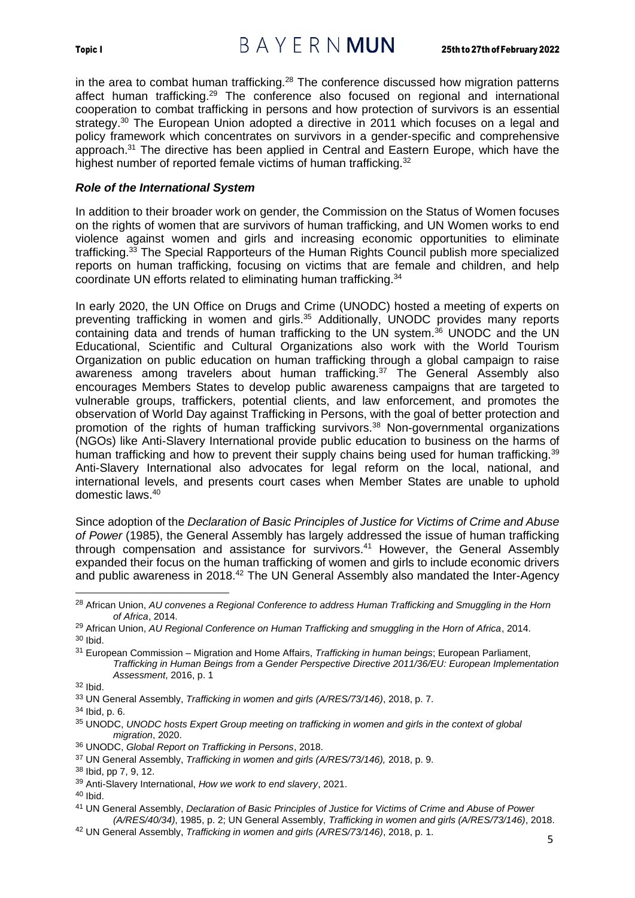in the area to combat human trafficking.[28] The conference discussed how migration patterns affect human trafficking.[29] The conference also focused on regional and international cooperation to combat trafficking in persons and how protection of survivors is an essential strategy.[30] The European Union adopted a directive in 2011 which focuses on a legal and policy framework which concentrates on survivors in a gender-specific and comprehensive approach.[31] The directive has been applied in Central and Eastern Europe, which have the highest number of reported female victims of human trafficking.[32]

### *Role of the International System*

In addition to their broader work on gender, the Commission on the Status of Women focuses on the rights of women that are survivors of human trafficking, and UN Women works to end violence against women and girls and increasing economic opportunities to eliminate trafficking.[33] The Special Rapporteurs of the Human Rights Council publish more specialized reports on human trafficking, focusing on victims that are female and children, and help coordinate UN efforts related to eliminating human trafficking.[34]

In early 2020, the UN Office on Drugs and Crime (UNODC) hosted a meeting of experts on preventing trafficking in women and girls.[35] Additionally, UNODC provides many reports containing data and trends of human trafficking to the UN system.[36] UNODC and the UN Educational, Scientific and Cultural Organizations also work with the World Tourism Organization on public education on human trafficking through a global campaign to raise awareness among travelers about human trafficking.[37] The General Assembly also encourages Members States to develop public awareness campaigns that are targeted to vulnerable groups, traffickers, potential clients, and law enforcement, and promotes the observation of World Day against Trafficking in Persons, with the goal of better protection and promotion of the rights of human trafficking survivors.[38] Non-governmental organizations (NGOs) like Anti-Slavery International provide public education to business on the harms of human trafficking and how to prevent their supply chains being used for human trafficking.[39] Anti-Slavery International also advocates for legal reform on the local, national, and international levels, and presents court cases when Member States are unable to uphold domestic laws.[40]

Since adoption of the *Declaration of Basic Principles of Justice for Victims of Crime and Abuse of Power* (1985), the General Assembly has largely addressed the issue of human trafficking through compensation and assistance for survivors.[41] However, the General Assembly expanded their focus on the human trafficking of women and girls to include economic drivers and public awareness in 2018.[42] The UN General Assembly also mandated the Inter-Agency

---

[28] African Union, *AU convenes a Regional Conference to address Human Trafficking and Smuggling in the Horn of Africa*, 2014.

[29] African Union, *AU Regional Conference on Human Trafficking and smuggling in the Horn of Africa*, 2014.

[30] Ibid.

[31] European Commission – Migration and Home Affairs, *Trafficking in human beings*; European Parliament, *Trafficking in Human Beings from a Gender Perspective Directive 2011/36/EU: European Implementation Assessment*, 2016, p. 1

[32] Ibid.

[33] UN General Assembly, *Trafficking in women and girls (A/RES/73/146)*, 2018, p. 7.

[34] Ibid, p. 6.

[35] UNODC, *UNODC hosts Expert Group meeting on trafficking in women and girls in the context of global migration*, 2020.

[36] UNODC, *Global Report on Trafficking in Persons*, 2018.

[37] UN General Assembly, *Trafficking in women and girls (A/RES/73/146),* 2018, p. 9.

[38] Ibid, pp 7, 9, 12.

[39] Anti-Slavery International, *How we work to end slavery*, 2021.

[40] Ibid.

[41] UN General Assembly, *Declaration of Basic Principles of Justice for Victims of Crime and Abuse of Power (A/RES/40/34)*, 1985, p. 2; UN General Assembly, *Trafficking in women and girls (A/RES/73/146)*, 2018.

[42] UN General Assembly, *Trafficking in women and girls (A/RES/73/146)*, 2018, p. 1.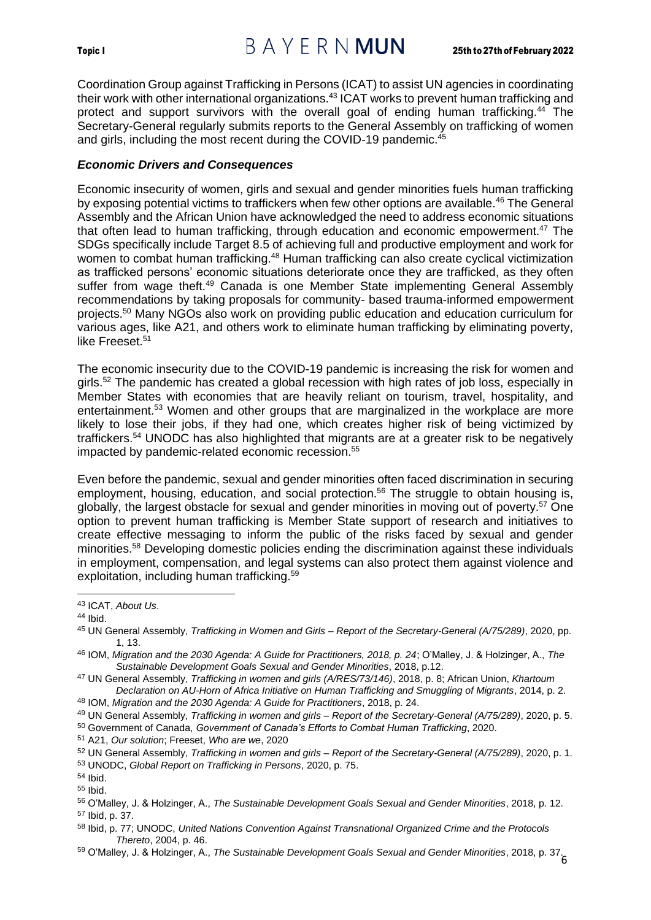Coordination Group against Trafficking in Persons (ICAT) to assist UN agencies in coordinating their work with other international organizations.[43] ICAT works to prevent human trafficking and protect and support survivors with the overall goal of ending human trafficking.[44] The Secretary-General regularly submits reports to the General Assembly on trafficking of women and girls, including the most recent during the COVID-19 pandemic.[45]

### *Economic Drivers and Consequences*

Economic insecurity of women, girls and sexual and gender minorities fuels human trafficking by exposing potential victims to traffickers when few other options are available.[46] The General Assembly and the African Union have acknowledged the need to address economic situations that often lead to human trafficking, through education and economic empowerment.[47] The SDGs specifically include Target 8.5 of achieving full and productive employment and work for women to combat human trafficking.[48] Human trafficking can also create cyclical victimization as trafficked persons' economic situations deteriorate once they are trafficked, as they often suffer from wage theft.[49] Canada is one Member State implementing General Assembly recommendations by taking proposals for community- based trauma-informed empowerment projects.[50] Many NGOs also work on providing public education and education curriculum for various ages, like A21, and others work to eliminate human trafficking by eliminating poverty, like Freeset.[51]

The economic insecurity due to the COVID-19 pandemic is increasing the risk for women and girls.[52] The pandemic has created a global recession with high rates of job loss, especially in Member States with economies that are heavily reliant on tourism, travel, hospitality, and entertainment.[53] Women and other groups that are marginalized in the workplace are more likely to lose their jobs, if they had one, which creates higher risk of being victimized by traffickers.[54] UNODC has also highlighted that migrants are at a greater risk to be negatively impacted by pandemic-related economic recession.[55]

Even before the pandemic, sexual and gender minorities often faced discrimination in securing employment, housing, education, and social protection.[56] The struggle to obtain housing is, globally, the largest obstacle for sexual and gender minorities in moving out of poverty.[57] One option to prevent human trafficking is Member State support of research and initiatives to create effective messaging to inform the public of the risks faced by sexual and gender minorities.[58] Developing domestic policies ending the discrimination against these individuals in employment, compensation, and legal systems can also protect them against violence and exploitation, including human trafficking.[59]

---

[43] ICAT, *About Us*.

[44] Ibid.

[45] UN General Assembly, *Trafficking in Women and Girls – Report of the Secretary-General (A/75/289)*, 2020, pp. 1, 13.

[46] IOM, *Migration and the 2030 Agenda: A Guide for Practitioners, 2018, p. 24*; O'Malley, J. & Holzinger, A., *The Sustainable Development Goals Sexual and Gender Minorities*, 2018, p.12.

[47] UN General Assembly, *Trafficking in women and girls (A/RES/73/146)*, 2018, p. 8; African Union, *Khartoum Declaration on AU-Horn of Africa Initiative on Human Trafficking and Smuggling of Migrants*, 2014, p. 2.

[48] IOM, *Migration and the 2030 Agenda: A Guide for Practitioners*, 2018, p. 24.

[49] UN General Assembly, *Trafficking in women and girls – Report of the Secretary-General (A/75/289)*, 2020, p. 5.

[50] Government of Canada, *Government of Canada's Efforts to Combat Human Trafficking*, 2020.

[51] A21, *Our solution*; Freeset, *Who are we*, 2020

[52] UN General Assembly, *Trafficking in women and girls – Report of the Secretary-General (A/75/289)*, 2020, p. 1.

[53] UNODC, *Global Report on Trafficking in Persons*, 2020, p. 75.

[54] Ibid.

[55] Ibid.

[56] O'Malley, J. & Holzinger, A., *The Sustainable Development Goals Sexual and Gender Minorities*, 2018, p. 12.

[57] Ibid, p. 37.

[58] Ibid, p. 77; UNODC, *United Nations Convention Against Transnational Organized Crime and the Protocols Thereto*, 2004, p. 46.

[59] O'Malley, J. & Holzinger, A., *The Sustainable Development Goals Sexual and Gender Minorities*, 2018, p. 37.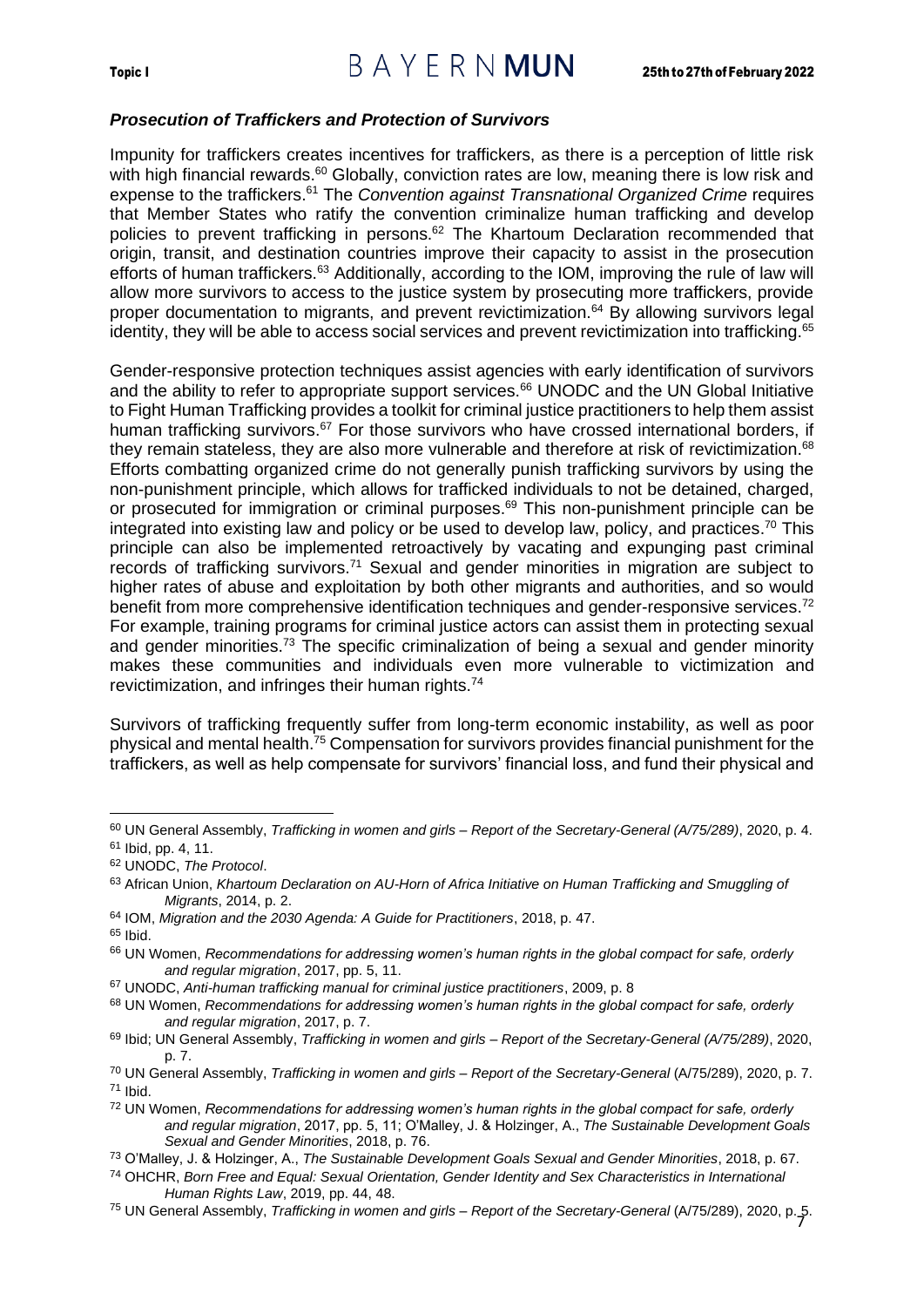### *Prosecution of Traffickers and Protection of Survivors*

Impunity for traffickers creates incentives for traffickers, as there is a perception of little risk with high financial rewards.[60] Globally, conviction rates are low, meaning there is low risk and expense to the traffickers.[61] The *Convention against Transnational Organized Crime* requires that Member States who ratify the convention criminalize human trafficking and develop policies to prevent trafficking in persons.[62] The Khartoum Declaration recommended that origin, transit, and destination countries improve their capacity to assist in the prosecution efforts of human traffickers.[63] Additionally, according to the IOM, improving the rule of law will allow more survivors to access to the justice system by prosecuting more traffickers, provide proper documentation to migrants, and prevent revictimization.[64] By allowing survivors legal identity, they will be able to access social services and prevent revictimization into trafficking.[65]

Gender-responsive protection techniques assist agencies with early identification of survivors and the ability to refer to appropriate support services.[66] UNODC and the UN Global Initiative to Fight Human Trafficking provides a toolkit for criminal justice practitioners to help them assist human trafficking survivors.[67] For those survivors who have crossed international borders, if they remain stateless, they are also more vulnerable and therefore at risk of revictimization.[68] Efforts combatting organized crime do not generally punish trafficking survivors by using the non-punishment principle, which allows for trafficked individuals to not be detained, charged, or prosecuted for immigration or criminal purposes.[69] This non-punishment principle can be integrated into existing law and policy or be used to develop law, policy, and practices.[70] This principle can also be implemented retroactively by vacating and expunging past criminal records of trafficking survivors.[71] Sexual and gender minorities in migration are subject to higher rates of abuse and exploitation by both other migrants and authorities, and so would benefit from more comprehensive identification techniques and gender-responsive services.[72] For example, training programs for criminal justice actors can assist them in protecting sexual and gender minorities.[73] The specific criminalization of being a sexual and gender minority makes these communities and individuals even more vulnerable to victimization and revictimization, and infringes their human rights.[74]

Survivors of trafficking frequently suffer from long-term economic instability, as well as poor physical and mental health.[75] Compensation for survivors provides financial punishment for the traffickers, as well as help compensate for survivors' financial loss, and fund their physical and

---

[60] UN General Assembly, *Trafficking in women and girls – Report of the Secretary-General (A/75/289)*, 2020, p. 4.
[61] Ibid, pp. 4, 11.
[62] UNODC, *The Protocol*.
[63] African Union, *Khartoum Declaration on AU-Horn of Africa Initiative on Human Trafficking and Smuggling of Migrants*, 2014, p. 2.
[64] IOM, *Migration and the 2030 Agenda: A Guide for Practitioners*, 2018, p. 47.
[65] Ibid.
[66] UN Women, *Recommendations for addressing women's human rights in the global compact for safe, orderly and regular migration*, 2017, pp. 5, 11.
[67] UNODC, *Anti-human trafficking manual for criminal justice practitioners*, 2009, p. 8
[68] UN Women, *Recommendations for addressing women's human rights in the global compact for safe, orderly and regular migration*, 2017, p. 7.
[69] Ibid; UN General Assembly, *Trafficking in women and girls – Report of the Secretary-General (A/75/289)*, 2020, p. 7.
[70] UN General Assembly, *Trafficking in women and girls – Report of the Secretary-General* (A/75/289), 2020, p. 7.
[71] Ibid.
[72] UN Women, *Recommendations for addressing women's human rights in the global compact for safe, orderly and regular migration*, 2017, pp. 5, 11; O'Malley, J. & Holzinger, A., *The Sustainable Development Goals Sexual and Gender Minorities*, 2018, p. 76.
[73] O'Malley, J. & Holzinger, A., *The Sustainable Development Goals Sexual and Gender Minorities*, 2018, p. 67.
[74] OHCHR, *Born Free and Equal: Sexual Orientation, Gender Identity and Sex Characteristics in International Human Rights Law*, 2019, pp. 44, 48.
[75] UN General Assembly, *Trafficking in women and girls – Report of the Secretary-General* (A/75/289), 2020, p. 5.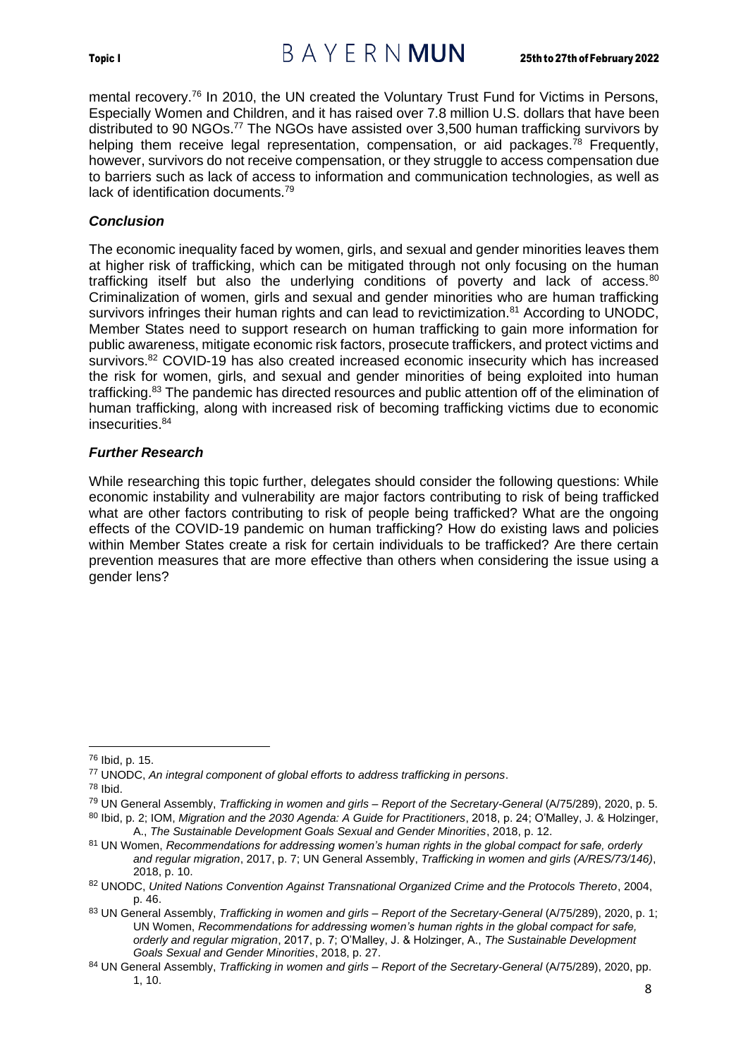mental recovery.[76] In 2010, the UN created the Voluntary Trust Fund for Victims in Persons, Especially Women and Children, and it has raised over 7.8 million U.S. dollars that have been distributed to 90 NGOs.[77] The NGOs have assisted over 3,500 human trafficking survivors by helping them receive legal representation, compensation, or aid packages.[78] Frequently, however, survivors do not receive compensation, or they struggle to access compensation due to barriers such as lack of access to information and communication technologies, as well as lack of identification documents.[79]

### *Conclusion*

The economic inequality faced by women, girls, and sexual and gender minorities leaves them at higher risk of trafficking, which can be mitigated through not only focusing on the human trafficking itself but also the underlying conditions of poverty and lack of access.[80] Criminalization of women, girls and sexual and gender minorities who are human trafficking survivors infringes their human rights and can lead to revictimization.[81] According to UNODC, Member States need to support research on human trafficking to gain more information for public awareness, mitigate economic risk factors, prosecute traffickers, and protect victims and survivors.[82] COVID-19 has also created increased economic insecurity which has increased the risk for women, girls, and sexual and gender minorities of being exploited into human trafficking.[83] The pandemic has directed resources and public attention off of the elimination of human trafficking, along with increased risk of becoming trafficking victims due to economic insecurities.[84]

### *Further Research*

While researching this topic further, delegates should consider the following questions: While economic instability and vulnerability are major factors contributing to risk of being trafficked what are other factors contributing to risk of people being trafficked? What are the ongoing effects of the COVID-19 pandemic on human trafficking? How do existing laws and policies within Member States create a risk for certain individuals to be trafficked? Are there certain prevention measures that are more effective than others when considering the issue using a gender lens?

---

[76] Ibid, p. 15.

[77] UNODC, *An integral component of global efforts to address trafficking in persons*.

[78] Ibid.

[79] UN General Assembly, *Trafficking in women and girls – Report of the Secretary-General* (A/75/289), 2020, p. 5.

[80] Ibid, p. 2; IOM, *Migration and the 2030 Agenda: A Guide for Practitioners*, 2018, p. 24; O'Malley, J. & Holzinger, A., *The Sustainable Development Goals Sexual and Gender Minorities*, 2018, p. 12.

[81] UN Women, *Recommendations for addressing women's human rights in the global compact for safe, orderly and regular migration*, 2017, p. 7; UN General Assembly, *Trafficking in women and girls (A/RES/73/146)*, 2018, p. 10.

[82] UNODC, *United Nations Convention Against Transnational Organized Crime and the Protocols Thereto*, 2004, p. 46.

[83] UN General Assembly, *Trafficking in women and girls – Report of the Secretary-General* (A/75/289), 2020, p. 1; UN Women, *Recommendations for addressing women's human rights in the global compact for safe, orderly and regular migration*, 2017, p. 7; O'Malley, J. & Holzinger, A., *The Sustainable Development Goals Sexual and Gender Minorities*, 2018, p. 27.

[84] UN General Assembly, *Trafficking in women and girls – Report of the Secretary-General* (A/75/289), 2020, pp. 1, 10.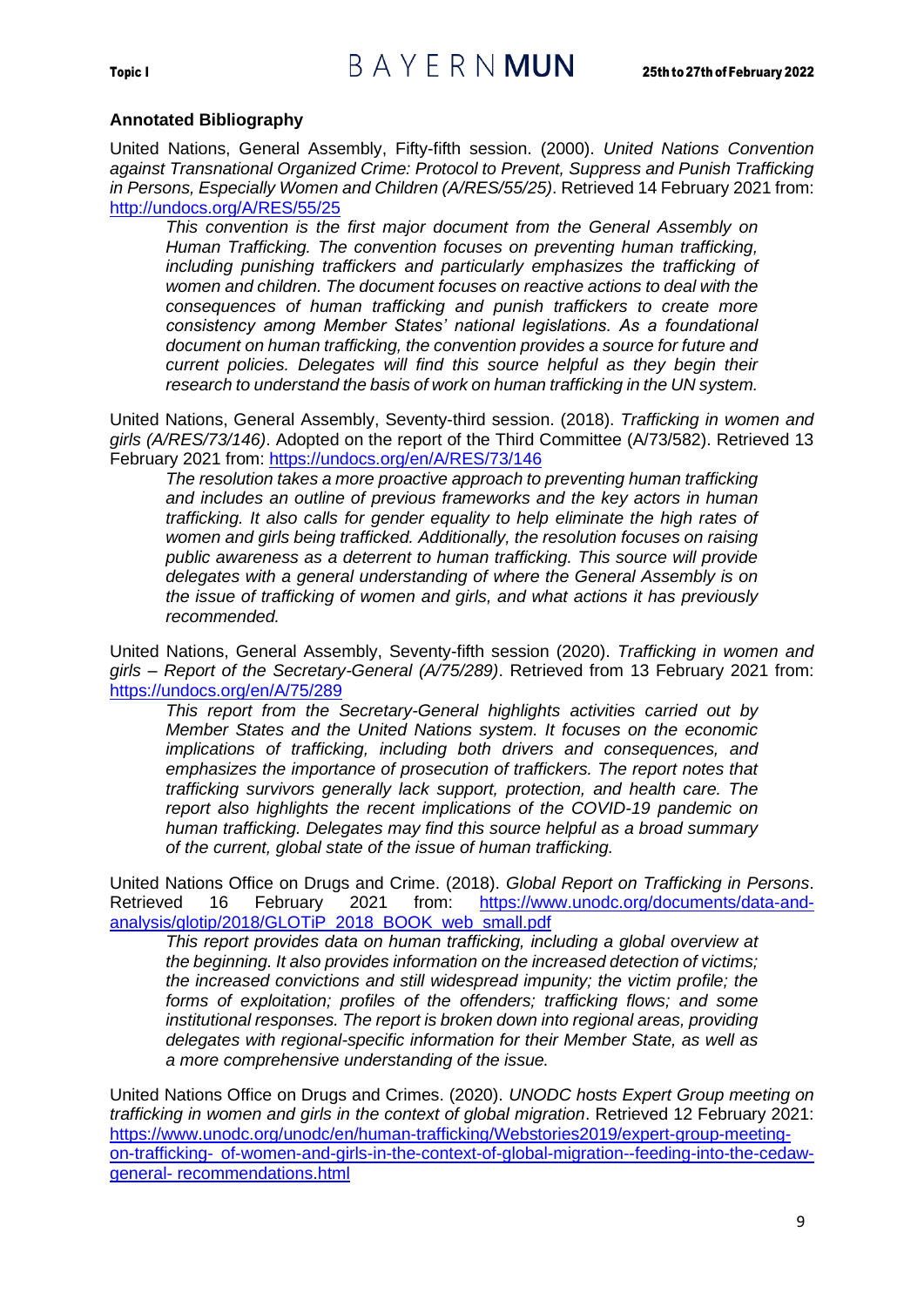### Annotated Bibliography

United Nations, General Assembly, Fifty-fifth session. (2000). *United Nations Convention against Transnational Organized Crime: Protocol to Prevent, Suppress and Punish Trafficking in Persons, Especially Women and Children (A/RES/55/25)*. Retrieved 14 February 2021 from: [http://undocs.org/A/RES/55/25](http://undocs.org/A/RES/55/25)

> *This convention is the first major document from the General Assembly on Human Trafficking. The convention focuses on preventing human trafficking, including punishing traffickers and particularly emphasizes the trafficking of women and children. The document focuses on reactive actions to deal with the consequences of human trafficking and punish traffickers to create more consistency among Member States' national legislations. As a foundational document on human trafficking, the convention provides a source for future and current policies. Delegates will find this source helpful as they begin their research to understand the basis of work on human trafficking in the UN system.*

United Nations, General Assembly, Seventy-third session. (2018). *Trafficking in women and girls (A/RES/73/146)*. Adopted on the report of the Third Committee (A/73/582). Retrieved 13 February 2021 from: [https://undocs.org/en/A/RES/73/146](https://undocs.org/en/A/RES/73/146)

> *The resolution takes a more proactive approach to preventing human trafficking and includes an outline of previous frameworks and the key actors in human trafficking. It also calls for gender equality to help eliminate the high rates of women and girls being trafficked. Additionally, the resolution focuses on raising public awareness as a deterrent to human trafficking. This source will provide delegates with a general understanding of where the General Assembly is on the issue of trafficking of women and girls, and what actions it has previously recommended.*

United Nations, General Assembly, Seventy-fifth session (2020). *Trafficking in women and girls – Report of the Secretary-General (A/75/289)*. Retrieved from 13 February 2021 from: [https://undocs.org/en/A/75/289](https://undocs.org/en/A/75/289)

> *This report from the Secretary-General highlights activities carried out by Member States and the United Nations system. It focuses on the economic implications of trafficking, including both drivers and consequences, and emphasizes the importance of prosecution of traffickers. The report notes that trafficking survivors generally lack support, protection, and health care. The report also highlights the recent implications of the COVID-19 pandemic on human trafficking. Delegates may find this source helpful as a broad summary of the current, global state of the issue of human trafficking.*

United Nations Office on Drugs and Crime. (2018). *Global Report on Trafficking in Persons*. Retrieved 16 February 2021 from: [https://www.unodc.org/documents/data-and-analysis/glotip/2018/GLOTiP_2018_BOOK_web_small.pdf](https://www.unodc.org/documents/data-and-analysis/glotip/2018/GLOTiP_2018_BOOK_web_small.pdf)

> *This report provides data on human trafficking, including a global overview at the beginning. It also provides information on the increased detection of victims; the increased convictions and still widespread impunity; the victim profile; the forms of exploitation; profiles of the offenders; trafficking flows; and some institutional responses. The report is broken down into regional areas, providing delegates with regional-specific information for their Member State, as well as a more comprehensive understanding of the issue.*

United Nations Office on Drugs and Crimes. (2020). *UNODC hosts Expert Group meeting on trafficking in women and girls in the context of global migration*. Retrieved 12 February 2021: [https://www.unodc.org/unodc/en/human-trafficking/Webstories2019/expert-group-meeting-on-trafficking- of-women-and-girls-in-the-context-of-global-migration--feeding-into-the-cedaw-general- recommendations.html](https://www.unodc.org/unodc/en/human-trafficking/Webstories2019/expert-group-meeting-on-trafficking-of-women-and-girls-in-the-context-of-global-migration--feeding-into-the-cedaw-general-recommendations.html)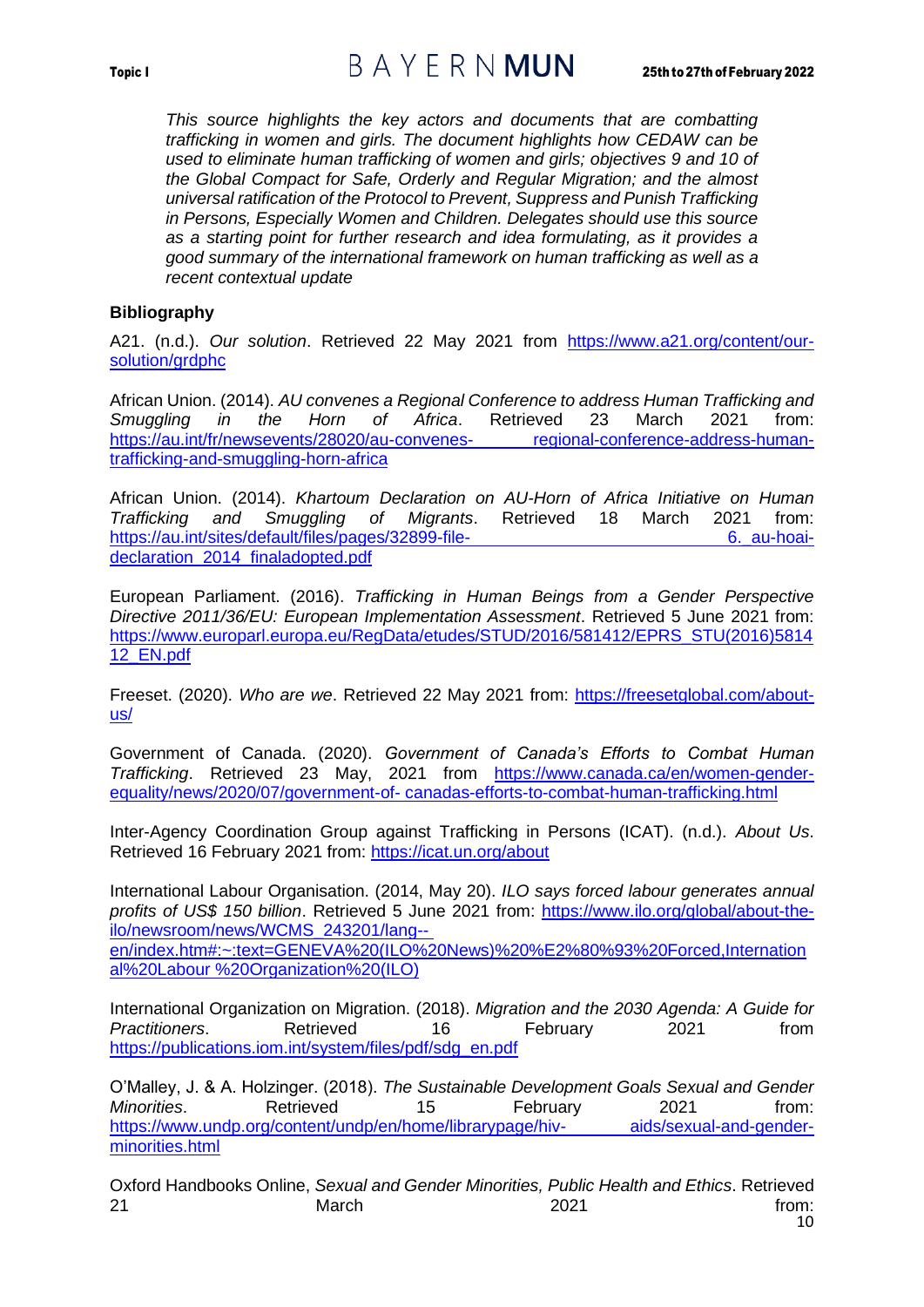*This source highlights the key actors and documents that are combatting trafficking in women and girls. The document highlights how CEDAW can be used to eliminate human trafficking of women and girls; objectives 9 and 10 of the Global Compact for Safe, Orderly and Regular Migration; and the almost universal ratification of the Protocol to Prevent, Suppress and Punish Trafficking in Persons, Especially Women and Children. Delegates should use this source as a starting point for further research and idea formulating, as it provides a good summary of the international framework on human trafficking as well as a recent contextual update*

**Bibliography**

A21. (n.d.). *Our solution*. Retrieved 22 May 2021 from https://www.a21.org/content/our-solution/grdphc

African Union. (2014). *AU convenes a Regional Conference to address Human Trafficking and Smuggling in the Horn of Africa*. Retrieved 23 March 2021 from: https://au.int/fr/newsevents/28020/au-convenes- regional-conference-address-human-trafficking-and-smuggling-horn-africa

African Union. (2014). *Khartoum Declaration on AU-Horn of Africa Initiative on Human Trafficking and Smuggling of Migrants*. Retrieved 18 March 2021 from: https://au.int/sites/default/files/pages/32899-file- 6._au-hoai-declaration_2014_finaladopted.pdf

European Parliament. (2016). *Trafficking in Human Beings from a Gender Perspective Directive 2011/36/EU: European Implementation Assessment*. Retrieved 5 June 2021 from: https://www.europarl.europa.eu/RegData/etudes/STUD/2016/581412/EPRS_STU(2016)581412_EN.pdf

Freeset. (2020). *Who are we*. Retrieved 22 May 2021 from: https://freesetglobal.com/about-us/

Government of Canada. (2020). *Government of Canada's Efforts to Combat Human Trafficking*. Retrieved 23 May, 2021 from https://www.canada.ca/en/women-gender-equality/news/2020/07/government-of- canadas-efforts-to-combat-human-trafficking.html

Inter-Agency Coordination Group against Trafficking in Persons (ICAT). (n.d.). *About Us*. Retrieved 16 February 2021 from: https://icat.un.org/about

International Labour Organisation. (2014, May 20). *ILO says forced labour generates annual profits of US$ 150 billion*. Retrieved 5 June 2021 from: https://www.ilo.org/global/about-the-ilo/newsroom/news/WCMS_243201/lang-- en/index.htm#:~:text=GENEVA%20(ILO%20News)%20%E2%80%93%20Forced,International%20Labour %20Organization%20(ILO)

International Organization on Migration. (2018). *Migration and the 2030 Agenda: A Guide for Practitioners*. Retrieved 16 February 2021 from https://publications.iom.int/system/files/pdf/sdg_en.pdf

O'Malley, J. & A. Holzinger. (2018). *The Sustainable Development Goals Sexual and Gender Minorities*. Retrieved 15 February 2021 from: https://www.undp.org/content/undp/en/home/librarypage/hiv- aids/sexual-and-gender-minorities.html

Oxford Handbooks Online, *Sexual and Gender Minorities, Public Health and Ethics*. Retrieved 21 March 2021 from: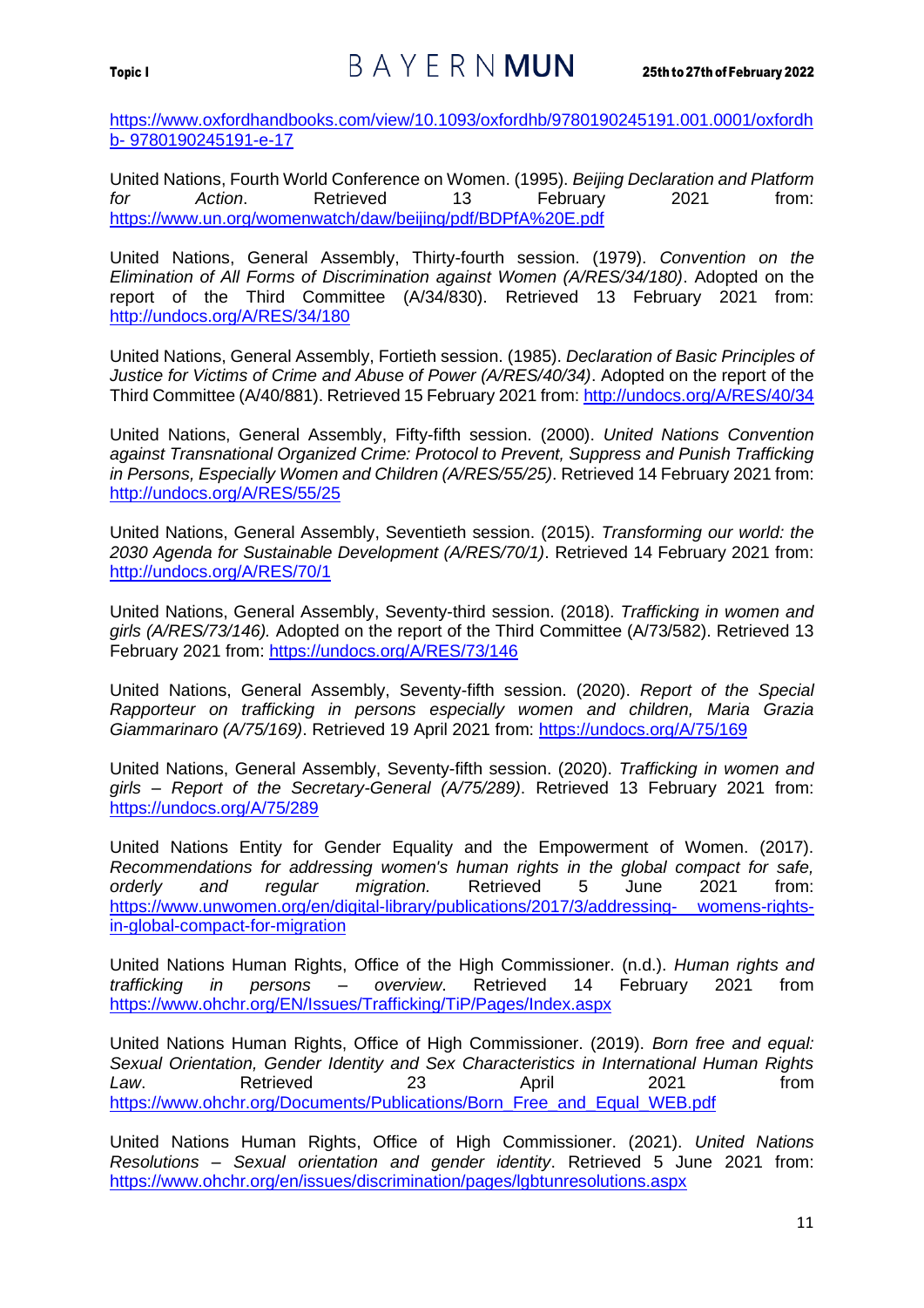https://www.oxfordhandbooks.com/view/10.1093/oxfordhb/9780190245191.001.0001/oxfordhb- 9780190245191-e-17

United Nations, Fourth World Conference on Women. (1995). *Beijing Declaration and Platform for Action*. Retrieved 13 February 2021 from: https://www.un.org/womenwatch/daw/beijing/pdf/BDPfA%20E.pdf

United Nations, General Assembly, Thirty-fourth session. (1979). *Convention on the Elimination of All Forms of Discrimination against Women (A/RES/34/180)*. Adopted on the report of the Third Committee (A/34/830). Retrieved 13 February 2021 from: http://undocs.org/A/RES/34/180

United Nations, General Assembly, Fortieth session. (1985). *Declaration of Basic Principles of Justice for Victims of Crime and Abuse of Power (A/RES/40/34)*. Adopted on the report of the Third Committee (A/40/881). Retrieved 15 February 2021 from: http://undocs.org/A/RES/40/34

United Nations, General Assembly, Fifty-fifth session. (2000). *United Nations Convention against Transnational Organized Crime: Protocol to Prevent, Suppress and Punish Trafficking in Persons, Especially Women and Children (A/RES/55/25)*. Retrieved 14 February 2021 from: http://undocs.org/A/RES/55/25

United Nations, General Assembly, Seventieth session. (2015). *Transforming our world: the 2030 Agenda for Sustainable Development (A/RES/70/1)*. Retrieved 14 February 2021 from: http://undocs.org/A/RES/70/1

United Nations, General Assembly, Seventy-third session. (2018). *Trafficking in women and girls (A/RES/73/146).* Adopted on the report of the Third Committee (A/73/582). Retrieved 13 February 2021 from: https://undocs.org/A/RES/73/146

United Nations, General Assembly, Seventy-fifth session. (2020). *Report of the Special Rapporteur on trafficking in persons especially women and children, Maria Grazia Giammarinaro (A/75/169)*. Retrieved 19 April 2021 from: https://undocs.org/A/75/169

United Nations, General Assembly, Seventy-fifth session. (2020). *Trafficking in women and girls – Report of the Secretary-General (A/75/289)*. Retrieved 13 February 2021 from: https://undocs.org/A/75/289

United Nations Entity for Gender Equality and the Empowerment of Women. (2017). *Recommendations for addressing women's human rights in the global compact for safe, orderly and regular migration.* Retrieved 5 June 2021 from: https://www.unwomen.org/en/digital-library/publications/2017/3/addressing- womens-rights-in-global-compact-for-migration

United Nations Human Rights, Office of the High Commissioner. (n.d.). *Human rights and trafficking in persons – overview*. Retrieved 14 February 2021 from https://www.ohchr.org/EN/Issues/Trafficking/TiP/Pages/Index.aspx

United Nations Human Rights, Office of High Commissioner. (2019). *Born free and equal: Sexual Orientation, Gender Identity and Sex Characteristics in International Human Rights Law*. Retrieved 23 April 2021 from https://www.ohchr.org/Documents/Publications/Born_Free_and_Equal_WEB.pdf

United Nations Human Rights, Office of High Commissioner. (2021). *United Nations Resolutions – Sexual orientation and gender identity*. Retrieved 5 June 2021 from: https://www.ohchr.org/en/issues/discrimination/pages/lgbtunresolutions.aspx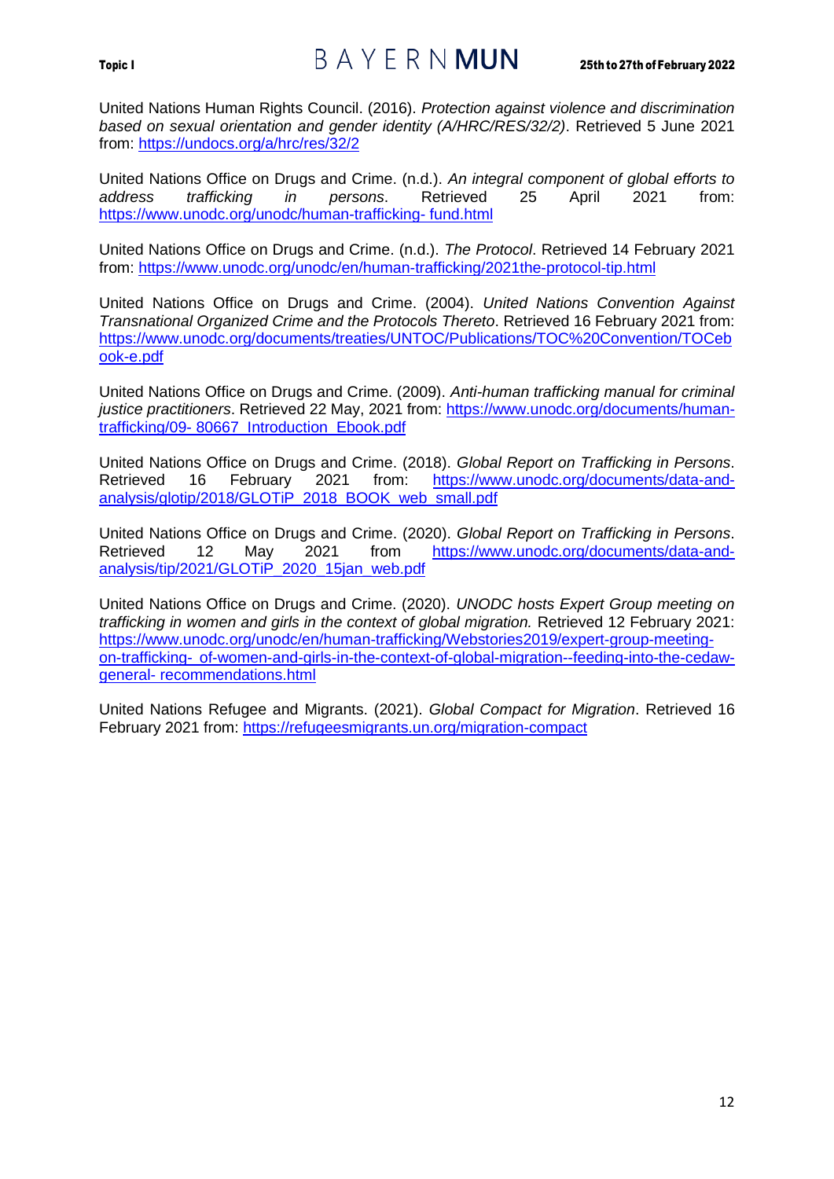United Nations Human Rights Council. (2016). *Protection against violence and discrimination based on sexual orientation and gender identity (A/HRC/RES/32/2)*. Retrieved 5 June 2021 from: https://undocs.org/a/hrc/res/32/2

United Nations Office on Drugs and Crime. (n.d.). *An integral component of global efforts to address trafficking in persons*. Retrieved 25 April 2021 from: https://www.unodc.org/unodc/human-trafficking- fund.html

United Nations Office on Drugs and Crime. (n.d.). *The Protocol*. Retrieved 14 February 2021 from: https://www.unodc.org/unodc/en/human-trafficking/2021the-protocol-tip.html

United Nations Office on Drugs and Crime. (2004). *United Nations Convention Against Transnational Organized Crime and the Protocols Thereto*. Retrieved 16 February 2021 from: https://www.unodc.org/documents/treaties/UNTOC/Publications/TOC%20Convention/TOCebook-e.pdf

United Nations Office on Drugs and Crime. (2009). *Anti-human trafficking manual for criminal justice practitioners*. Retrieved 22 May, 2021 from: https://www.unodc.org/documents/human-trafficking/09- 80667_Introduction_Ebook.pdf

United Nations Office on Drugs and Crime. (2018). *Global Report on Trafficking in Persons*. Retrieved 16 February 2021 from: https://www.unodc.org/documents/data-and-analysis/glotip/2018/GLOTiP_2018_BOOK_web_small.pdf

United Nations Office on Drugs and Crime. (2020). *Global Report on Trafficking in Persons*. Retrieved 12 May 2021 from https://www.unodc.org/documents/data-and-analysis/tip/2021/GLOTiP_2020_15jan_web.pdf

United Nations Office on Drugs and Crime. (2020). *UNODC hosts Expert Group meeting on trafficking in women and girls in the context of global migration.* Retrieved 12 February 2021: https://www.unodc.org/unodc/en/human-trafficking/Webstories2019/expert-group-meeting-on-trafficking- of-women-and-girls-in-the-context-of-global-migration--feeding-into-the-cedaw-general- recommendations.html

United Nations Refugee and Migrants. (2021). *Global Compact for Migration*. Retrieved 16 February 2021 from: https://refugeesmigrants.un.org/migration-compact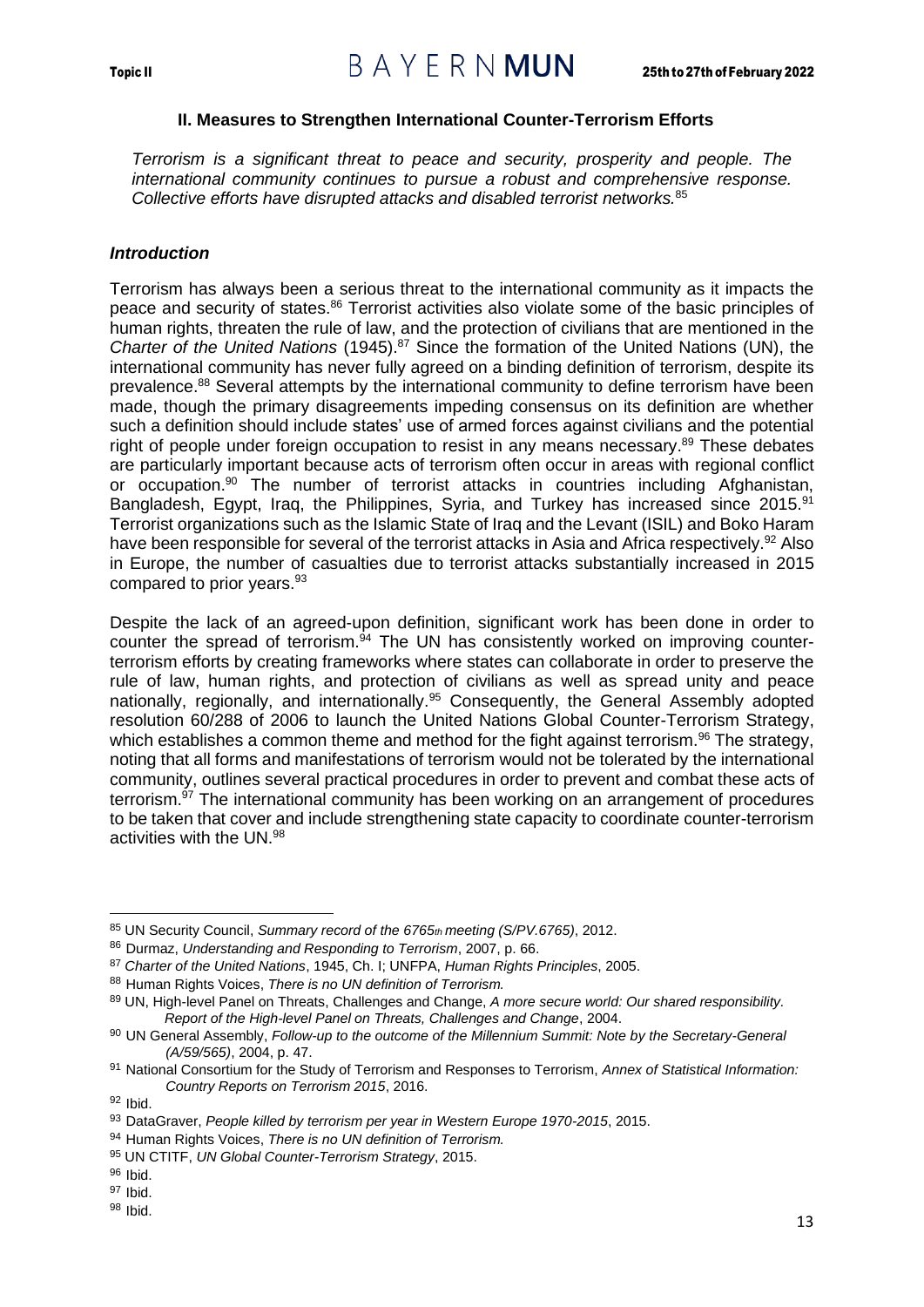## II. Measures to Strengthen International Counter-Terrorism Efforts

*Terrorism is a significant threat to peace and security, prosperity and people. The international community continues to pursue a robust and comprehensive response. Collective efforts have disrupted attacks and disabled terrorist networks.*[85]

### *Introduction*

Terrorism has always been a serious threat to the international community as it impacts the peace and security of states.[86] Terrorist activities also violate some of the basic principles of human rights, threaten the rule of law, and the protection of civilians that are mentioned in the *Charter of the United Nations* (1945).[87] Since the formation of the United Nations (UN), the international community has never fully agreed on a binding definition of terrorism, despite its prevalence.[88] Several attempts by the international community to define terrorism have been made, though the primary disagreements impeding consensus on its definition are whether such a definition should include states' use of armed forces against civilians and the potential right of people under foreign occupation to resist in any means necessary.[89] These debates are particularly important because acts of terrorism often occur in areas with regional conflict or occupation.[90] The number of terrorist attacks in countries including Afghanistan, Bangladesh, Egypt, Iraq, the Philippines, Syria, and Turkey has increased since 2015.[91] Terrorist organizations such as the Islamic State of Iraq and the Levant (ISIL) and Boko Haram have been responsible for several of the terrorist attacks in Asia and Africa respectively.[92] Also in Europe, the number of casualties due to terrorist attacks substantially increased in 2015 compared to prior years.[93]

Despite the lack of an agreed-upon definition, significant work has been done in order to counter the spread of terrorism.[94] The UN has consistently worked on improving counter-terrorism efforts by creating frameworks where states can collaborate in order to preserve the rule of law, human rights, and protection of civilians as well as spread unity and peace nationally, regionally, and internationally.[95] Consequently, the General Assembly adopted resolution 60/288 of 2006 to launch the United Nations Global Counter-Terrorism Strategy, which establishes a common theme and method for the fight against terrorism.[96] The strategy, noting that all forms and manifestations of terrorism would not be tolerated by the international community, outlines several practical procedures in order to prevent and combat these acts of terrorism.[97] The international community has been working on an arrangement of procedures to be taken that cover and include strengthening state capacity to coordinate counter-terrorism activities with the UN.[98]

---

[85] UN Security Council, *Summary record of the 6765th meeting (S/PV.6765)*, 2012.

[86] Durmaz, *Understanding and Responding to Terrorism*, 2007, p. 66.

[87] *Charter of the United Nations*, 1945, Ch. I; UNFPA, *Human Rights Principles*, 2005.

[88] Human Rights Voices, *There is no UN definition of Terrorism.*

[89] UN, High-level Panel on Threats, Challenges and Change, *A more secure world: Our shared responsibility. Report of the High-level Panel on Threats, Challenges and Change*, 2004.

[90] UN General Assembly, *Follow-up to the outcome of the Millennium Summit: Note by the Secretary-General (A/59/565)*, 2004, p. 47.

[91] National Consortium for the Study of Terrorism and Responses to Terrorism, *Annex of Statistical Information: Country Reports on Terrorism 2015*, 2016.

[92] Ibid.

[93] DataGraver, *People killed by terrorism per year in Western Europe 1970-2015*, 2015.

[94] Human Rights Voices, *There is no UN definition of Terrorism.*

[95] UN CTITF, *UN Global Counter-Terrorism Strategy*, 2015.

[96] Ibid.

[97] Ibid.

[98] Ibid.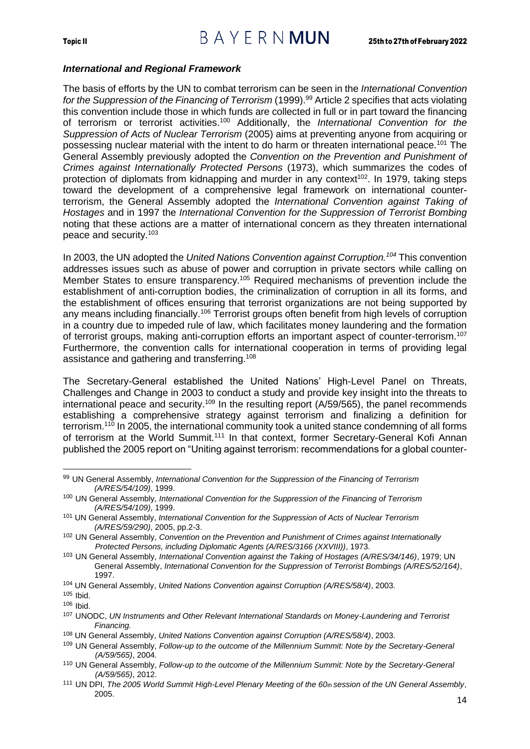### *International and Regional Framework*

The basis of efforts by the UN to combat terrorism can be seen in the *International Convention for the Suppression of the Financing of Terrorism* (1999).[99] Article 2 specifies that acts violating this convention include those in which funds are collected in full or in part toward the financing of terrorism or terrorist activities.[100] Additionally, the *International Convention for the Suppression of Acts of Nuclear Terrorism* (2005) aims at preventing anyone from acquiring or possessing nuclear material with the intent to do harm or threaten international peace.[101] The General Assembly previously adopted the *Convention on the Prevention and Punishment of Crimes against Internationally Protected Persons* (1973), which summarizes the codes of protection of diplomats from kidnapping and murder in any context[102]. In 1979, taking steps toward the development of a comprehensive legal framework on international counter-terrorism, the General Assembly adopted the *International Convention against Taking of Hostages* and in 1997 the *International Convention for the Suppression of Terrorist Bombing* noting that these actions are a matter of international concern as they threaten international peace and security.[103]

In 2003, the UN adopted the *United Nations Convention against Corruption.*[104] This convention addresses issues such as abuse of power and corruption in private sectors while calling on Member States to ensure transparency.[105] Required mechanisms of prevention include the establishment of anti-corruption bodies, the criminalization of corruption in all its forms, and the establishment of offices ensuring that terrorist organizations are not being supported by any means including financially.[106] Terrorist groups often benefit from high levels of corruption in a country due to impeded rule of law, which facilitates money laundering and the formation of terrorist groups, making anti-corruption efforts an important aspect of counter-terrorism.[107] Furthermore, the convention calls for international cooperation in terms of providing legal assistance and gathering and transferring.[108]

The Secretary-General established the United Nations' High-Level Panel on Threats, Challenges and Change in 2003 to conduct a study and provide key insight into the threats to international peace and security.[109] In the resulting report (A/59/565), the panel recommends establishing a comprehensive strategy against terrorism and finalizing a definition for terrorism.[110] In 2005, the international community took a united stance condemning of all forms of terrorism at the World Summit.[111] In that context, former Secretary-General Kofi Annan published the 2005 report on "Uniting against terrorism: recommendations for a global counter-

---

[99] UN General Assembly, *International Convention for the Suppression of the Financing of Terrorism (A/RES/54/109)*, 1999.

[100] UN General Assembly, *International Convention for the Suppression of the Financing of Terrorism (A/RES/54/109)*, 1999.

[101] UN General Assembly, *International Convention for the Suppression of Acts of Nuclear Terrorism (A/RES/59/290)*, 2005, pp.2-3.

[102] UN General Assembly, *Convention on the Prevention and Punishment of Crimes against Internationally Protected Persons, including Diplomatic Agents (A/RES/3166 (XXVIII))*, 1973.

[103] UN General Assembly, *International Convention against the Taking of Hostages (A/RES/34/146)*, 1979; UN General Assembly, *International Convention for the Suppression of Terrorist Bombings (A/RES/52/164)*, 1997.

[104] UN General Assembly, *United Nations Convention against Corruption (A/RES/58/4)*, 2003.

[105] Ibid.

[106] Ibid.

[107] UNODC, *UN Instruments and Other Relevant International Standards on Money-Laundering and Terrorist Financing.*

[108] UN General Assembly, *United Nations Convention against Corruption (A/RES/58/4)*, 2003.

[109] UN General Assembly, *Follow-up to the outcome of the Millennium Summit: Note by the Secretary-General (A/59/565)*, 2004.

[110] UN General Assembly, *Follow-up to the outcome of the Millennium Summit: Note by the Secretary-General (A/59/565)*, 2012.

[111] UN DPI, *The 2005 World Summit High-Level Plenary Meeting of the 60th session of the UN General Assembly*, 2005.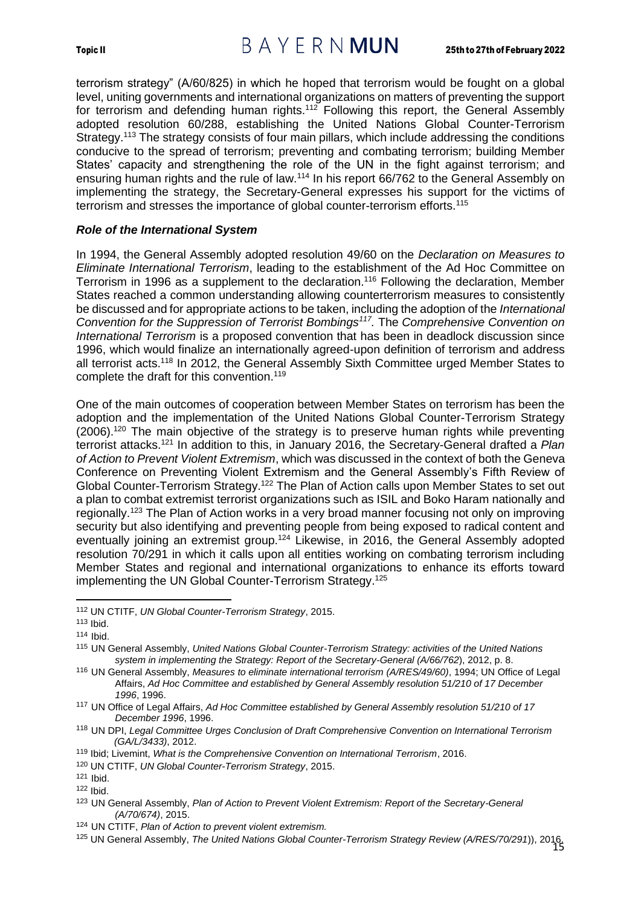terrorism strategy" (A/60/825) in which he hoped that terrorism would be fought on a global level, uniting governments and international organizations on matters of preventing the support for terrorism and defending human rights.[112] Following this report, the General Assembly adopted resolution 60/288, establishing the United Nations Global Counter-Terrorism Strategy.[113] The strategy consists of four main pillars, which include addressing the conditions conducive to the spread of terrorism; preventing and combating terrorism; building Member States' capacity and strengthening the role of the UN in the fight against terrorism; and ensuring human rights and the rule of law.[114] In his report 66/762 to the General Assembly on implementing the strategy, the Secretary-General expresses his support for the victims of terrorism and stresses the importance of global counter-terrorism efforts.[115]

### *Role of the International System*

In 1994, the General Assembly adopted resolution 49/60 on the *Declaration on Measures to Eliminate International Terrorism*, leading to the establishment of the Ad Hoc Committee on Terrorism in 1996 as a supplement to the declaration.[116] Following the declaration, Member States reached a common understanding allowing counterterrorism measures to consistently be discussed and for appropriate actions to be taken, including the adoption of the *International Convention for the Suppression of Terrorist Bombings*[117]. The *Comprehensive Convention on International Terrorism* is a proposed convention that has been in deadlock discussion since 1996, which would finalize an internationally agreed-upon definition of terrorism and address all terrorist acts.[118] In 2012, the General Assembly Sixth Committee urged Member States to complete the draft for this convention.[119]

One of the main outcomes of cooperation between Member States on terrorism has been the adoption and the implementation of the United Nations Global Counter-Terrorism Strategy (2006).[120] The main objective of the strategy is to preserve human rights while preventing terrorist attacks.[121] In addition to this, in January 2016, the Secretary-General drafted a *Plan of Action to Prevent Violent Extremism*, which was discussed in the context of both the Geneva Conference on Preventing Violent Extremism and the General Assembly's Fifth Review of Global Counter-Terrorism Strategy.[122] The Plan of Action calls upon Member States to set out a plan to combat extremist terrorist organizations such as ISIL and Boko Haram nationally and regionally.[123] The Plan of Action works in a very broad manner focusing not only on improving security but also identifying and preventing people from being exposed to radical content and eventually joining an extremist group.[124] Likewise, in 2016, the General Assembly adopted resolution 70/291 in which it calls upon all entities working on combating terrorism including Member States and regional and international organizations to enhance its efforts toward implementing the UN Global Counter-Terrorism Strategy.[125]

---

[112] UN CTITF, *UN Global Counter-Terrorism Strategy*, 2015.

[113] Ibid.

[114] Ibid.

[115] UN General Assembly, *United Nations Global Counter-Terrorism Strategy: activities of the United Nations system in implementing the Strategy: Report of the Secretary-General (A/66/762)*, 2012, p. 8.

[116] UN General Assembly, *Measures to eliminate international terrorism (A/RES/49/60)*, 1994; UN Office of Legal Affairs, *Ad Hoc Committee and established by General Assembly resolution 51/210 of 17 December 1996*, 1996.

[117] UN Office of Legal Affairs, *Ad Hoc Committee established by General Assembly resolution 51/210 of 17 December 1996*, 1996.

[118] UN DPI, *Legal Committee Urges Conclusion of Draft Comprehensive Convention on International Terrorism (GA/L/3433)*, 2012.

[119] Ibid; Livemint, *What is the Comprehensive Convention on International Terrorism*, 2016.

[120] UN CTITF, *UN Global Counter-Terrorism Strategy*, 2015.

[121] Ibid.

[122] Ibid.

[123] UN General Assembly, *Plan of Action to Prevent Violent Extremism: Report of the Secretary-General (A/70/674)*, 2015.

[124] UN CTITF, *Plan of Action to prevent violent extremism.*

[125] UN General Assembly, *The United Nations Global Counter-Terrorism Strategy Review (A/RES/70/291)*), 2016.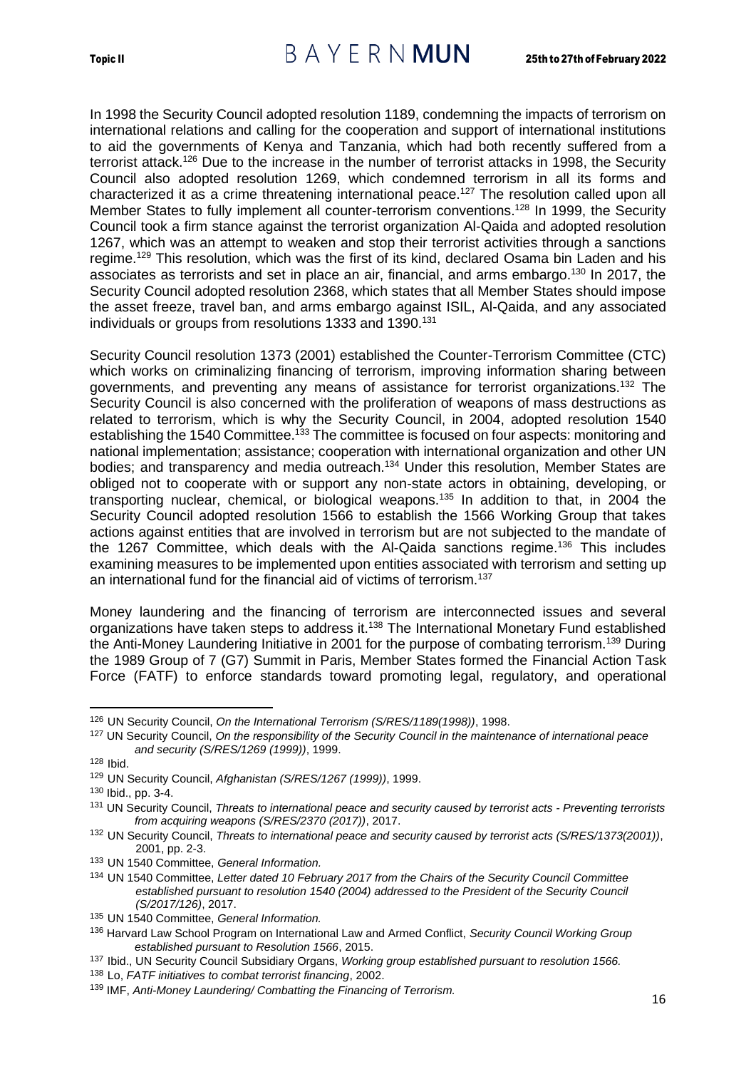In 1998 the Security Council adopted resolution 1189, condemning the impacts of terrorism on international relations and calling for the cooperation and support of international institutions to aid the governments of Kenya and Tanzania, which had both recently suffered from a terrorist attack.[126] Due to the increase in the number of terrorist attacks in 1998, the Security Council also adopted resolution 1269, which condemned terrorism in all its forms and characterized it as a crime threatening international peace.[127] The resolution called upon all Member States to fully implement all counter-terrorism conventions.[128] In 1999, the Security Council took a firm stance against the terrorist organization Al-Qaida and adopted resolution 1267, which was an attempt to weaken and stop their terrorist activities through a sanctions regime.[129] This resolution, which was the first of its kind, declared Osama bin Laden and his associates as terrorists and set in place an air, financial, and arms embargo.[130] In 2017, the Security Council adopted resolution 2368, which states that all Member States should impose the asset freeze, travel ban, and arms embargo against ISIL, Al-Qaida, and any associated individuals or groups from resolutions 1333 and 1390.[131]

Security Council resolution 1373 (2001) established the Counter-Terrorism Committee (CTC) which works on criminalizing financing of terrorism, improving information sharing between governments, and preventing any means of assistance for terrorist organizations.[132] The Security Council is also concerned with the proliferation of weapons of mass destructions as related to terrorism, which is why the Security Council, in 2004, adopted resolution 1540 establishing the 1540 Committee.[133] The committee is focused on four aspects: monitoring and national implementation; assistance; cooperation with international organization and other UN bodies; and transparency and media outreach.[134] Under this resolution, Member States are obliged not to cooperate with or support any non-state actors in obtaining, developing, or transporting nuclear, chemical, or biological weapons.[135] In addition to that, in 2004 the Security Council adopted resolution 1566 to establish the 1566 Working Group that takes actions against entities that are involved in terrorism but are not subjected to the mandate of the 1267 Committee, which deals with the Al-Qaida sanctions regime.[136] This includes examining measures to be implemented upon entities associated with terrorism and setting up an international fund for the financial aid of victims of terrorism.[137]

Money laundering and the financing of terrorism are interconnected issues and several organizations have taken steps to address it.[138] The International Monetary Fund established the Anti-Money Laundering Initiative in 2001 for the purpose of combating terrorism.[139] During the 1989 Group of 7 (G7) Summit in Paris, Member States formed the Financial Action Task Force (FATF) to enforce standards toward promoting legal, regulatory, and operational

---

[126] UN Security Council, *On the International Terrorism (S/RES/1189(1998))*, 1998.

[127] UN Security Council, *On the responsibility of the Security Council in the maintenance of international peace and security (S/RES/1269 (1999))*, 1999.

[128] Ibid.

[129] UN Security Council, *Afghanistan (S/RES/1267 (1999))*, 1999.

[130] Ibid., pp. 3-4.

[131] UN Security Council, *Threats to international peace and security caused by terrorist acts - Preventing terrorists from acquiring weapons (S/RES/2370 (2017))*, 2017.

[132] UN Security Council, *Threats to international peace and security caused by terrorist acts (S/RES/1373(2001))*, 2001, pp. 2-3.

[133] UN 1540 Committee, *General Information.*

[134] UN 1540 Committee, *Letter dated 10 February 2017 from the Chairs of the Security Council Committee established pursuant to resolution 1540 (2004) addressed to the President of the Security Council (S/2017/126)*, 2017.

[135] UN 1540 Committee, *General Information.*

[136] Harvard Law School Program on International Law and Armed Conflict, *Security Council Working Group established pursuant to Resolution 1566*, 2015.

[137] Ibid., UN Security Council Subsidiary Organs, *Working group established pursuant to resolution 1566.*

[138] Lo, *FATF initiatives to combat terrorist financing*, 2002.

[139] IMF, *Anti-Money Laundering/ Combatting the Financing of Terrorism.*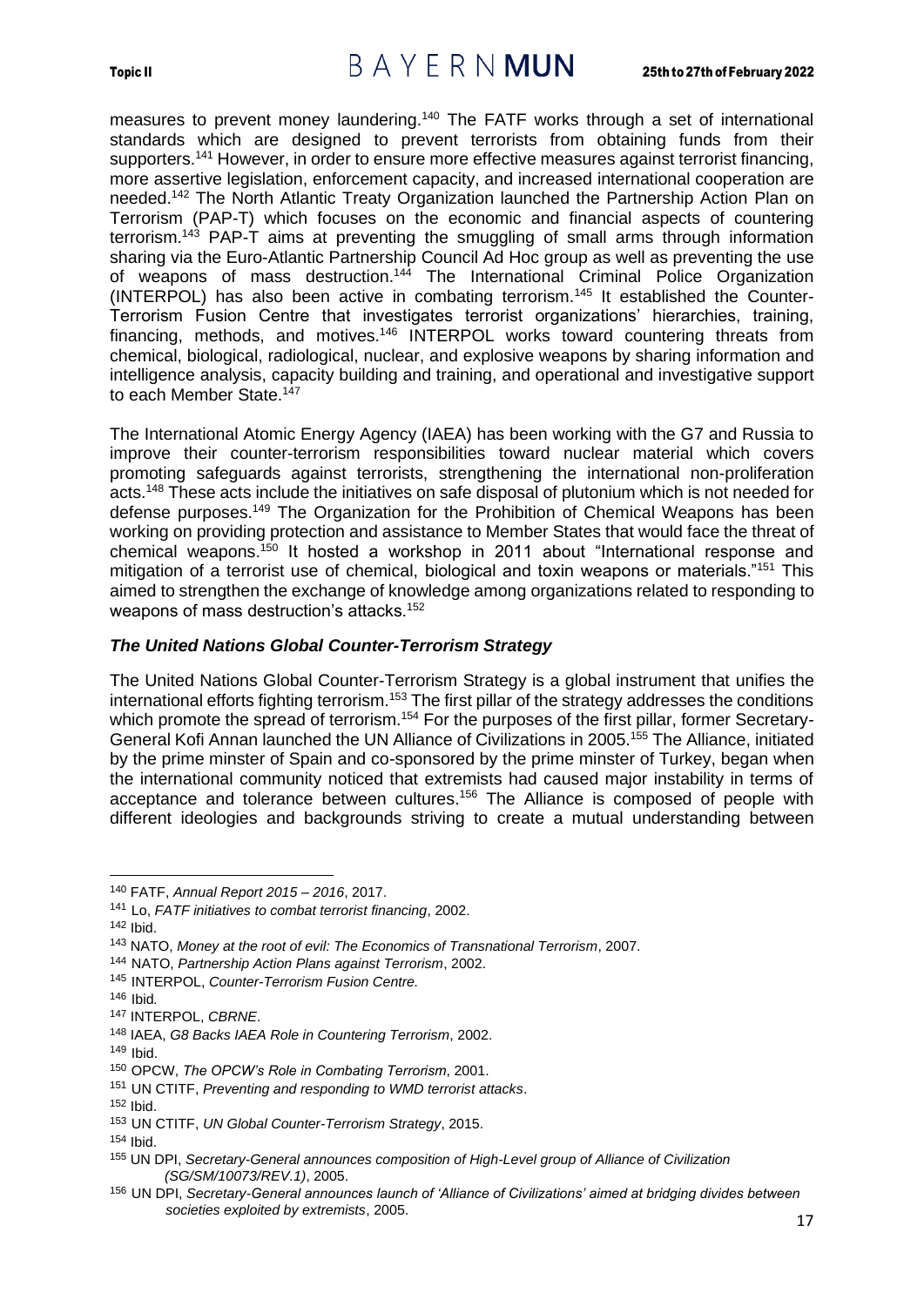measures to prevent money laundering.[140] The FATF works through a set of international standards which are designed to prevent terrorists from obtaining funds from their supporters.[141] However, in order to ensure more effective measures against terrorist financing, more assertive legislation, enforcement capacity, and increased international cooperation are needed.[142] The North Atlantic Treaty Organization launched the Partnership Action Plan on Terrorism (PAP-T) which focuses on the economic and financial aspects of countering terrorism.[143] PAP-T aims at preventing the smuggling of small arms through information sharing via the Euro-Atlantic Partnership Council Ad Hoc group as well as preventing the use of weapons of mass destruction.[144] The International Criminal Police Organization (INTERPOL) has also been active in combating terrorism.[145] It established the Counter-Terrorism Fusion Centre that investigates terrorist organizations' hierarchies, training, financing, methods, and motives.[146] INTERPOL works toward countering threats from chemical, biological, radiological, nuclear, and explosive weapons by sharing information and intelligence analysis, capacity building and training, and operational and investigative support to each Member State.[147]

The International Atomic Energy Agency (IAEA) has been working with the G7 and Russia to improve their counter-terrorism responsibilities toward nuclear material which covers promoting safeguards against terrorists, strengthening the international non-proliferation acts.[148] These acts include the initiatives on safe disposal of plutonium which is not needed for defense purposes.[149] The Organization for the Prohibition of Chemical Weapons has been working on providing protection and assistance to Member States that would face the threat of chemical weapons.[150] It hosted a workshop in 2011 about "International response and mitigation of a terrorist use of chemical, biological and toxin weapons or materials."[151] This aimed to strengthen the exchange of knowledge among organizations related to responding to weapons of mass destruction's attacks.[152]

### *The United Nations Global Counter-Terrorism Strategy*

The United Nations Global Counter-Terrorism Strategy is a global instrument that unifies the international efforts fighting terrorism.[153] The first pillar of the strategy addresses the conditions which promote the spread of terrorism.[154] For the purposes of the first pillar, former Secretary-General Kofi Annan launched the UN Alliance of Civilizations in 2005.[155] The Alliance, initiated by the prime minster of Spain and co-sponsored by the prime minster of Turkey, began when the international community noticed that extremists had caused major instability in terms of acceptance and tolerance between cultures.[156] The Alliance is composed of people with different ideologies and backgrounds striving to create a mutual understanding between

---

[140] FATF, *Annual Report 2015 – 2016*, 2017.

[141] Lo, *FATF initiatives to combat terrorist financing*, 2002.

[142] Ibid.

[143] NATO, *Money at the root of evil: The Economics of Transnational Terrorism*, 2007.

[144] NATO, *Partnership Action Plans against Terrorism*, 2002.

[145] INTERPOL, *Counter-Terrorism Fusion Centre.*

[146] Ibid.

[147] INTERPOL, *CBRNE*.

[148] IAEA, *G8 Backs IAEA Role in Countering Terrorism*, 2002.

[149] Ibid.

[150] OPCW, *The OPCW's Role in Combating Terrorism*, 2001.

[151] UN CTITF, *Preventing and responding to WMD terrorist attacks*.

[152] Ibid.

[153] UN CTITF, *UN Global Counter-Terrorism Strategy*, 2015.

[154] Ibid.

[155] UN DPI, *Secretary-General announces composition of High-Level group of Alliance of Civilization (SG/SM/10073/REV.1)*, 2005.

[156] UN DPI, *Secretary-General announces launch of 'Alliance of Civilizations' aimed at bridging divides between societies exploited by extremists*, 2005.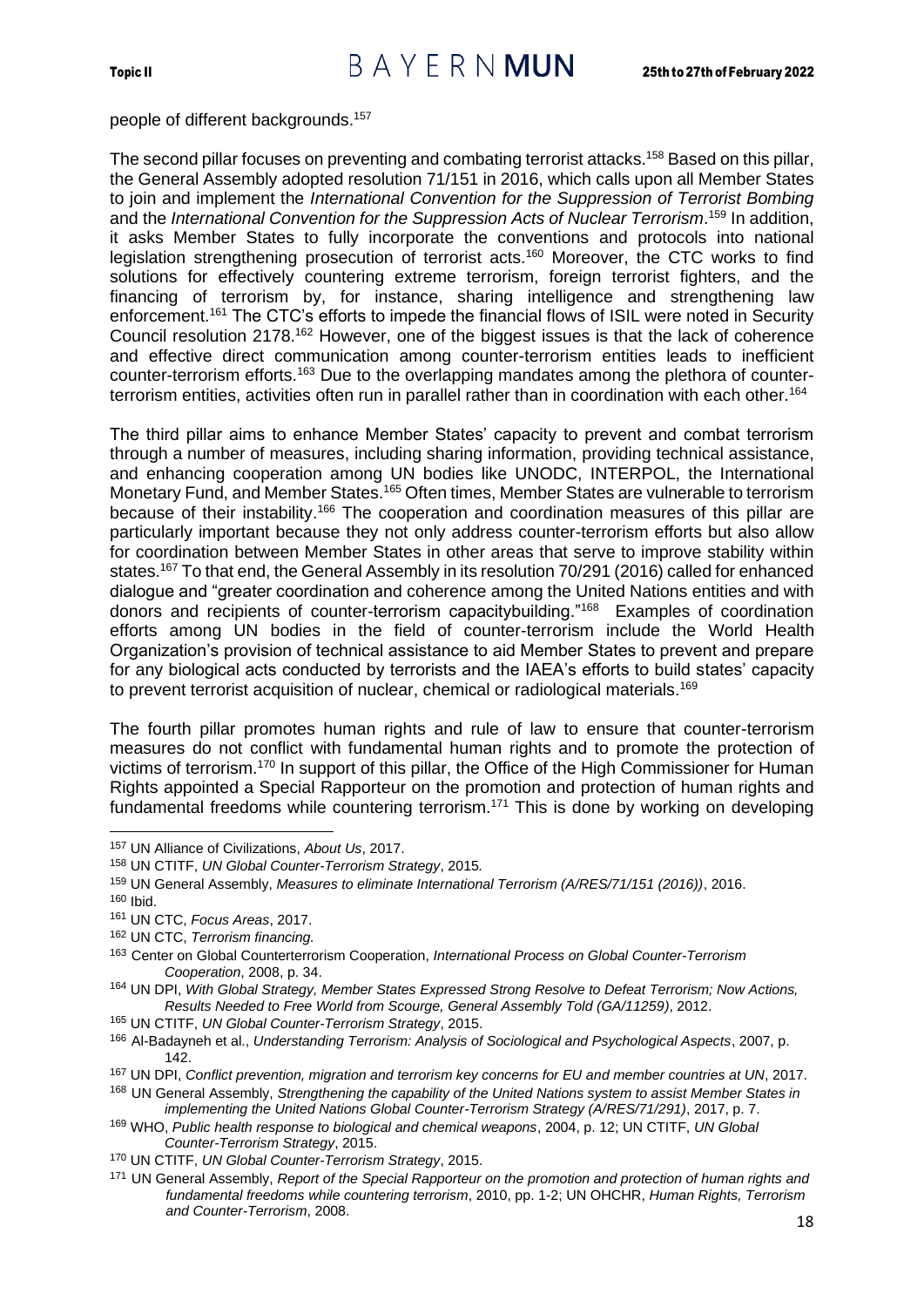people of different backgrounds.[157]

The second pillar focuses on preventing and combating terrorist attacks.[158] Based on this pillar, the General Assembly adopted resolution 71/151 in 2016, which calls upon all Member States to join and implement the *International Convention for the Suppression of Terrorist Bombing* and the *International Convention for the Suppression Acts of Nuclear Terrorism*.[159] In addition, it asks Member States to fully incorporate the conventions and protocols into national legislation strengthening prosecution of terrorist acts.[160] Moreover, the CTC works to find solutions for effectively countering extreme terrorism, foreign terrorist fighters, and the financing of terrorism by, for instance, sharing intelligence and strengthening law enforcement.[161] The CTC's efforts to impede the financial flows of ISIL were noted in Security Council resolution 2178.[162] However, one of the biggest issues is that the lack of coherence and effective direct communication among counter-terrorism entities leads to inefficient counter-terrorism efforts.[163] Due to the overlapping mandates among the plethora of counter-terrorism entities, activities often run in parallel rather than in coordination with each other.[164]

The third pillar aims to enhance Member States' capacity to prevent and combat terrorism through a number of measures, including sharing information, providing technical assistance, and enhancing cooperation among UN bodies like UNODC, INTERPOL, the International Monetary Fund, and Member States.[165] Often times, Member States are vulnerable to terrorism because of their instability.[166] The cooperation and coordination measures of this pillar are particularly important because they not only address counter-terrorism efforts but also allow for coordination between Member States in other areas that serve to improve stability within states.[167] To that end, the General Assembly in its resolution 70/291 (2016) called for enhanced dialogue and "greater coordination and coherence among the United Nations entities and with donors and recipients of counter-terrorism capacitybuilding."[168] Examples of coordination efforts among UN bodies in the field of counter-terrorism include the World Health Organization's provision of technical assistance to aid Member States to prevent and prepare for any biological acts conducted by terrorists and the IAEA's efforts to build states' capacity to prevent terrorist acquisition of nuclear, chemical or radiological materials.[169]

The fourth pillar promotes human rights and rule of law to ensure that counter-terrorism measures do not conflict with fundamental human rights and to promote the protection of victims of terrorism.[170] In support of this pillar, the Office of the High Commissioner for Human Rights appointed a Special Rapporteur on the promotion and protection of human rights and fundamental freedoms while countering terrorism.[171] This is done by working on developing

---

[157] UN Alliance of Civilizations, *About Us*, 2017.

[158] UN CTITF, *UN Global Counter-Terrorism Strategy*, 2015.

[159] UN General Assembly, *Measures to eliminate International Terrorism (A/RES/71/151 (2016))*, 2016.

[160] Ibid.

[161] UN CTC, *Focus Areas*, 2017.

[162] UN CTC, *Terrorism financing.*

[163] Center on Global Counterterrorism Cooperation, *International Process on Global Counter-Terrorism Cooperation*, 2008, p. 34.

[164] UN DPI, *With Global Strategy, Member States Expressed Strong Resolve to Defeat Terrorism; Now Actions, Results Needed to Free World from Scourge, General Assembly Told (GA/11259)*, 2012.

[165] UN CTITF, *UN Global Counter-Terrorism Strategy*, 2015.

[166] Al-Badayneh et al., *Understanding Terrorism: Analysis of Sociological and Psychological Aspects*, 2007, p. 142.

[167] UN DPI, *Conflict prevention, migration and terrorism key concerns for EU and member countries at UN*, 2017.

[168] UN General Assembly, *Strengthening the capability of the United Nations system to assist Member States in implementing the United Nations Global Counter-Terrorism Strategy (A/RES/71/291)*, 2017, p. 7.

[169] WHO, *Public health response to biological and chemical weapons*, 2004, p. 12; UN CTITF, *UN Global Counter-Terrorism Strategy*, 2015.

[170] UN CTITF, *UN Global Counter-Terrorism Strategy*, 2015.

[171] UN General Assembly, *Report of the Special Rapporteur on the promotion and protection of human rights and fundamental freedoms while countering terrorism*, 2010, pp. 1-2; UN OHCHR, *Human Rights, Terrorism and Counter-Terrorism*, 2008.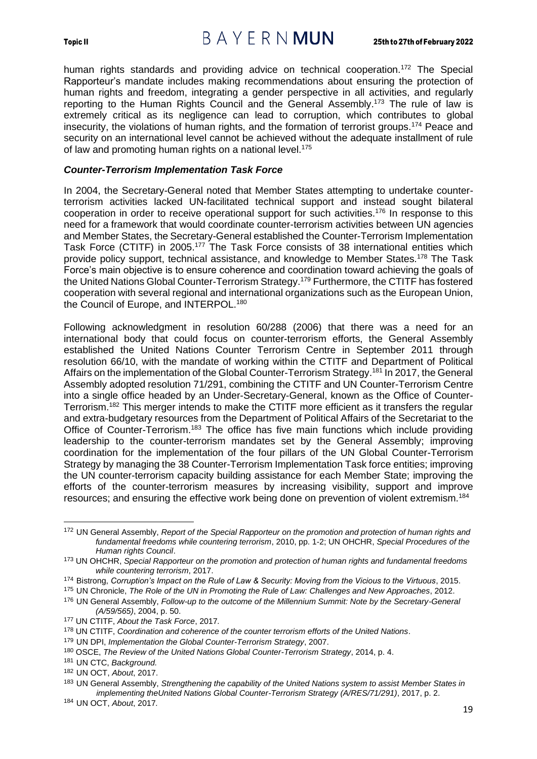human rights standards and providing advice on technical cooperation.[172] The Special Rapporteur's mandate includes making recommendations about ensuring the protection of human rights and freedom, integrating a gender perspective in all activities, and regularly reporting to the Human Rights Council and the General Assembly.[173] The rule of law is extremely critical as its negligence can lead to corruption, which contributes to global insecurity, the violations of human rights, and the formation of terrorist groups.[174] Peace and security on an international level cannot be achieved without the adequate installment of rule of law and promoting human rights on a national level.[175]

### *Counter-Terrorism Implementation Task Force*

In 2004, the Secretary-General noted that Member States attempting to undertake counter-terrorism activities lacked UN-facilitated technical support and instead sought bilateral cooperation in order to receive operational support for such activities.[176] In response to this need for a framework that would coordinate counter-terrorism activities between UN agencies and Member States, the Secretary-General established the Counter-Terrorism Implementation Task Force (CTITF) in 2005.[177] The Task Force consists of 38 international entities which provide policy support, technical assistance, and knowledge to Member States.[178] The Task Force's main objective is to ensure coherence and coordination toward achieving the goals of the United Nations Global Counter-Terrorism Strategy.[179] Furthermore, the CTITF has fostered cooperation with several regional and international organizations such as the European Union, the Council of Europe, and INTERPOL.[180]

Following acknowledgment in resolution 60/288 (2006) that there was a need for an international body that could focus on counter-terrorism efforts, the General Assembly established the United Nations Counter Terrorism Centre in September 2011 through resolution 66/10, with the mandate of working within the CTITF and Department of Political Affairs on the implementation of the Global Counter-Terrorism Strategy.[181] In 2017, the General Assembly adopted resolution 71/291, combining the CTITF and UN Counter-Terrorism Centre into a single office headed by an Under-Secretary-General, known as the Office of Counter-Terrorism.[182] This merger intends to make the CTITF more efficient as it transfers the regular and extra-budgetary resources from the Department of Political Affairs of the Secretariat to the Office of Counter-Terrorism.[183] The office has five main functions which include providing leadership to the counter-terrorism mandates set by the General Assembly; improving coordination for the implementation of the four pillars of the UN Global Counter-Terrorism Strategy by managing the 38 Counter-Terrorism Implementation Task force entities; improving the UN counter-terrorism capacity building assistance for each Member State; improving the efforts of the counter-terrorism measures by increasing visibility, support and improve resources; and ensuring the effective work being done on prevention of violent extremism.[184]

---

[172] UN General Assembly, *Report of the Special Rapporteur on the promotion and protection of human rights and fundamental freedoms while countering terrorism*, 2010, pp. 1-2; UN OHCHR, *Special Procedures of the Human rights Council*.

[173] UN OHCHR, *Special Rapporteur on the promotion and protection of human rights and fundamental freedoms while countering terrorism*, 2017.

[174] Bistrong, *Corruption's Impact on the Rule of Law & Security: Moving from the Vicious to the Virtuous*, 2015.

[175] UN Chronicle, *The Role of the UN in Promoting the Rule of Law: Challenges and New Approaches*, 2012.

[176] UN General Assembly, *Follow-up to the outcome of the Millennium Summit: Note by the Secretary-General (A/59/565)*, 2004, p. 50.

[177] UN CTITF, *About the Task Force*, 2017.

[178] UN CTITF, *Coordination and coherence of the counter terrorism efforts of the United Nations*.

[179] UN DPI, *Implementation the Global Counter-Terrorism Strategy*, 2007.

[180] OSCE, *The Review of the United Nations Global Counter-Terrorism Strategy*, 2014, p. 4.

[181] UN CTC, *Background.*

[182] UN OCT, *About*, 2017.

[183] UN General Assembly, *Strengthening the capability of the United Nations system to assist Member States in implementing theUnited Nations Global Counter-Terrorism Strategy (A/RES/71/291)*, 2017, p. 2.

[184] UN OCT, *About*, 2017.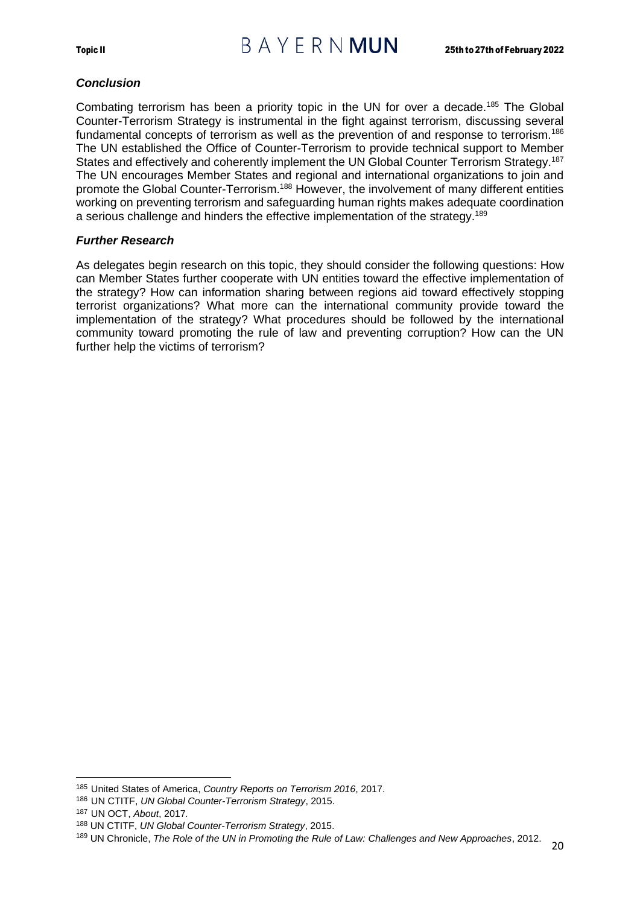### *Conclusion*

Combating terrorism has been a priority topic in the UN for over a decade.[185] The Global Counter-Terrorism Strategy is instrumental in the fight against terrorism, discussing several fundamental concepts of terrorism as well as the prevention of and response to terrorism.[186] The UN established the Office of Counter-Terrorism to provide technical support to Member States and effectively and coherently implement the UN Global Counter Terrorism Strategy.[187] The UN encourages Member States and regional and international organizations to join and promote the Global Counter-Terrorism.[188] However, the involvement of many different entities working on preventing terrorism and safeguarding human rights makes adequate coordination a serious challenge and hinders the effective implementation of the strategy.[189]

### *Further Research*

As delegates begin research on this topic, they should consider the following questions: How can Member States further cooperate with UN entities toward the effective implementation of the strategy? How can information sharing between regions aid toward effectively stopping terrorist organizations? What more can the international community provide toward the implementation of the strategy? What procedures should be followed by the international community toward promoting the rule of law and preventing corruption? How can the UN further help the victims of terrorism?

---

[185] United States of America, *Country Reports on Terrorism 2016*, 2017.

[186] UN CTITF, *UN Global Counter-Terrorism Strategy*, 2015.

[187] UN OCT, *About*, 2017.

[188] UN CTITF, *UN Global Counter-Terrorism Strategy*, 2015.

[189] UN Chronicle, *The Role of the UN in Promoting the Rule of Law: Challenges and New Approaches*, 2012.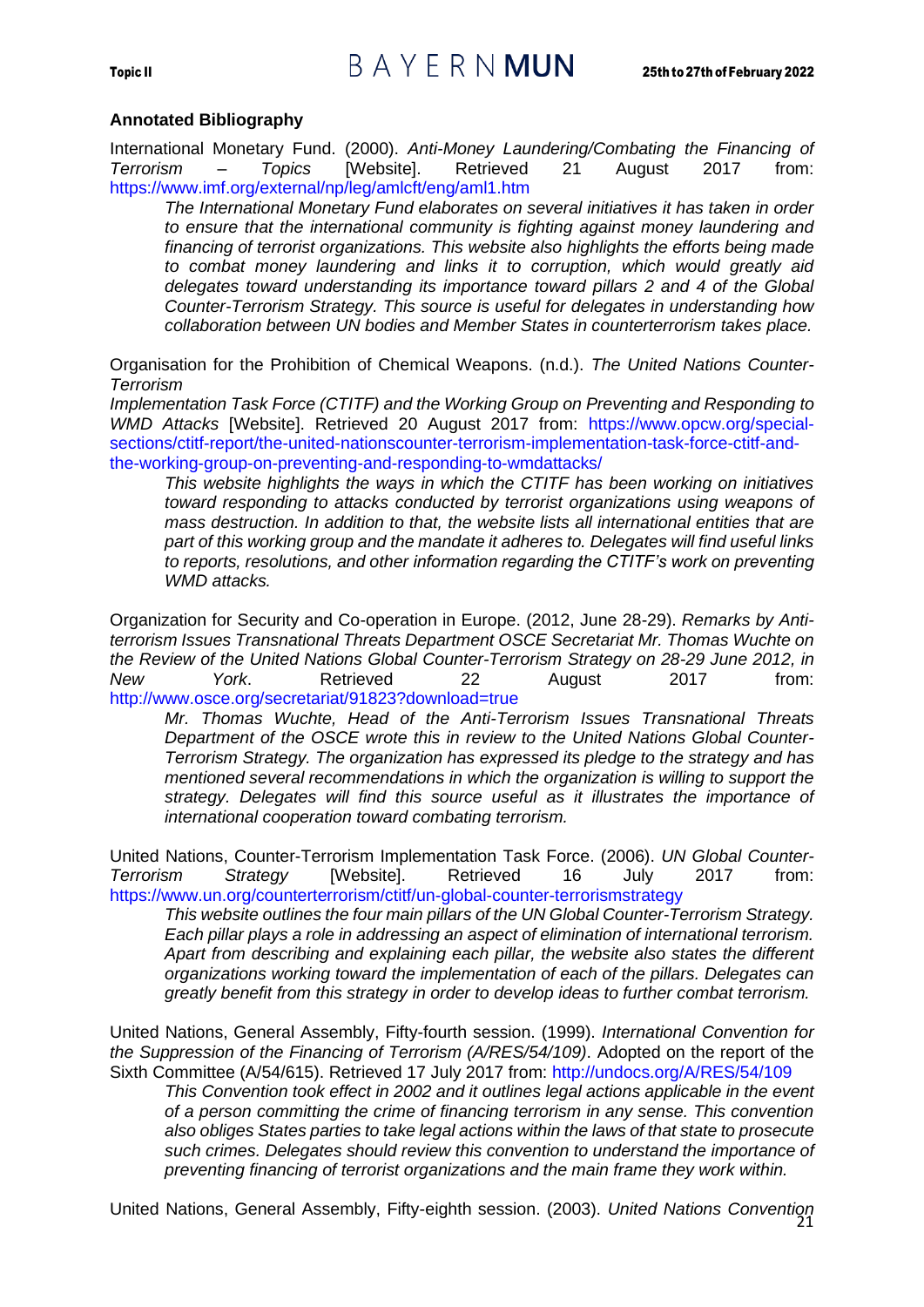### Annotated Bibliography

International Monetary Fund. (2000). *Anti-Money Laundering/Combating the Financing of Terrorism – Topics* [Website]. Retrieved 21 August 2017 from: https://www.imf.org/external/np/leg/amlcft/eng/aml1.htm

> *The International Monetary Fund elaborates on several initiatives it has taken in order to ensure that the international community is fighting against money laundering and financing of terrorist organizations. This website also highlights the efforts being made to combat money laundering and links it to corruption, which would greatly aid delegates toward understanding its importance toward pillars 2 and 4 of the Global Counter-Terrorism Strategy. This source is useful for delegates in understanding how collaboration between UN bodies and Member States in counterterrorism takes place.*

Organisation for the Prohibition of Chemical Weapons. (n.d.). *The United Nations Counter-Terrorism Implementation Task Force (CTITF) and the Working Group on Preventing and Responding to WMD Attacks* [Website]. Retrieved 20 August 2017 from: https://www.opcw.org/special-sections/ctitf-report/the-united-nationscounter-terrorism-implementation-task-force-ctitf-and-the-working-group-on-preventing-and-responding-to-wmdattacks/

> *This website highlights the ways in which the CTITF has been working on initiatives toward responding to attacks conducted by terrorist organizations using weapons of mass destruction. In addition to that, the website lists all international entities that are part of this working group and the mandate it adheres to. Delegates will find useful links to reports, resolutions, and other information regarding the CTITF's work on preventing WMD attacks.*

Organization for Security and Co-operation in Europe. (2012, June 28-29). *Remarks by Anti-terrorism Issues Transnational Threats Department OSCE Secretariat Mr. Thomas Wuchte on the Review of the United Nations Global Counter-Terrorism Strategy on 28-29 June 2012, in New York*. Retrieved 22 August 2017 from: http://www.osce.org/secretariat/91823?download=true

> *Mr. Thomas Wuchte, Head of the Anti-Terrorism Issues Transnational Threats Department of the OSCE wrote this in review to the United Nations Global Counter-Terrorism Strategy. The organization has expressed its pledge to the strategy and has mentioned several recommendations in which the organization is willing to support the strategy. Delegates will find this source useful as it illustrates the importance of international cooperation toward combating terrorism.*

United Nations, Counter-Terrorism Implementation Task Force. (2006). *UN Global Counter-Terrorism Strategy* [Website]. Retrieved 16 July 2017 from: https://www.un.org/counterterrorism/ctitf/un-global-counter-terrorismstrategy

> *This website outlines the four main pillars of the UN Global Counter-Terrorism Strategy. Each pillar plays a role in addressing an aspect of elimination of international terrorism. Apart from describing and explaining each pillar, the website also states the different organizations working toward the implementation of each of the pillars. Delegates can greatly benefit from this strategy in order to develop ideas to further combat terrorism.*

United Nations, General Assembly, Fifty-fourth session. (1999). *International Convention for the Suppression of the Financing of Terrorism (A/RES/54/109)*. Adopted on the report of the Sixth Committee (A/54/615). Retrieved 17 July 2017 from: http://undocs.org/A/RES/54/109

> *This Convention took effect in 2002 and it outlines legal actions applicable in the event of a person committing the crime of financing terrorism in any sense. This convention also obliges States parties to take legal actions within the laws of that state to prosecute such crimes. Delegates should review this convention to understand the importance of preventing financing of terrorist organizations and the main frame they work within.*

United Nations, General Assembly, Fifty-eighth session. (2003). *United Nations Convention*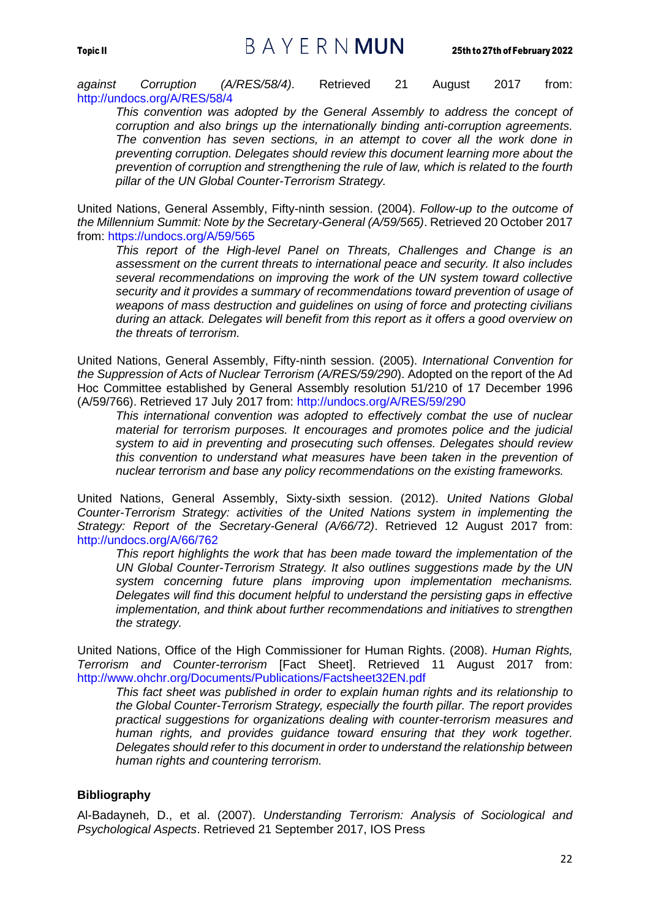*against Corruption (A/RES/58/4)*. Retrieved 21 August 2017 from: http://undocs.org/A/RES/58/4

> *This convention was adopted by the General Assembly to address the concept of corruption and also brings up the internationally binding anti-corruption agreements. The convention has seven sections, in an attempt to cover all the work done in preventing corruption. Delegates should review this document learning more about the prevention of corruption and strengthening the rule of law, which is related to the fourth pillar of the UN Global Counter-Terrorism Strategy.*

United Nations, General Assembly, Fifty-ninth session. (2004). *Follow-up to the outcome of the Millennium Summit: Note by the Secretary-General (A/59/565)*. Retrieved 20 October 2017 from: https://undocs.org/A/59/565

> *This report of the High-level Panel on Threats, Challenges and Change is an assessment on the current threats to international peace and security. It also includes several recommendations on improving the work of the UN system toward collective security and it provides a summary of recommendations toward prevention of usage of weapons of mass destruction and guidelines on using of force and protecting civilians during an attack. Delegates will benefit from this report as it offers a good overview on the threats of terrorism.*

United Nations, General Assembly, Fifty-ninth session. (2005). *International Convention for the Suppression of Acts of Nuclear Terrorism (A/RES/59/290*). Adopted on the report of the Ad Hoc Committee established by General Assembly resolution 51/210 of 17 December 1996 (A/59/766). Retrieved 17 July 2017 from: http://undocs.org/A/RES/59/290

> *This international convention was adopted to effectively combat the use of nuclear material for terrorism purposes. It encourages and promotes police and the judicial system to aid in preventing and prosecuting such offenses. Delegates should review this convention to understand what measures have been taken in the prevention of nuclear terrorism and base any policy recommendations on the existing frameworks.*

United Nations, General Assembly, Sixty-sixth session. (2012). *United Nations Global Counter-Terrorism Strategy: activities of the United Nations system in implementing the Strategy: Report of the Secretary-General (A/66/72)*. Retrieved 12 August 2017 from: http://undocs.org/A/66/762

> *This report highlights the work that has been made toward the implementation of the UN Global Counter-Terrorism Strategy. It also outlines suggestions made by the UN system concerning future plans improving upon implementation mechanisms. Delegates will find this document helpful to understand the persisting gaps in effective implementation, and think about further recommendations and initiatives to strengthen the strategy.*

United Nations, Office of the High Commissioner for Human Rights. (2008). *Human Rights, Terrorism and Counter-terrorism* [Fact Sheet]. Retrieved 11 August 2017 from: http://www.ohchr.org/Documents/Publications/Factsheet32EN.pdf

> *This fact sheet was published in order to explain human rights and its relationship to the Global Counter-Terrorism Strategy, especially the fourth pillar. The report provides practical suggestions for organizations dealing with counter-terrorism measures and human rights, and provides guidance toward ensuring that they work together. Delegates should refer to this document in order to understand the relationship between human rights and countering terrorism.*

### Bibliography

Al-Badayneh, D., et al. (2007). *Understanding Terrorism: Analysis of Sociological and Psychological Aspects*. Retrieved 21 September 2017, IOS Press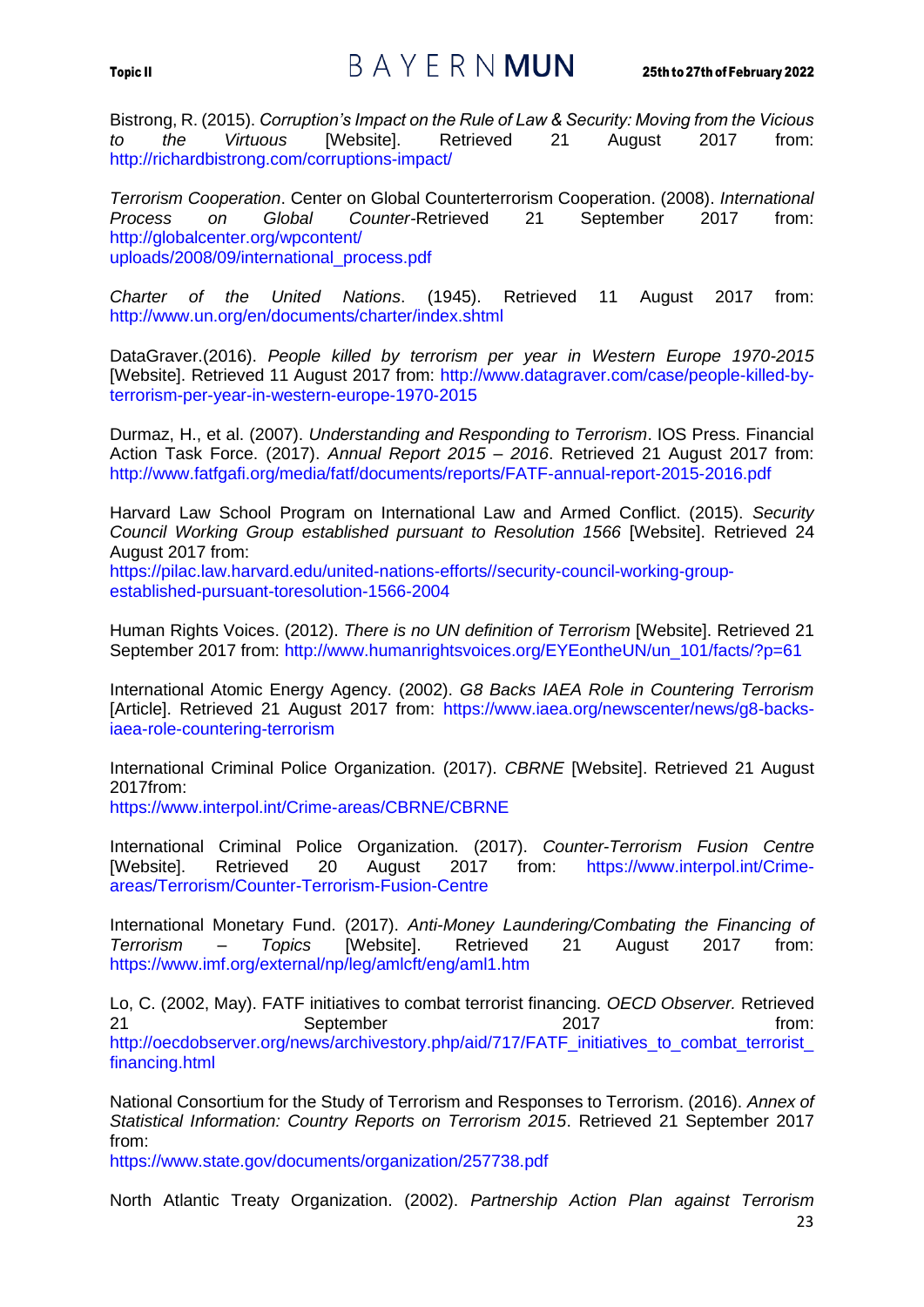Bistrong, R. (2015). *Corruption's Impact on the Rule of Law & Security: Moving from the Vicious to the Virtuous* [Website]. Retrieved 21 August 2017 from: http://richardbistrong.com/corruptions-impact/

*Terrorism Cooperation*. Center on Global Counterterrorism Cooperation. (2008). *International Process on Global Counter*-Retrieved 21 September 2017 from: http://globalcenter.org/wpcontent/uploads/2008/09/international_process.pdf

*Charter of the United Nations*. (1945). Retrieved 11 August 2017 from: http://www.un.org/en/documents/charter/index.shtml

DataGraver.(2016). *People killed by terrorism per year in Western Europe 1970-2015* [Website]. Retrieved 11 August 2017 from: http://www.datagraver.com/case/people-killed-by-terrorism-per-year-in-western-europe-1970-2015

Durmaz, H., et al. (2007). *Understanding and Responding to Terrorism*. IOS Press. Financial Action Task Force. (2017). *Annual Report 2015 – 2016*. Retrieved 21 August 2017 from: http://www.fatfgafi.org/media/fatf/documents/reports/FATF-annual-report-2015-2016.pdf

Harvard Law School Program on International Law and Armed Conflict. (2015). *Security Council Working Group established pursuant to Resolution 1566* [Website]. Retrieved 24 August 2017 from: https://pilac.law.harvard.edu/united-nations-efforts//security-council-working-group-established-pursuant-toresolution-1566-2004

Human Rights Voices. (2012). *There is no UN definition of Terrorism* [Website]. Retrieved 21 September 2017 from: http://www.humanrightsvoices.org/EYEontheUN/un_101/facts/?p=61

International Atomic Energy Agency. (2002). *G8 Backs IAEA Role in Countering Terrorism* [Article]. Retrieved 21 August 2017 from: https://www.iaea.org/newscenter/news/g8-backs-iaea-role-countering-terrorism

International Criminal Police Organization. (2017). *CBRNE* [Website]. Retrieved 21 August 2017from: https://www.interpol.int/Crime-areas/CBRNE/CBRNE

International Criminal Police Organization. (2017). *Counter-Terrorism Fusion Centre* [Website]. Retrieved 20 August 2017 from: https://www.interpol.int/Crime-areas/Terrorism/Counter-Terrorism-Fusion-Centre

International Monetary Fund. (2017). *Anti-Money Laundering/Combating the Financing of Terrorism – Topics* [Website]. Retrieved 21 August 2017 from: https://www.imf.org/external/np/leg/amlcft/eng/aml1.htm

Lo, C. (2002, May). FATF initiatives to combat terrorist financing. *OECD Observer.* Retrieved 21 September 2017 from: http://oecdobserver.org/news/archivestory.php/aid/717/FATF_initiatives_to_combat_terrorist_financing.html

National Consortium for the Study of Terrorism and Responses to Terrorism. (2016). *Annex of Statistical Information: Country Reports on Terrorism 2015*. Retrieved 21 September 2017 from: https://www.state.gov/documents/organization/257738.pdf

North Atlantic Treaty Organization. (2002). *Partnership Action Plan against Terrorism*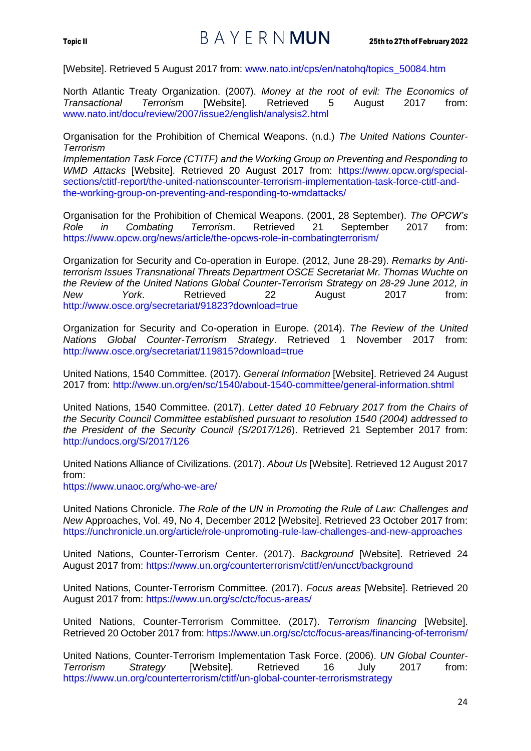[Website]. Retrieved 5 August 2017 from: www.nato.int/cps/en/natohq/topics_50084.htm

North Atlantic Treaty Organization. (2007). *Money at the root of evil: The Economics of Transactional Terrorism* [Website]. Retrieved 5 August 2017 from: www.nato.int/docu/review/2007/issue2/english/analysis2.html

Organisation for the Prohibition of Chemical Weapons. (n.d.) *The United Nations Counter-Terrorism Implementation Task Force (CTITF) and the Working Group on Preventing and Responding to WMD Attacks* [Website]. Retrieved 20 August 2017 from: https://www.opcw.org/special-sections/ctitf-report/the-united-nationscounter-terrorism-implementation-task-force-ctitf-and-the-working-group-on-preventing-and-responding-to-wmdattacks/

Organisation for the Prohibition of Chemical Weapons. (2001, 28 September). *The OPCW's Role in Combating Terrorism*. Retrieved 21 September 2017 from: https://www.opcw.org/news/article/the-opcws-role-in-combatingterrorism/

Organization for Security and Co-operation in Europe. (2012, June 28-29). *Remarks by Anti-terrorism Issues Transnational Threats Department OSCE Secretariat Mr. Thomas Wuchte on the Review of the United Nations Global Counter-Terrorism Strategy on 28-29 June 2012, in New York*. Retrieved 22 August 2017 from: http://www.osce.org/secretariat/91823?download=true

Organization for Security and Co-operation in Europe. (2014). *The Review of the United Nations Global Counter-Terrorism Strategy*. Retrieved 1 November 2017 from: http://www.osce.org/secretariat/119815?download=true

United Nations, 1540 Committee. (2017). *General Information* [Website]. Retrieved 24 August 2017 from: http://www.un.org/en/sc/1540/about-1540-committee/general-information.shtml

United Nations, 1540 Committee. (2017). *Letter dated 10 February 2017 from the Chairs of the Security Council Committee established pursuant to resolution 1540 (2004) addressed to the President of the Security Council (S/2017/126)*. Retrieved 21 September 2017 from: http://undocs.org/S/2017/126

United Nations Alliance of Civilizations. (2017). *About Us* [Website]. Retrieved 12 August 2017 from: https://www.unaoc.org/who-we-are/

United Nations Chronicle. *The Role of the UN in Promoting the Rule of Law: Challenges and New* Approaches, Vol. 49, No 4, December 2012 [Website]. Retrieved 23 October 2017 from: https://unchronicle.un.org/article/role-unpromoting-rule-law-challenges-and-new-approaches

United Nations, Counter-Terrorism Center. (2017). *Background* [Website]. Retrieved 24 August 2017 from: https://www.un.org/counterterrorism/ctitf/en/uncct/background

United Nations, Counter-Terrorism Committee. (2017). *Focus areas* [Website]. Retrieved 20 August 2017 from: https://www.un.org/sc/ctc/focus-areas/

United Nations, Counter-Terrorism Committee. (2017). *Terrorism financing* [Website]. Retrieved 20 October 2017 from: https://www.un.org/sc/ctc/focus-areas/financing-of-terrorism/

United Nations, Counter-Terrorism Implementation Task Force. (2006). *UN Global Counter-Terrorism Strategy* [Website]. Retrieved 16 July 2017 from: https://www.un.org/counterterrorism/ctitf/un-global-counter-terrorismstrategy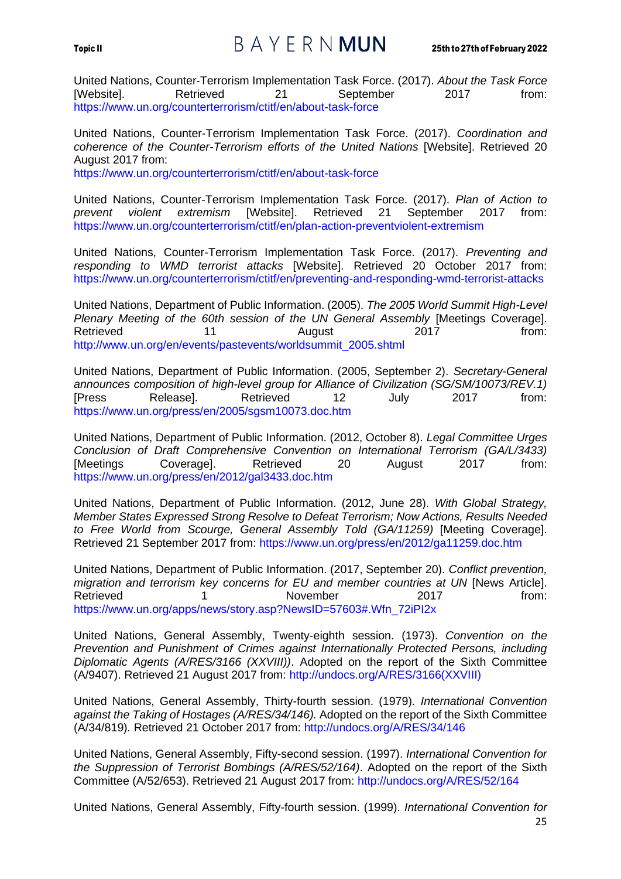United Nations, Counter-Terrorism Implementation Task Force. (2017). *About the Task Force* [Website]. Retrieved 21 September 2017 from: https://www.un.org/counterterrorism/ctitf/en/about-task-force

United Nations, Counter-Terrorism Implementation Task Force. (2017). *Coordination and coherence of the Counter-Terrorism efforts of the United Nations* [Website]. Retrieved 20 August 2017 from: https://www.un.org/counterterrorism/ctitf/en/about-task-force

United Nations, Counter-Terrorism Implementation Task Force. (2017). *Plan of Action to prevent violent extremism* [Website]. Retrieved 21 September 2017 from: https://www.un.org/counterterrorism/ctitf/en/plan-action-preventviolent-extremism

United Nations, Counter-Terrorism Implementation Task Force. (2017). *Preventing and responding to WMD terrorist attacks* [Website]. Retrieved 20 October 2017 from: https://www.un.org/counterterrorism/ctitf/en/preventing-and-responding-wmd-terrorist-attacks

United Nations, Department of Public Information. (2005). *The 2005 World Summit High-Level Plenary Meeting of the 60th session of the UN General Assembly* [Meetings Coverage]. Retrieved 11 August 2017 from: http://www.un.org/en/events/pastevents/worldsummit_2005.shtml

United Nations, Department of Public Information. (2005, September 2). *Secretary-General announces composition of high-level group for Alliance of Civilization (SG/SM/10073/REV.1)* [Press Release]. Retrieved 12 July 2017 from: https://www.un.org/press/en/2005/sgsm10073.doc.htm

United Nations, Department of Public Information. (2012, October 8). *Legal Committee Urges Conclusion of Draft Comprehensive Convention on International Terrorism (GA/L/3433)* [Meetings Coverage]. Retrieved 20 August 2017 from: https://www.un.org/press/en/2012/gal3433.doc.htm

United Nations, Department of Public Information. (2012, June 28). *With Global Strategy, Member States Expressed Strong Resolve to Defeat Terrorism; Now Actions, Results Needed to Free World from Scourge, General Assembly Told (GA/11259)* [Meeting Coverage]. Retrieved 21 September 2017 from: https://www.un.org/press/en/2012/ga11259.doc.htm

United Nations, Department of Public Information. (2017, September 20). *Conflict prevention, migration and terrorism key concerns for EU and member countries at UN* [News Article]. Retrieved 1 November 2017 from: https://www.un.org/apps/news/story.asp?NewsID=57603#.Wfn_72iPI2x

United Nations, General Assembly, Twenty-eighth session. (1973). *Convention on the Prevention and Punishment of Crimes against Internationally Protected Persons, including Diplomatic Agents (A/RES/3166 (XXVIII))*. Adopted on the report of the Sixth Committee (A/9407). Retrieved 21 August 2017 from: http://undocs.org/A/RES/3166(XXVIII)

United Nations, General Assembly, Thirty-fourth session. (1979). *International Convention against the Taking of Hostages (A/RES/34/146).* Adopted on the report of the Sixth Committee (A/34/819)*.* Retrieved 21 October 2017 from: http://undocs.org/A/RES/34/146

United Nations, General Assembly, Fifty-second session. (1997). *International Convention for the Suppression of Terrorist Bombings (A/RES/52/164)*. Adopted on the report of the Sixth Committee (A/52/653). Retrieved 21 August 2017 from: http://undocs.org/A/RES/52/164

United Nations, General Assembly, Fifty-fourth session. (1999). *International Convention for*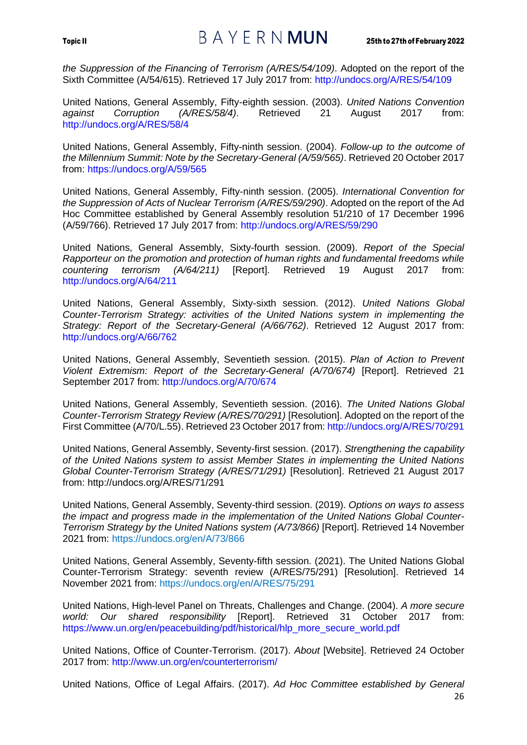*the Suppression of the Financing of Terrorism (A/RES/54/109)*. Adopted on the report of the Sixth Committee (A/54/615). Retrieved 17 July 2017 from: http://undocs.org/A/RES/54/109

United Nations, General Assembly, Fifty-eighth session. (2003). *United Nations Convention against Corruption (A/RES/58/4)*. Retrieved 21 August 2017 from: http://undocs.org/A/RES/58/4

United Nations, General Assembly, Fifty-ninth session. (2004). *Follow-up to the outcome of the Millennium Summit: Note by the Secretary-General (A/59/565)*. Retrieved 20 October 2017 from: https://undocs.org/A/59/565

United Nations, General Assembly, Fifty-ninth session. (2005). *International Convention for the Suppression of Acts of Nuclear Terrorism (A/RES/59/290)*. Adopted on the report of the Ad Hoc Committee established by General Assembly resolution 51/210 of 17 December 1996 (A/59/766). Retrieved 17 July 2017 from: http://undocs.org/A/RES/59/290

United Nations, General Assembly, Sixty-fourth session. (2009). *Report of the Special Rapporteur on the promotion and protection of human rights and fundamental freedoms while countering terrorism (A/64/211)* [Report]. Retrieved 19 August 2017 from: http://undocs.org/A/64/211

United Nations, General Assembly, Sixty-sixth session. (2012). *United Nations Global Counter-Terrorism Strategy: activities of the United Nations system in implementing the Strategy: Report of the Secretary-General (A/66/762)*. Retrieved 12 August 2017 from: http://undocs.org/A/66/762

United Nations, General Assembly, Seventieth session. (2015). *Plan of Action to Prevent Violent Extremism: Report of the Secretary-General (A/70/674)* [Report]. Retrieved 21 September 2017 from: http://undocs.org/A/70/674

United Nations, General Assembly, Seventieth session. (2016). *The United Nations Global Counter-Terrorism Strategy Review (A/RES/70/291)* [Resolution]. Adopted on the report of the First Committee (A/70/L.55). Retrieved 23 October 2017 from: http://undocs.org/A/RES/70/291

United Nations, General Assembly, Seventy-first session. (2017). *Strengthening the capability of the United Nations system to assist Member States in implementing the United Nations Global Counter-Terrorism Strategy (A/RES/71/291)* [Resolution]. Retrieved 21 August 2017 from: http://undocs.org/A/RES/71/291

United Nations, General Assembly, Seventy-third session. (2019). *Options on ways to assess the impact and progress made in the implementation of the United Nations Global Counter-Terrorism Strategy by the United Nations system (A/73/866)* [Report]. Retrieved 14 November 2021 from: https://undocs.org/en/A/73/866

United Nations, General Assembly, Seventy-fifth session. (2021). The United Nations Global Counter-Terrorism Strategy: seventh review (A/RES/75/291) [Resolution]. Retrieved 14 November 2021 from: https://undocs.org/en/A/RES/75/291

United Nations, High-level Panel on Threats, Challenges and Change. (2004). *A more secure world: Our shared responsibility* [Report]. Retrieved 31 October 2017 from: https://www.un.org/en/peacebuilding/pdf/historical/hlp_more_secure_world.pdf

United Nations, Office of Counter-Terrorism. (2017). *About* [Website]. Retrieved 24 October 2017 from: http://www.un.org/en/counterterrorism/

United Nations, Office of Legal Affairs. (2017). *Ad Hoc Committee established by General*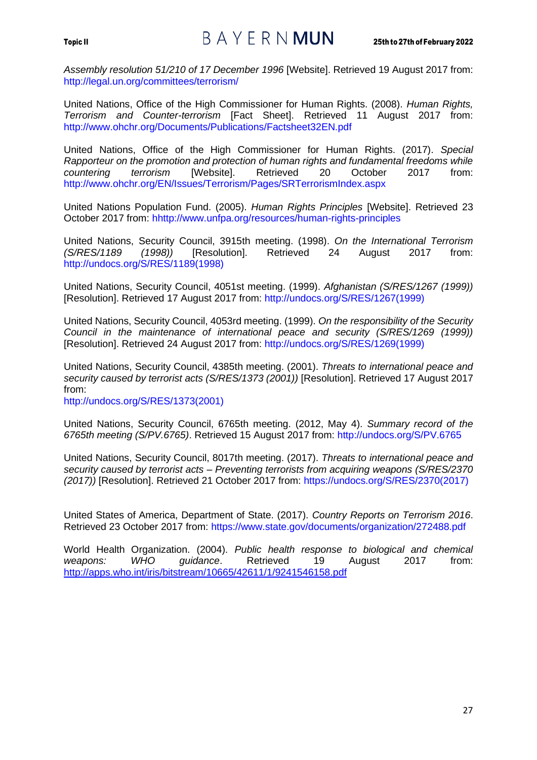*Assembly resolution 51/210 of 17 December 1996* [Website]. Retrieved 19 August 2017 from: http://legal.un.org/committees/terrorism/

United Nations, Office of the High Commissioner for Human Rights. (2008). *Human Rights, Terrorism and Counter-terrorism* [Fact Sheet]. Retrieved 11 August 2017 from: http://www.ohchr.org/Documents/Publications/Factsheet32EN.pdf

United Nations, Office of the High Commissioner for Human Rights. (2017). *Special Rapporteur on the promotion and protection of human rights and fundamental freedoms while countering terrorism* [Website]. Retrieved 20 October 2017 from: http://www.ohchr.org/EN/Issues/Terrorism/Pages/SRTerrorismIndex.aspx

United Nations Population Fund. (2005). *Human Rights Principles* [Website]. Retrieved 23 October 2017 from: hhttp://www.unfpa.org/resources/human-rights-principles

United Nations, Security Council, 3915th meeting. (1998). *On the International Terrorism (S/RES/1189 (1998))* [Resolution]. Retrieved 24 August 2017 from: http://undocs.org/S/RES/1189(1998)

United Nations, Security Council, 4051st meeting. (1999). *Afghanistan (S/RES/1267 (1999))* [Resolution]. Retrieved 17 August 2017 from: http://undocs.org/S/RES/1267(1999)

United Nations, Security Council, 4053rd meeting. (1999). *On the responsibility of the Security Council in the maintenance of international peace and security (S/RES/1269 (1999))* [Resolution]. Retrieved 24 August 2017 from: http://undocs.org/S/RES/1269(1999)

United Nations, Security Council, 4385th meeting. (2001). *Threats to international peace and security caused by terrorist acts (S/RES/1373 (2001))* [Resolution]. Retrieved 17 August 2017 from:
http://undocs.org/S/RES/1373(2001)

United Nations, Security Council, 6765th meeting. (2012, May 4). *Summary record of the 6765th meeting (S/PV.6765)*. Retrieved 15 August 2017 from: http://undocs.org/S/PV.6765

United Nations, Security Council, 8017th meeting. (2017). *Threats to international peace and security caused by terrorist acts – Preventing terrorists from acquiring weapons (S/RES/2370 (2017))* [Resolution]. Retrieved 21 October 2017 from: https://undocs.org/S/RES/2370(2017)

United States of America, Department of State. (2017). *Country Reports on Terrorism 2016*. Retrieved 23 October 2017 from: https://www.state.gov/documents/organization/272488.pdf

World Health Organization. (2004). *Public health response to biological and chemical weapons: WHO guidance*. Retrieved 19 August 2017 from: http://apps.who.int/iris/bitstream/10665/42611/1/9241546158.pdf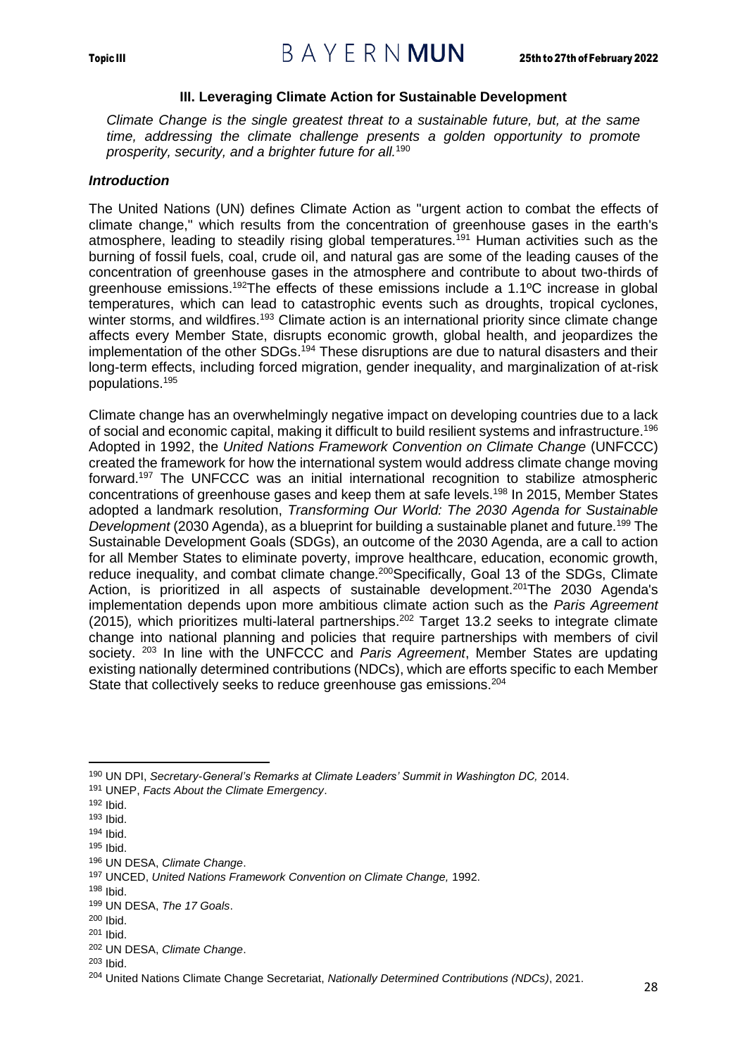### III. Leveraging Climate Action for Sustainable Development

*Climate Change is the single greatest threat to a sustainable future, but, at the same time, addressing the climate challenge presents a golden opportunity to promote prosperity, security, and a brighter future for all.*[190]

#### *Introduction*

The United Nations (UN) defines Climate Action as "urgent action to combat the effects of climate change," which results from the concentration of greenhouse gases in the earth's atmosphere, leading to steadily rising global temperatures.[191] Human activities such as the burning of fossil fuels, coal, crude oil, and natural gas are some of the leading causes of the concentration of greenhouse gases in the atmosphere and contribute to about two-thirds of greenhouse emissions.[192]The effects of these emissions include a 1.1ºC increase in global temperatures, which can lead to catastrophic events such as droughts, tropical cyclones, winter storms, and wildfires.[193] Climate action is an international priority since climate change affects every Member State, disrupts economic growth, global health, and jeopardizes the implementation of the other SDGs.[194] These disruptions are due to natural disasters and their long-term effects, including forced migration, gender inequality, and marginalization of at-risk populations.[195]

Climate change has an overwhelmingly negative impact on developing countries due to a lack of social and economic capital, making it difficult to build resilient systems and infrastructure.[196] Adopted in 1992, the *United Nations Framework Convention on Climate Change* (UNFCCC) created the framework for how the international system would address climate change moving forward.[197] The UNFCCC was an initial international recognition to stabilize atmospheric concentrations of greenhouse gases and keep them at safe levels.[198] In 2015, Member States adopted a landmark resolution, *Transforming Our World: The 2030 Agenda for Sustainable Development* (2030 Agenda), as a blueprint for building a sustainable planet and future.[199] The Sustainable Development Goals (SDGs), an outcome of the 2030 Agenda, are a call to action for all Member States to eliminate poverty, improve healthcare, education, economic growth, reduce inequality, and combat climate change.[200]Specifically, Goal 13 of the SDGs, Climate Action, is prioritized in all aspects of sustainable development.[201]The 2030 Agenda's implementation depends upon more ambitious climate action such as the *Paris Agreement* (2015)*,* which prioritizes multi-lateral partnerships.[202] Target 13.2 seeks to integrate climate change into national planning and policies that require partnerships with members of civil society. [203] In line with the UNFCCC and *Paris Agreement*, Member States are updating existing nationally determined contributions (NDCs), which are efforts specific to each Member State that collectively seeks to reduce greenhouse gas emissions.[204]

---

[190] UN DPI, *Secretary-General's Remarks at Climate Leaders' Summit in Washington DC,* 2014.
[191] UNEP, *Facts About the Climate Emergency*.
[192] Ibid.
[193] Ibid.
[194] Ibid.
[195] Ibid.
[196] UN DESA, *Climate Change*.
[197] UNCED, *United Nations Framework Convention on Climate Change,* 1992.
[198] Ibid.
[199] UN DESA, *The 17 Goals*.
[200] Ibid.
[201] Ibid.
[202] UN DESA, *Climate Change*.
[203] Ibid.
[204] United Nations Climate Change Secretariat, *Nationally Determined Contributions (NDCs)*, 2021.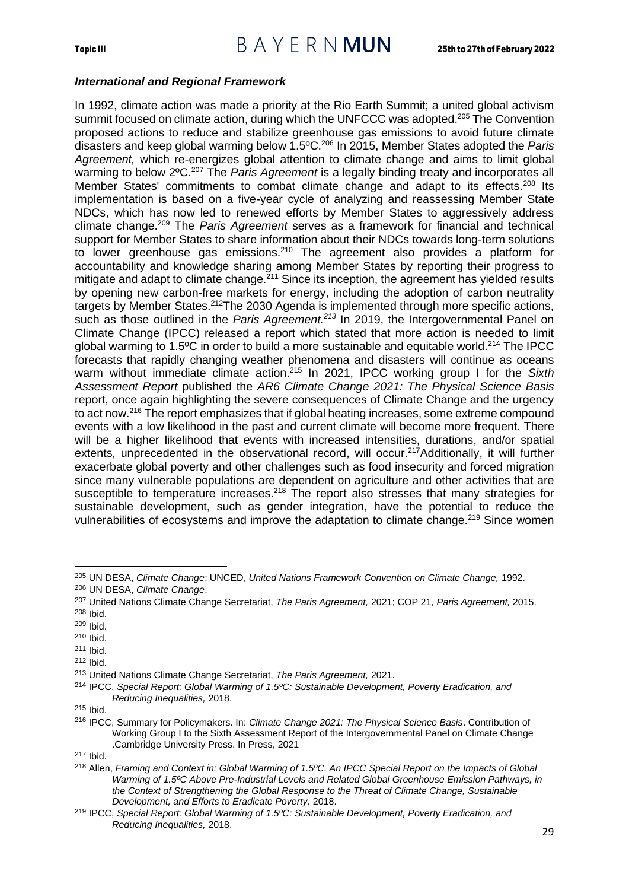### *International and Regional Framework*

In 1992, climate action was made a priority at the Rio Earth Summit; a united global activism summit focused on climate action, during which the UNFCCC was adopted.[205] The Convention proposed actions to reduce and stabilize greenhouse gas emissions to avoid future climate disasters and keep global warming below 1.5ºC.[206] In 2015, Member States adopted the *Paris Agreement,* which re-energizes global attention to climate change and aims to limit global warming to below 2ºC.[207] The *Paris Agreement* is a legally binding treaty and incorporates all Member States' commitments to combat climate change and adapt to its effects.[208] Its implementation is based on a five-year cycle of analyzing and reassessing Member State NDCs, which has now led to renewed efforts by Member States to aggressively address climate change.[209] The *Paris Agreement* serves as a framework for financial and technical support for Member States to share information about their NDCs towards long-term solutions to lower greenhouse gas emissions.[210] The agreement also provides a platform for accountability and knowledge sharing among Member States by reporting their progress to mitigate and adapt to climate change.[211] Since its inception, the agreement has yielded results by opening new carbon-free markets for energy, including the adoption of carbon neutrality targets by Member States.[212]The 2030 Agenda is implemented through more specific actions, such as those outlined in the *Paris Agreement.*[213] In 2019, the Intergovernmental Panel on Climate Change (IPCC) released a report which stated that more action is needed to limit global warming to 1.5ºC in order to build a more sustainable and equitable world.[214] The IPCC forecasts that rapidly changing weather phenomena and disasters will continue as oceans warm without immediate climate action.[215] In 2021, IPCC working group I for the *Sixth Assessment Report* published the *AR6 Climate Change 2021: The Physical Science Basis* report, once again highlighting the severe consequences of Climate Change and the urgency to act now.[216] The report emphasizes that if global heating increases, some extreme compound events with a low likelihood in the past and current climate will become more frequent. There will be a higher likelihood that events with increased intensities, durations, and/or spatial extents, unprecedented in the observational record, will occur.[217]Additionally, it will further exacerbate global poverty and other challenges such as food insecurity and forced migration since many vulnerable populations are dependent on agriculture and other activities that are susceptible to temperature increases.[218] The report also stresses that many strategies for sustainable development, such as gender integration, have the potential to reduce the vulnerabilities of ecosystems and improve the adaptation to climate change.[219] Since women

---

[205] UN DESA, *Climate Change*; UNCED, *United Nations Framework Convention on Climate Change,* 1992.

[206] UN DESA, *Climate Change*.

[207] United Nations Climate Change Secretariat, *The Paris Agreement,* 2021; COP 21, *Paris Agreement,* 2015.

[208] Ibid.

[209] Ibid.

[210] Ibid.

[211] Ibid.

[212] Ibid.

[213] United Nations Climate Change Secretariat, *The Paris Agreement,* 2021.

[214] IPCC, *Special Report: Global Warming of 1.5ºC: Sustainable Development, Poverty Eradication, and Reducing Inequalities,* 2018.

[215] Ibid.

[216] IPCC, Summary for Policymakers. In: *Climate Change 2021: The Physical Science Basis*. Contribution of Working Group I to the Sixth Assessment Report of the Intergovernmental Panel on Climate Change .Cambridge University Press. In Press, 2021

[217] Ibid.

[218] Allen, *Framing and Context in: Global Warming of 1.5ºC. An IPCC Special Report on the Impacts of Global Warming of 1.5ºC Above Pre-Industrial Levels and Related Global Greenhouse Emission Pathways, in the Context of Strengthening the Global Response to the Threat of Climate Change, Sustainable Development, and Efforts to Eradicate Poverty,* 2018.

[219] IPCC, *Special Report: Global Warming of 1.5ºC: Sustainable Development, Poverty Eradication, and Reducing Inequalities,* 2018.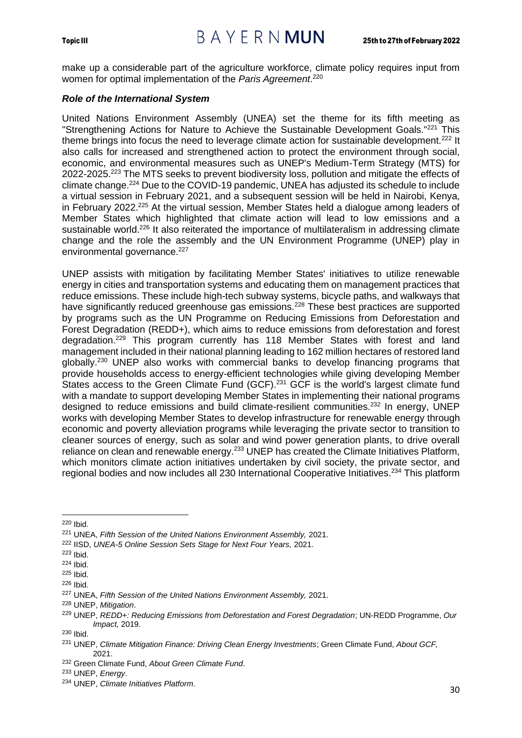make up a considerable part of the agriculture workforce, climate policy requires input from women for optimal implementation of the *Paris Agreement*.[220]

### *Role of the International System*

United Nations Environment Assembly (UNEA) set the theme for its fifth meeting as "Strengthening Actions for Nature to Achieve the Sustainable Development Goals."[221] This theme brings into focus the need to leverage climate action for sustainable development.[222] It also calls for increased and strengthened action to protect the environment through social, economic, and environmental measures such as UNEP's Medium-Term Strategy (MTS) for 2022-2025.[223] The MTS seeks to prevent biodiversity loss, pollution and mitigate the effects of climate change.[224] Due to the COVID-19 pandemic, UNEA has adjusted its schedule to include a virtual session in February 2021, and a subsequent session will be held in Nairobi, Kenya, in February 2022.[225] At the virtual session, Member States held a dialogue among leaders of Member States which highlighted that climate action will lead to low emissions and a sustainable world.[226] It also reiterated the importance of multilateralism in addressing climate change and the role the assembly and the UN Environment Programme (UNEP) play in environmental governance.[227]

UNEP assists with mitigation by facilitating Member States' initiatives to utilize renewable energy in cities and transportation systems and educating them on management practices that reduce emissions. These include high-tech subway systems, bicycle paths, and walkways that have significantly reduced greenhouse gas emissions.[228] These best practices are supported by programs such as the UN Programme on Reducing Emissions from Deforestation and Forest Degradation (REDD+), which aims to reduce emissions from deforestation and forest degradation.[229] This program currently has 118 Member States with forest and land management included in their national planning leading to 162 million hectares of restored land globally.[230] UNEP also works with commercial banks to develop financing programs that provide households access to energy-efficient technologies while giving developing Member States access to the Green Climate Fund (GCF).[231] GCF is the world's largest climate fund with a mandate to support developing Member States in implementing their national programs designed to reduce emissions and build climate-resilient communities.[232] In energy, UNEP works with developing Member States to develop infrastructure for renewable energy through economic and poverty alleviation programs while leveraging the private sector to transition to cleaner sources of energy, such as solar and wind power generation plants, to drive overall reliance on clean and renewable energy.[233] UNEP has created the Climate Initiatives Platform, which monitors climate action initiatives undertaken by civil society, the private sector, and regional bodies and now includes all 230 International Cooperative Initiatives.[234] This platform

---

[220] Ibid.

[221] UNEA, *Fifth Session of the United Nations Environment Assembly,* 2021.

[222] IISD, *UNEA-5 Online Session Sets Stage for Next Four Years,* 2021.

[223] Ibid.

[224] Ibid.

[225] Ibid.

[226] Ibid.

[227] UNEA, *Fifth Session of the United Nations Environment Assembly,* 2021.

[228] UNEP, *Mitigation*.

[229] UNEP, *REDD+: Reducing Emissions from Deforestation and Forest Degradation*; UN-REDD Programme, *Our Impact,* 2019.

[230] Ibid.

[231] UNEP, *Climate Mitigation Finance: Driving Clean Energy Investments*; Green Climate Fund, *About GCF,* 2021.

[232] Green Climate Fund, *About Green Climate Fund*.

[233] UNEP, *Energy*.

[234] UNEP, *Climate Initiatives Platform*.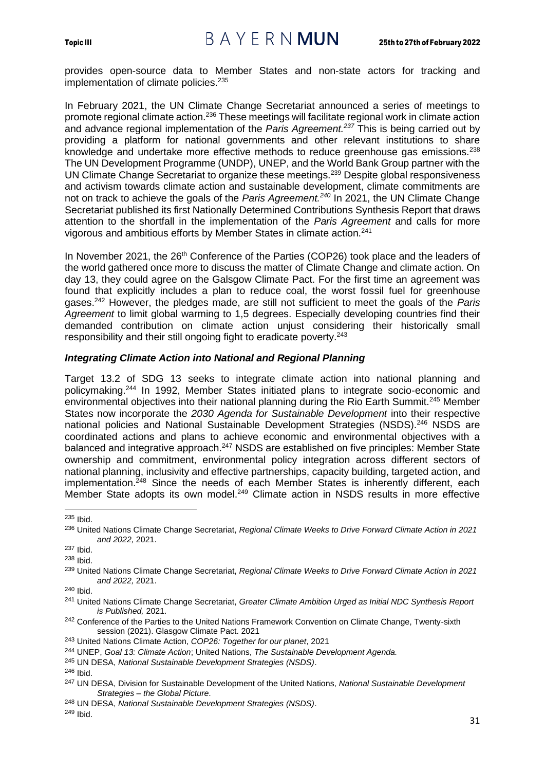provides open-source data to Member States and non-state actors for tracking and implementation of climate policies.[235]

In February 2021, the UN Climate Change Secretariat announced a series of meetings to promote regional climate action.[236] These meetings will facilitate regional work in climate action and advance regional implementation of the *Paris Agreement.*[237] This is being carried out by providing a platform for national governments and other relevant institutions to share knowledge and undertake more effective methods to reduce greenhouse gas emissions.[238] The UN Development Programme (UNDP), UNEP, and the World Bank Group partner with the UN Climate Change Secretariat to organize these meetings.[239] Despite global responsiveness and activism towards climate action and sustainable development, climate commitments are not on track to achieve the goals of the *Paris Agreement.*[240] In 2021, the UN Climate Change Secretariat published its first Nationally Determined Contributions Synthesis Report that draws attention to the shortfall in the implementation of the *Paris Agreement* and calls for more vigorous and ambitious efforts by Member States in climate action.[241]

In November 2021, the 26th Conference of the Parties (COP26) took place and the leaders of the world gathered once more to discuss the matter of Climate Change and climate action. On day 13, they could agree on the Galsgow Climate Pact. For the first time an agreement was found that explicitly includes a plan to reduce coal, the worst fossil fuel for greenhouse gases.[242] However, the pledges made, are still not sufficient to meet the goals of the *Paris Agreement* to limit global warming to 1,5 degrees. Especially developing countries find their demanded contribution on climate action unjust considering their historically small responsibility and their still ongoing fight to eradicate poverty.[243]

### *Integrating Climate Action into National and Regional Planning*

Target 13.2 of SDG 13 seeks to integrate climate action into national planning and policymaking.[244] In 1992, Member States initiated plans to integrate socio-economic and environmental objectives into their national planning during the Rio Earth Summit.[245] Member States now incorporate the *2030 Agenda for Sustainable Development* into their respective national policies and National Sustainable Development Strategies (NSDS).[246] NSDS are coordinated actions and plans to achieve economic and environmental objectives with a balanced and integrative approach.[247] NSDS are established on five principles: Member State ownership and commitment, environmental policy integration across different sectors of national planning, inclusivity and effective partnerships, capacity building, targeted action, and implementation.[248] Since the needs of each Member States is inherently different, each Member State adopts its own model.[249] Climate action in NSDS results in more effective

---

[235] Ibid.

[236] United Nations Climate Change Secretariat, *Regional Climate Weeks to Drive Forward Climate Action in 2021 and 2022,* 2021.

[237] Ibid.

[238] Ibid.

[239] United Nations Climate Change Secretariat, *Regional Climate Weeks to Drive Forward Climate Action in 2021 and 2022,* 2021.

[240] Ibid.

[241] United Nations Climate Change Secretariat, *Greater Climate Ambition Urged as Initial NDC Synthesis Report is Published,* 2021.

[242] Conference of the Parties to the United Nations Framework Convention on Climate Change, Twenty-sixth session (2021). Glasgow Climate Pact. 2021

[243] United Nations Climate Action, *COP26: Together for our planet*, 2021

[244] UNEP, *Goal 13: Climate Action*; United Nations, *The Sustainable Development Agenda.*

[245] UN DESA, *National Sustainable Development Strategies (NSDS)*.

[246] Ibid.

[247] UN DESA, Division for Sustainable Development of the United Nations, *National Sustainable Development Strategies – the Global Picture*.

[248] UN DESA, *National Sustainable Development Strategies (NSDS)*.

[249] Ibid.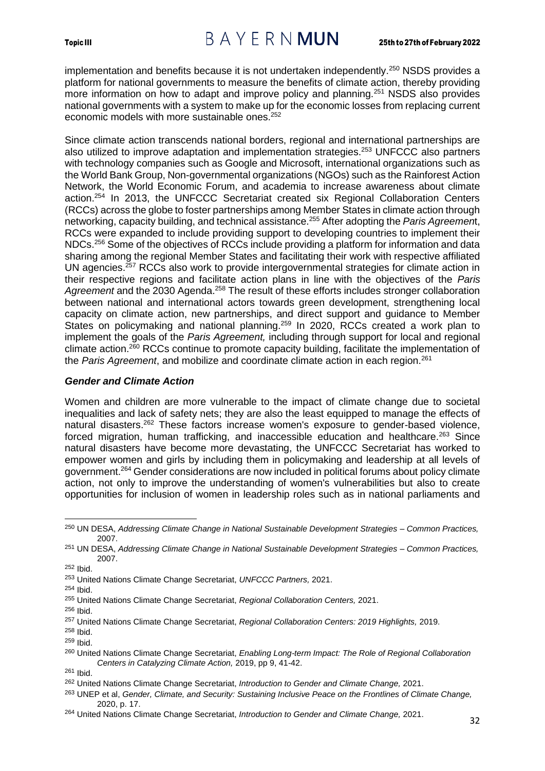implementation and benefits because it is not undertaken independently.[250] NSDS provides a platform for national governments to measure the benefits of climate action, thereby providing more information on how to adapt and improve policy and planning.[251] NSDS also provides national governments with a system to make up for the economic losses from replacing current economic models with more sustainable ones.[252]

Since climate action transcends national borders, regional and international partnerships are also utilized to improve adaptation and implementation strategies.[253] UNFCCC also partners with technology companies such as Google and Microsoft, international organizations such as the World Bank Group, Non-governmental organizations (NGOs) such as the Rainforest Action Network, the World Economic Forum, and academia to increase awareness about climate action.[254] In 2013, the UNFCCC Secretariat created six Regional Collaboration Centers (RCCs) across the globe to foster partnerships among Member States in climate action through networking, capacity building, and technical assistance.[255] After adopting the *Paris Agreemen*t, RCCs were expanded to include providing support to developing countries to implement their NDCs.[256] Some of the objectives of RCCs include providing a platform for information and data sharing among the regional Member States and facilitating their work with respective affiliated UN agencies.[257] RCCs also work to provide intergovernmental strategies for climate action in their respective regions and facilitate action plans in line with the objectives of the *Paris Agreement* and the 2030 Agenda.[258] The result of these efforts includes stronger collaboration between national and international actors towards green development, strengthening local capacity on climate action, new partnerships, and direct support and guidance to Member States on policymaking and national planning.[259] In 2020, RCCs created a work plan to implement the goals of the *Paris Agreement,* including through support for local and regional climate action.[260] RCCs continue to promote capacity building, facilitate the implementation of the *Paris Agreement*, and mobilize and coordinate climate action in each region.[261]

### *Gender and Climate Action*

Women and children are more vulnerable to the impact of climate change due to societal inequalities and lack of safety nets; they are also the least equipped to manage the effects of natural disasters.[262] These factors increase women's exposure to gender-based violence, forced migration, human trafficking, and inaccessible education and healthcare.[263] Since natural disasters have become more devastating, the UNFCCC Secretariat has worked to empower women and girls by including them in policymaking and leadership at all levels of government.[264] Gender considerations are now included in political forums about policy climate action, not only to improve the understanding of women's vulnerabilities but also to create opportunities for inclusion of women in leadership roles such as in national parliaments and

---

[250] UN DESA, *Addressing Climate Change in National Sustainable Development Strategies – Common Practices,* 2007.

[251] UN DESA, *Addressing Climate Change in National Sustainable Development Strategies – Common Practices,* 2007.

[252] Ibid.

[253] United Nations Climate Change Secretariat, *UNFCCC Partners,* 2021.

[254] Ibid.

[255] United Nations Climate Change Secretariat, *Regional Collaboration Centers,* 2021.

[256] Ibid.

[257] United Nations Climate Change Secretariat, *Regional Collaboration Centers: 2019 Highlights,* 2019.

[258] Ibid.

[259] Ibid.

[260] United Nations Climate Change Secretariat, *Enabling Long-term Impact: The Role of Regional Collaboration Centers in Catalyzing Climate Action,* 2019, pp 9, 41-42.

[261] Ibid.

[262] United Nations Climate Change Secretariat, *Introduction to Gender and Climate Change,* 2021.

[263] UNEP et al, *Gender, Climate, and Security: Sustaining Inclusive Peace on the Frontlines of Climate Change,* 2020, p. 17.

[264] United Nations Climate Change Secretariat, *Introduction to Gender and Climate Change,* 2021.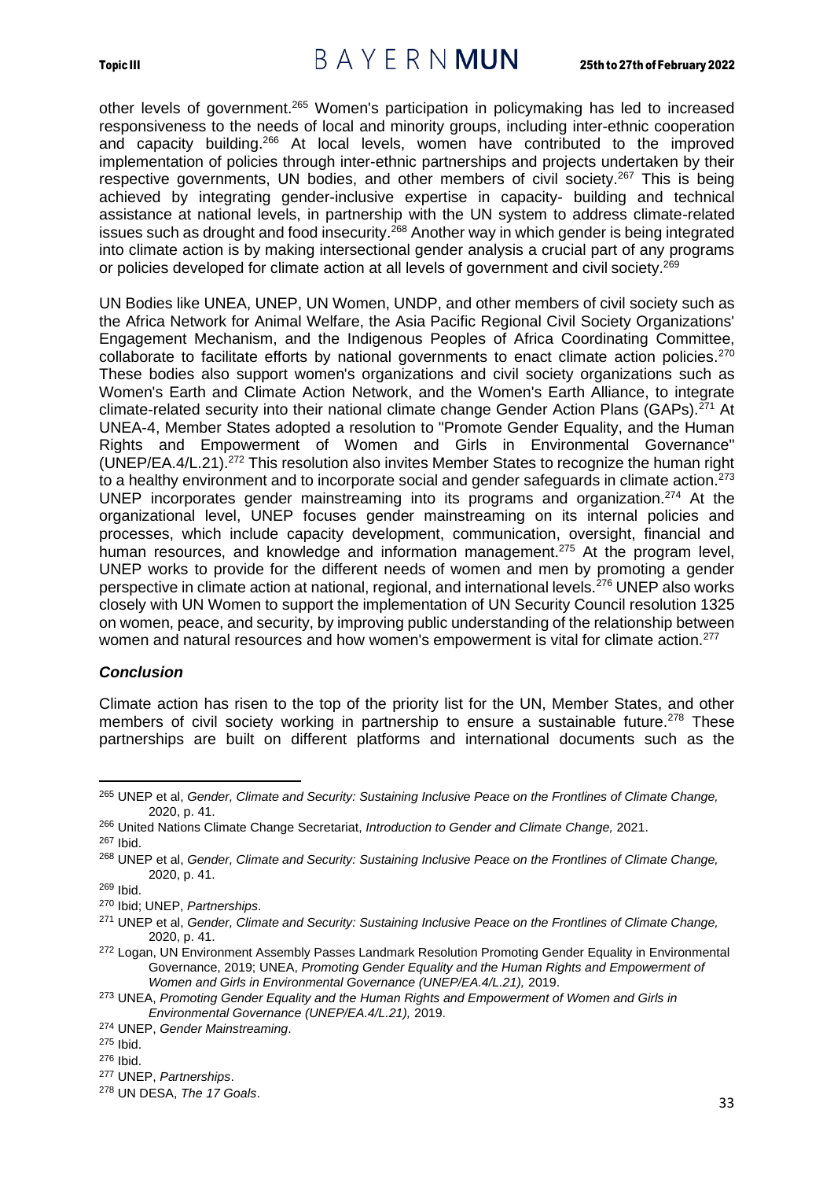other levels of government.[265] Women's participation in policymaking has led to increased responsiveness to the needs of local and minority groups, including inter-ethnic cooperation and capacity building.[266] At local levels, women have contributed to the improved implementation of policies through inter-ethnic partnerships and projects undertaken by their respective governments, UN bodies, and other members of civil society.[267] This is being achieved by integrating gender-inclusive expertise in capacity- building and technical assistance at national levels, in partnership with the UN system to address climate-related issues such as drought and food insecurity.[268] Another way in which gender is being integrated into climate action is by making intersectional gender analysis a crucial part of any programs or policies developed for climate action at all levels of government and civil society.[269]

UN Bodies like UNEA, UNEP, UN Women, UNDP, and other members of civil society such as the Africa Network for Animal Welfare, the Asia Pacific Regional Civil Society Organizations' Engagement Mechanism, and the Indigenous Peoples of Africa Coordinating Committee, collaborate to facilitate efforts by national governments to enact climate action policies.[270] These bodies also support women's organizations and civil society organizations such as Women's Earth and Climate Action Network, and the Women's Earth Alliance, to integrate climate-related security into their national climate change Gender Action Plans (GAPs).[271] At UNEA-4, Member States adopted a resolution to "Promote Gender Equality, and the Human Rights and Empowerment of Women and Girls in Environmental Governance" (UNEP/EA.4/L.21).[272] This resolution also invites Member States to recognize the human right to a healthy environment and to incorporate social and gender safeguards in climate action.[273] UNEP incorporates gender mainstreaming into its programs and organization.[274] At the organizational level, UNEP focuses gender mainstreaming on its internal policies and processes, which include capacity development, communication, oversight, financial and human resources, and knowledge and information management.[275] At the program level, UNEP works to provide for the different needs of women and men by promoting a gender perspective in climate action at national, regional, and international levels.[276] UNEP also works closely with UN Women to support the implementation of UN Security Council resolution 1325 on women, peace, and security, by improving public understanding of the relationship between women and natural resources and how women's empowerment is vital for climate action.[277]

### *Conclusion*

Climate action has risen to the top of the priority list for the UN, Member States, and other members of civil society working in partnership to ensure a sustainable future.[278] These partnerships are built on different platforms and international documents such as the

---

[265] UNEP et al, *Gender, Climate and Security: Sustaining Inclusive Peace on the Frontlines of Climate Change,* 2020, p. 41.

[266] United Nations Climate Change Secretariat, *Introduction to Gender and Climate Change,* 2021.

[267] Ibid.

[268] UNEP et al, *Gender, Climate and Security: Sustaining Inclusive Peace on the Frontlines of Climate Change,* 2020, p. 41.

[269] Ibid.

[270] Ibid; UNEP, *Partnerships*.

[271] UNEP et al, *Gender, Climate and Security: Sustaining Inclusive Peace on the Frontlines of Climate Change,* 2020, p. 41.

[272] Logan, UN Environment Assembly Passes Landmark Resolution Promoting Gender Equality in Environmental Governance, 2019; UNEA, *Promoting Gender Equality and the Human Rights and Empowerment of Women and Girls in Environmental Governance (UNEP/EA.4/L.21),* 2019.

[273] UNEA, *Promoting Gender Equality and the Human Rights and Empowerment of Women and Girls in Environmental Governance (UNEP/EA.4/L.21),* 2019.

[274] UNEP, *Gender Mainstreaming*.

[275] Ibid.

[276] Ibid.

[277] UNEP, *Partnerships*.

[278] UN DESA, *The 17 Goals*.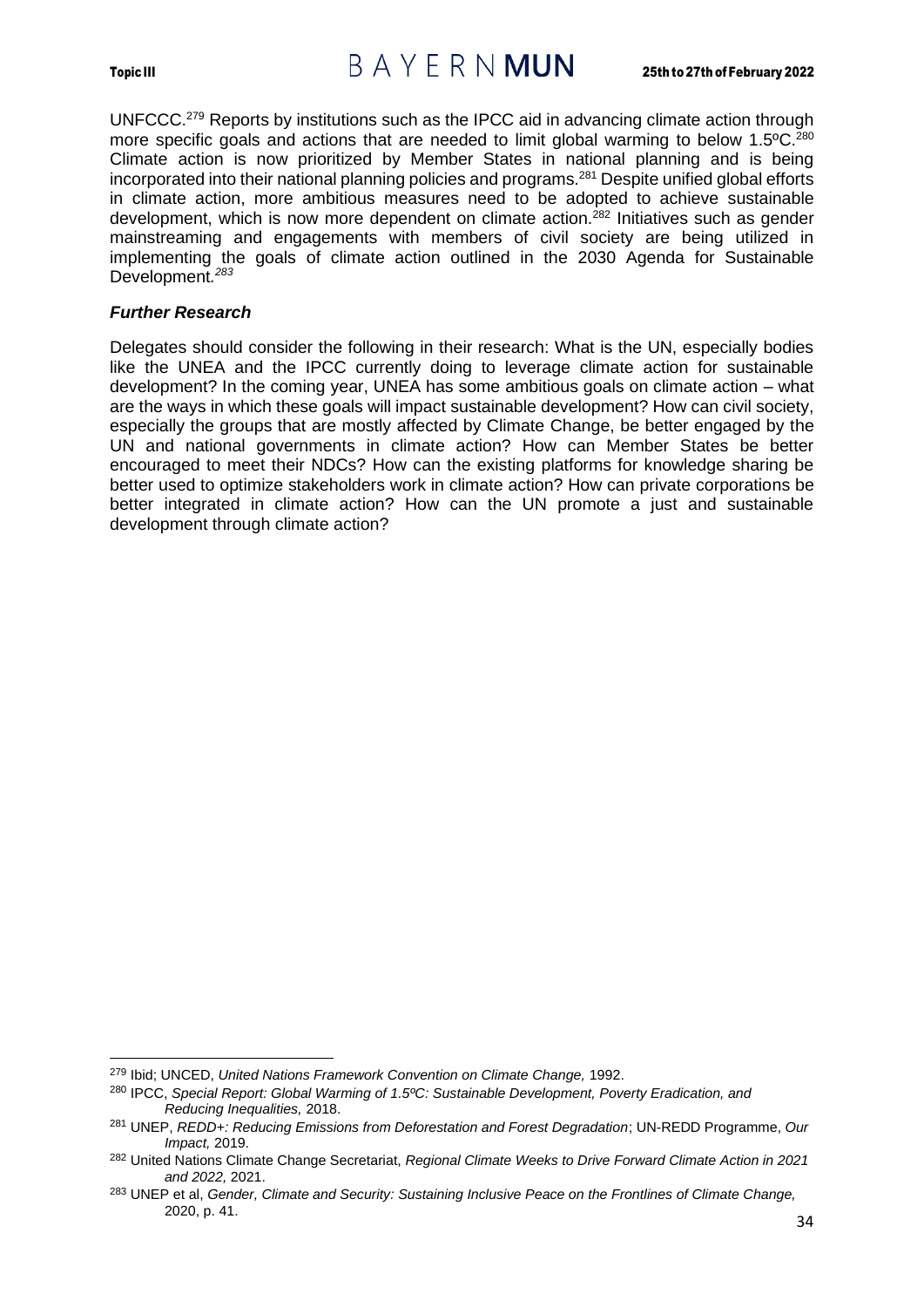UNFCCC.[279] Reports by institutions such as the IPCC aid in advancing climate action through more specific goals and actions that are needed to limit global warming to below 1.5ºC.[280] Climate action is now prioritized by Member States in national planning and is being incorporated into their national planning policies and programs.[281] Despite unified global efforts in climate action, more ambitious measures need to be adopted to achieve sustainable development, which is now more dependent on climate action.[282] Initiatives such as gender mainstreaming and engagements with members of civil society are being utilized in implementing the goals of climate action outlined in the 2030 Agenda for Sustainable Development.[283]

### *Further Research*

Delegates should consider the following in their research: What is the UN, especially bodies like the UNEA and the IPCC currently doing to leverage climate action for sustainable development? In the coming year, UNEA has some ambitious goals on climate action – what are the ways in which these goals will impact sustainable development? How can civil society, especially the groups that are mostly affected by Climate Change, be better engaged by the UN and national governments in climate action? How can Member States be better encouraged to meet their NDCs? How can the existing platforms for knowledge sharing be better used to optimize stakeholders work in climate action? How can private corporations be better integrated in climate action? How can the UN promote a just and sustainable development through climate action?

---

[279] Ibid; UNCED, *United Nations Framework Convention on Climate Change,* 1992.

[280] IPCC, *Special Report: Global Warming of 1.5ºC: Sustainable Development, Poverty Eradication, and Reducing Inequalities,* 2018.

[281] UNEP, *REDD+: Reducing Emissions from Deforestation and Forest Degradation*; UN-REDD Programme, *Our Impact,* 2019.

[282] United Nations Climate Change Secretariat, *Regional Climate Weeks to Drive Forward Climate Action in 2021 and 2022,* 2021.

[283] UNEP et al, *Gender, Climate and Security: Sustaining Inclusive Peace on the Frontlines of Climate Change,* 2020, p. 41.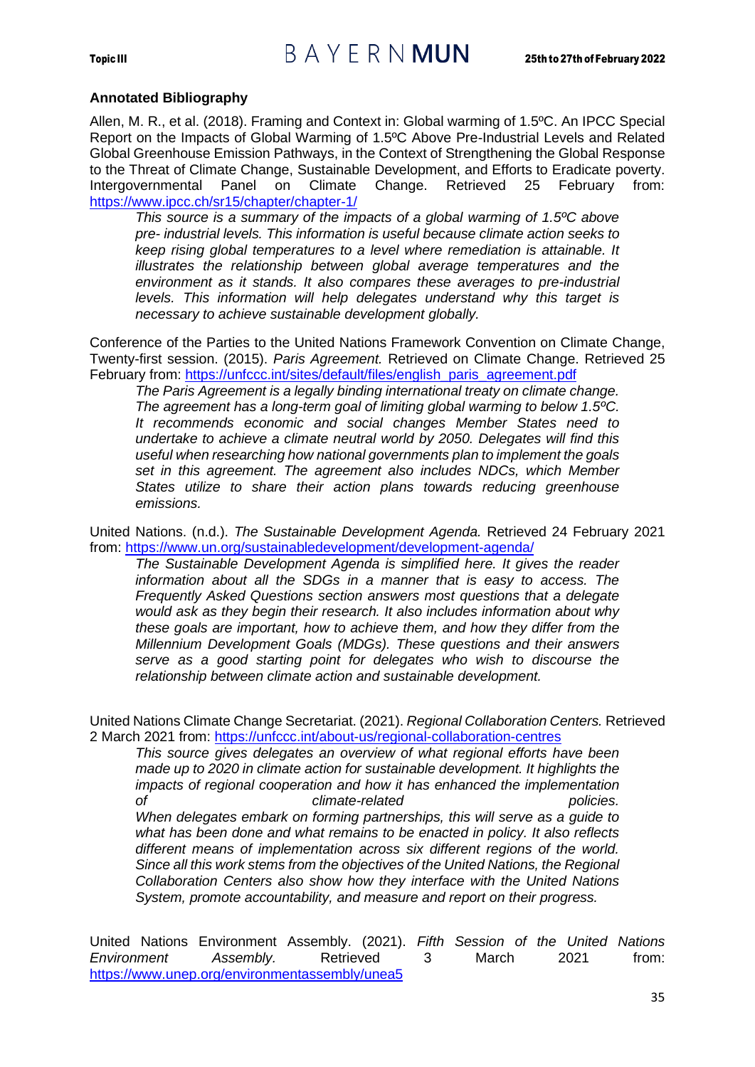**Annotated Bibliography**

Allen, M. R., et al. (2018). Framing and Context in: Global warming of 1.5ºC. An IPCC Special Report on the Impacts of Global Warming of 1.5ºC Above Pre-Industrial Levels and Related Global Greenhouse Emission Pathways, in the Context of Strengthening the Global Response to the Threat of Climate Change, Sustainable Development, and Efforts to Eradicate poverty. Intergovernmental Panel on Climate Change. Retrieved 25 February from: https://www.ipcc.ch/sr15/chapter/chapter-1/

> *This source is a summary of the impacts of a global warming of 1.5ºC above pre- industrial levels. This information is useful because climate action seeks to keep rising global temperatures to a level where remediation is attainable. It illustrates the relationship between global average temperatures and the environment as it stands. It also compares these averages to pre-industrial levels. This information will help delegates understand why this target is necessary to achieve sustainable development globally.*

Conference of the Parties to the United Nations Framework Convention on Climate Change, Twenty-first session. (2015). *Paris Agreement.* Retrieved on Climate Change. Retrieved 25 February from: https://unfccc.int/sites/default/files/english_paris_agreement.pdf

> *The Paris Agreement is a legally binding international treaty on climate change. The agreement has a long-term goal of limiting global warming to below 1.5ºC. It recommends economic and social changes Member States need to undertake to achieve a climate neutral world by 2050. Delegates will find this useful when researching how national governments plan to implement the goals set in this agreement. The agreement also includes NDCs, which Member States utilize to share their action plans towards reducing greenhouse emissions.*

United Nations. (n.d.). *The Sustainable Development Agenda.* Retrieved 24 February 2021 from: https://www.un.org/sustainabledevelopment/development-agenda/

> *The Sustainable Development Agenda is simplified here. It gives the reader information about all the SDGs in a manner that is easy to access. The Frequently Asked Questions section answers most questions that a delegate would ask as they begin their research. It also includes information about why these goals are important, how to achieve them, and how they differ from the Millennium Development Goals (MDGs). These questions and their answers serve as a good starting point for delegates who wish to discourse the relationship between climate action and sustainable development.*

United Nations Climate Change Secretariat. (2021). *Regional Collaboration Centers.* Retrieved 2 March 2021 from: https://unfccc.int/about-us/regional-collaboration-centres

> *This source gives delegates an overview of what regional efforts have been made up to 2020 in climate action for sustainable development. It highlights the impacts of regional cooperation and how it has enhanced the implementation of climate-related policies. When delegates embark on forming partnerships, this will serve as a guide to what has been done and what remains to be enacted in policy. It also reflects different means of implementation across six different regions of the world. Since all this work stems from the objectives of the United Nations, the Regional Collaboration Centers also show how they interface with the United Nations System, promote accountability, and measure and report on their progress.*

United Nations Environment Assembly. (2021). *Fifth Session of the United Nations Environment Assembly.* Retrieved 3 March 2021 from: https://www.unep.org/environmentassembly/unea5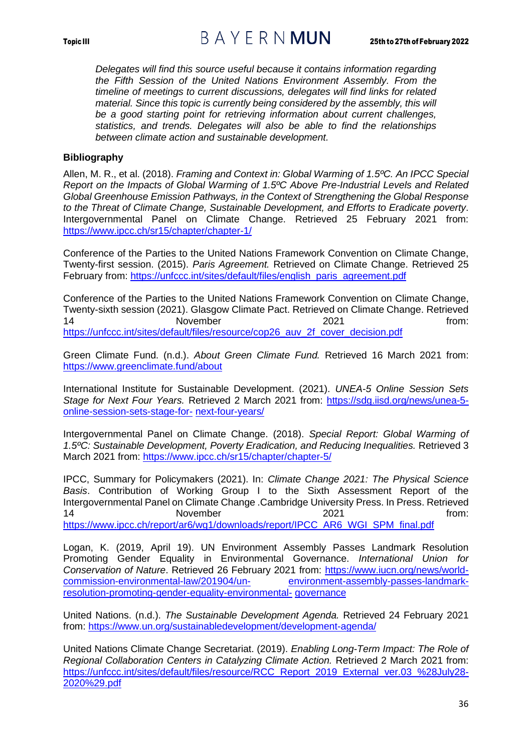*Delegates will find this source useful because it contains information regarding the Fifth Session of the United Nations Environment Assembly. From the timeline of meetings to current discussions, delegates will find links for related material. Since this topic is currently being considered by the assembly, this will be a good starting point for retrieving information about current challenges, statistics, and trends. Delegates will also be able to find the relationships between climate action and sustainable development.*

**Bibliography**

Allen, M. R., et al. (2018). *Framing and Context in: Global Warming of 1.5ºC. An IPCC Special Report on the Impacts of Global Warming of 1.5ºC Above Pre-Industrial Levels and Related Global Greenhouse Emission Pathways, in the Context of Strengthening the Global Response to the Threat of Climate Change, Sustainable Development, and Efforts to Eradicate poverty*. Intergovernmental Panel on Climate Change. Retrieved 25 February 2021 from: https://www.ipcc.ch/sr15/chapter/chapter-1/

Conference of the Parties to the United Nations Framework Convention on Climate Change, Twenty-first session. (2015). *Paris Agreement.* Retrieved on Climate Change. Retrieved 25 February from: https://unfccc.int/sites/default/files/english_paris_agreement.pdf

Conference of the Parties to the United Nations Framework Convention on Climate Change, Twenty-sixth session (2021). Glasgow Climate Pact. Retrieved on Climate Change. Retrieved 14 November 2021 from: https://unfccc.int/sites/default/files/resource/cop26_auv_2f_cover_decision.pdf

Green Climate Fund. (n.d.). *About Green Climate Fund.* Retrieved 16 March 2021 from: https://www.greenclimate.fund/about

International Institute for Sustainable Development. (2021). *UNEA-5 Online Session Sets Stage for Next Four Years.* Retrieved 2 March 2021 from: https://sdg.iisd.org/news/unea-5-online-session-sets-stage-for- next-four-years/

Intergovernmental Panel on Climate Change. (2018). *Special Report: Global Warming of 1.5ºC: Sustainable Development, Poverty Eradication, and Reducing Inequalities.* Retrieved 3 March 2021 from: https://www.ipcc.ch/sr15/chapter/chapter-5/

IPCC, Summary for Policymakers (2021). In: *Climate Change 2021: The Physical Science Basis*. Contribution of Working Group I to the Sixth Assessment Report of the Intergovernmental Panel on Climate Change .Cambridge University Press. In Press. Retrieved 14 November 2021 from: https://www.ipcc.ch/report/ar6/wg1/downloads/report/IPCC_AR6_WGI_SPM_final.pdf

Logan, K. (2019, April 19). UN Environment Assembly Passes Landmark Resolution Promoting Gender Equality in Environmental Governance. *International Union for Conservation of Nature*. Retrieved 26 February 2021 from: https://www.iucn.org/news/world-commission-environmental-law/201904/un- environment-assembly-passes-landmark-resolution-promoting-gender-equality-environmental- governance

United Nations. (n.d.). *The Sustainable Development Agenda.* Retrieved 24 February 2021 from: https://www.un.org/sustainabledevelopment/development-agenda/

United Nations Climate Change Secretariat. (2019). *Enabling Long-Term Impact: The Role of Regional Collaboration Centers in Catalyzing Climate Action.* Retrieved 2 March 2021 from: https://unfccc.int/sites/default/files/resource/RCC_Report_2019_External_ver.03_%28July28-2020%29.pdf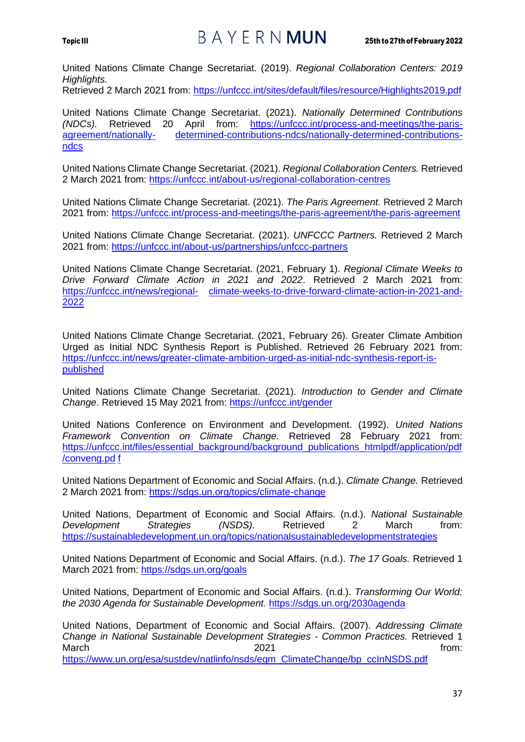United Nations Climate Change Secretariat. (2019). *Regional Collaboration Centers: 2019 Highlights.*
Retrieved 2 March 2021 from: https://unfccc.int/sites/default/files/resource/Highlights2019.pdf

United Nations Climate Change Secretariat. (2021). *Nationally Determined Contributions (NDCs).* Retrieved 20 April from: https://unfccc.int/process-and-meetings/the-paris-agreement/nationally- determined-contributions-ndcs/nationally-determined-contributions-ndcs

United Nations Climate Change Secretariat. (2021). *Regional Collaboration Centers.* Retrieved 2 March 2021 from: https://unfccc.int/about-us/regional-collaboration-centres

United Nations Climate Change Secretariat. (2021). *The Paris Agreement.* Retrieved 2 March 2021 from: https://unfccc.int/process-and-meetings/the-paris-agreement/the-paris-agreement

United Nations Climate Change Secretariat. (2021). *UNFCCC Partners.* Retrieved 2 March 2021 from: https://unfccc.int/about-us/partnerships/unfccc-partners

United Nations Climate Change Secretariat. (2021, February 1). *Regional Climate Weeks to Drive Forward Climate Action in 2021 and 2022*. Retrieved 2 March 2021 from: https://unfccc.int/news/regional- climate-weeks-to-drive-forward-climate-action-in-2021-and-2022

United Nations Climate Change Secretariat. (2021, February 26). Greater Climate Ambition Urged as Initial NDC Synthesis Report is Published. Retrieved 26 February 2021 from: https://unfccc.int/news/greater-climate-ambition-urged-as-initial-ndc-synthesis-report-is-published

United Nations Climate Change Secretariat. (2021). *Introduction to Gender and Climate Change*. Retrieved 15 May 2021 from: https://unfccc.int/gender

United Nations Conference on Environment and Development. (1992). *United Nations Framework Convention on Climate Change.* Retrieved 28 February 2021 from: https://unfccc.int/files/essential_background/background_publications_htmlpdf/application/pdf/conveng.pd f

United Nations Department of Economic and Social Affairs. (n.d.). *Climate Change.* Retrieved 2 March 2021 from: https://sdgs.un.org/topics/climate-change

United Nations, Department of Economic and Social Affairs. (n.d.). *National Sustainable Development Strategies (NSDS).* Retrieved 2 March from: https://sustainabledevelopment.un.org/topics/nationalsustainabledevelopmentstrategies

United Nations Department of Economic and Social Affairs. (n.d.). *The 17 Goals.* Retrieved 1 March 2021 from: https://sdgs.un.org/goals

United Nations, Department of Economic and Social Affairs. (n.d.). *Transforming Our World: the 2030 Agenda for Sustainable Development.* https://sdgs.un.org/2030agenda

United Nations, Department of Economic and Social Affairs. (2007). *Addressing Climate Change in National Sustainable Development Strategies - Common Practices.* Retrieved 1 March 2021 from: https://www.un.org/esa/sustdev/natlinfo/nsds/egm_ClimateChange/bp_ccInNSDS.pdf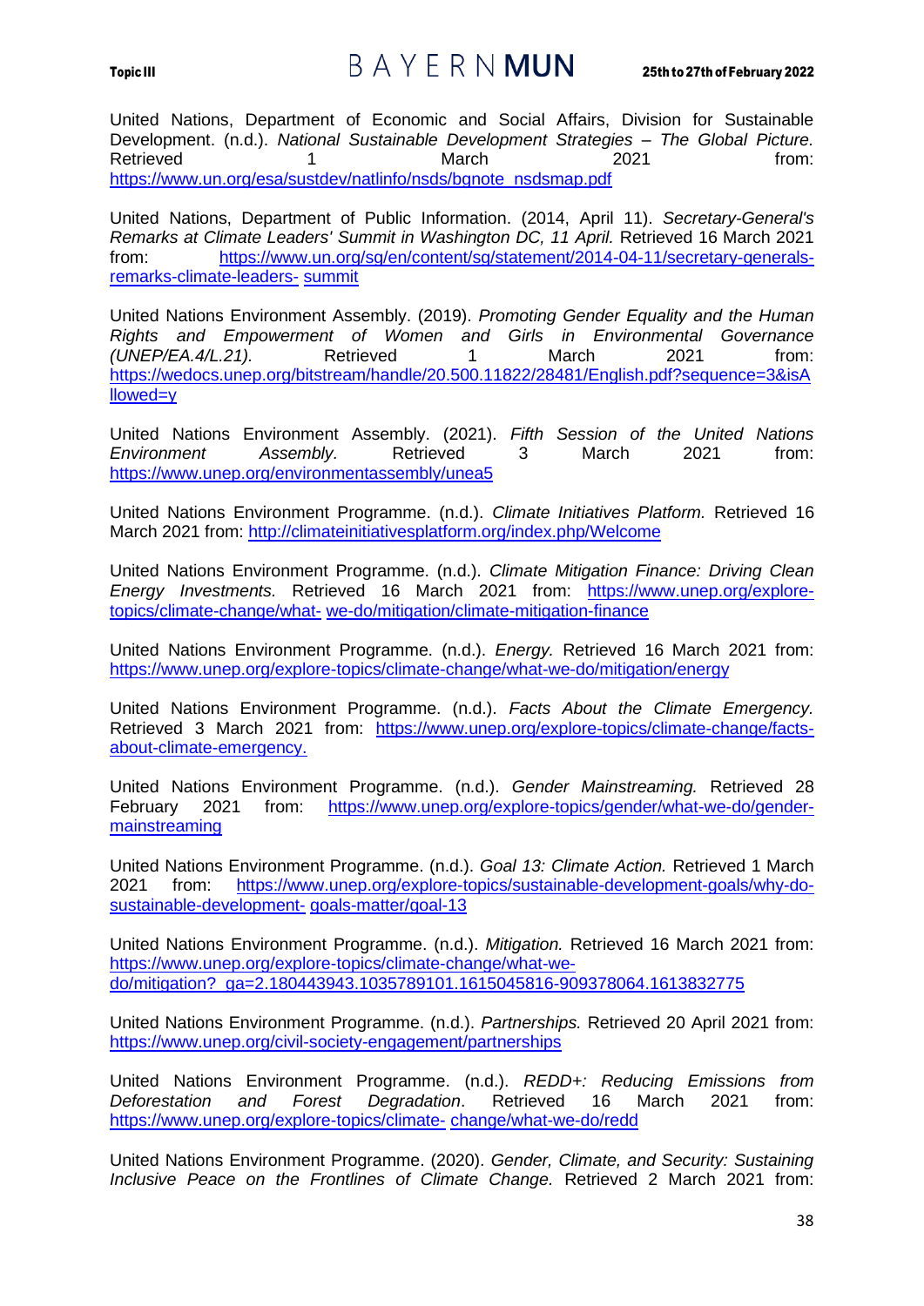United Nations, Department of Economic and Social Affairs, Division for Sustainable Development. (n.d.). *National Sustainable Development Strategies – The Global Picture.* Retrieved 1 March 2021 from: https://www.un.org/esa/sustdev/natlinfo/nsds/bgnote_nsdsmap.pdf

United Nations, Department of Public Information. (2014, April 11). *Secretary-General's Remarks at Climate Leaders' Summit in Washington DC, 11 April.* Retrieved 16 March 2021 from: https://www.un.org/sg/en/content/sg/statement/2014-04-11/secretary-generals-remarks-climate-leaders- summit

United Nations Environment Assembly. (2019). *Promoting Gender Equality and the Human Rights and Empowerment of Women and Girls in Environmental Governance (UNEP/EA.4/L.21).* Retrieved 1 March 2021 from: https://wedocs.unep.org/bitstream/handle/20.500.11822/28481/English.pdf?sequence=3&isAllowed=y

United Nations Environment Assembly. (2021). *Fifth Session of the United Nations Environment Assembly.* Retrieved 3 March 2021 from: https://www.unep.org/environmentassembly/unea5

United Nations Environment Programme. (n.d.). *Climate Initiatives Platform.* Retrieved 16 March 2021 from: http://climateinitiativesplatform.org/index.php/Welcome

United Nations Environment Programme. (n.d.). *Climate Mitigation Finance: Driving Clean Energy Investments.* Retrieved 16 March 2021 from: https://www.unep.org/explore-topics/climate-change/what- we-do/mitigation/climate-mitigation-finance

United Nations Environment Programme. (n.d.). *Energy.* Retrieved 16 March 2021 from: https://www.unep.org/explore-topics/climate-change/what-we-do/mitigation/energy

United Nations Environment Programme. (n.d.). *Facts About the Climate Emergency.* Retrieved 3 March 2021 from: https://www.unep.org/explore-topics/climate-change/facts-about-climate-emergency.

United Nations Environment Programme. (n.d.). *Gender Mainstreaming.* Retrieved 28 February 2021 from: https://www.unep.org/explore-topics/gender/what-we-do/gender-mainstreaming

United Nations Environment Programme. (n.d.). *Goal 13: Climate Action.* Retrieved 1 March 2021 from: https://www.unep.org/explore-topics/sustainable-development-goals/why-do-sustainable-development- goals-matter/goal-13

United Nations Environment Programme. (n.d.). *Mitigation.* Retrieved 16 March 2021 from: https://www.unep.org/explore-topics/climate-change/what-we-do/mitigation?_ga=2.180443943.1035789101.1615045816-909378064.1613832775

United Nations Environment Programme. (n.d.). *Partnerships.* Retrieved 20 April 2021 from: https://www.unep.org/civil-society-engagement/partnerships

United Nations Environment Programme. (n.d.). *REDD+: Reducing Emissions from Deforestation and Forest Degradation*. Retrieved 16 March 2021 from: https://www.unep.org/explore-topics/climate- change/what-we-do/redd

United Nations Environment Programme. (2020). *Gender, Climate, and Security: Sustaining Inclusive Peace on the Frontlines of Climate Change.* Retrieved 2 March 2021 from: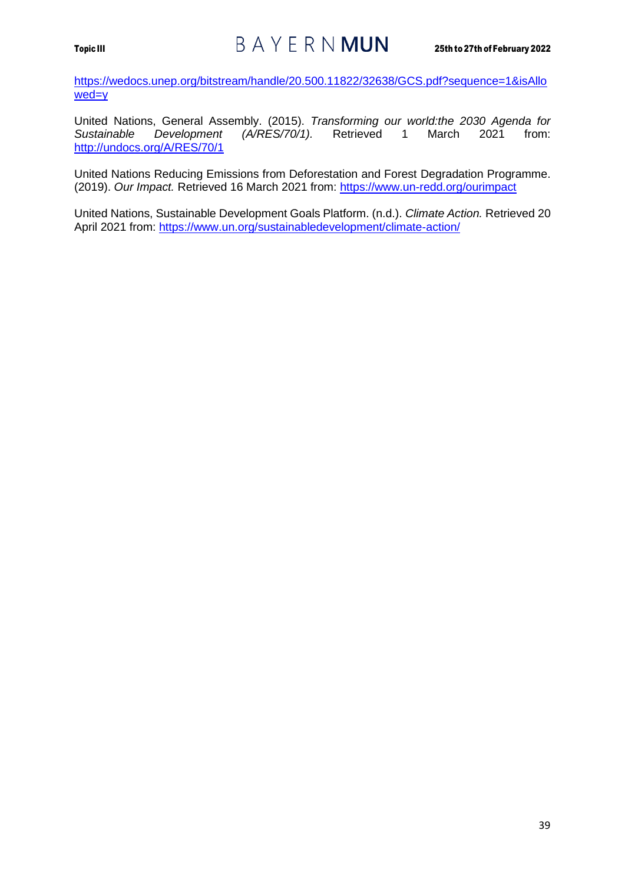https://wedocs.unep.org/bitstream/handle/20.500.11822/32638/GCS.pdf?sequence=1&isAllowed=y

United Nations, General Assembly. (2015). *Transforming our world:the 2030 Agenda for Sustainable Development (A/RES/70/1).* Retrieved 1 March 2021 from: http://undocs.org/A/RES/70/1

United Nations Reducing Emissions from Deforestation and Forest Degradation Programme. (2019). *Our Impact.* Retrieved 16 March 2021 from: https://www.un-redd.org/ourimpact

United Nations, Sustainable Development Goals Platform. (n.d.). *Climate Action.* Retrieved 20 April 2021 from: https://www.un.org/sustainabledevelopment/climate-action/